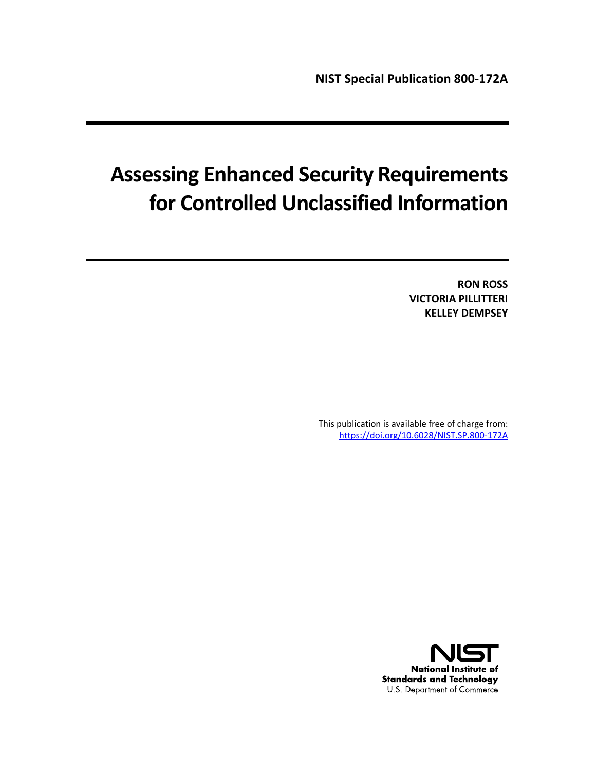**NIST Special Publication 800-172A**

# Assessing Enhanced Security Requirements for Controlled Unclassified Information

**RON ROSS**
**VICTORIA PILLITTERI**
**KELLEY DEMPSEY**

This publication is available free of charge from:
https://doi.org/10.6028/NIST.SP.800-172A

**National Institute of Standards and Technology**
U.S. Department of Commerce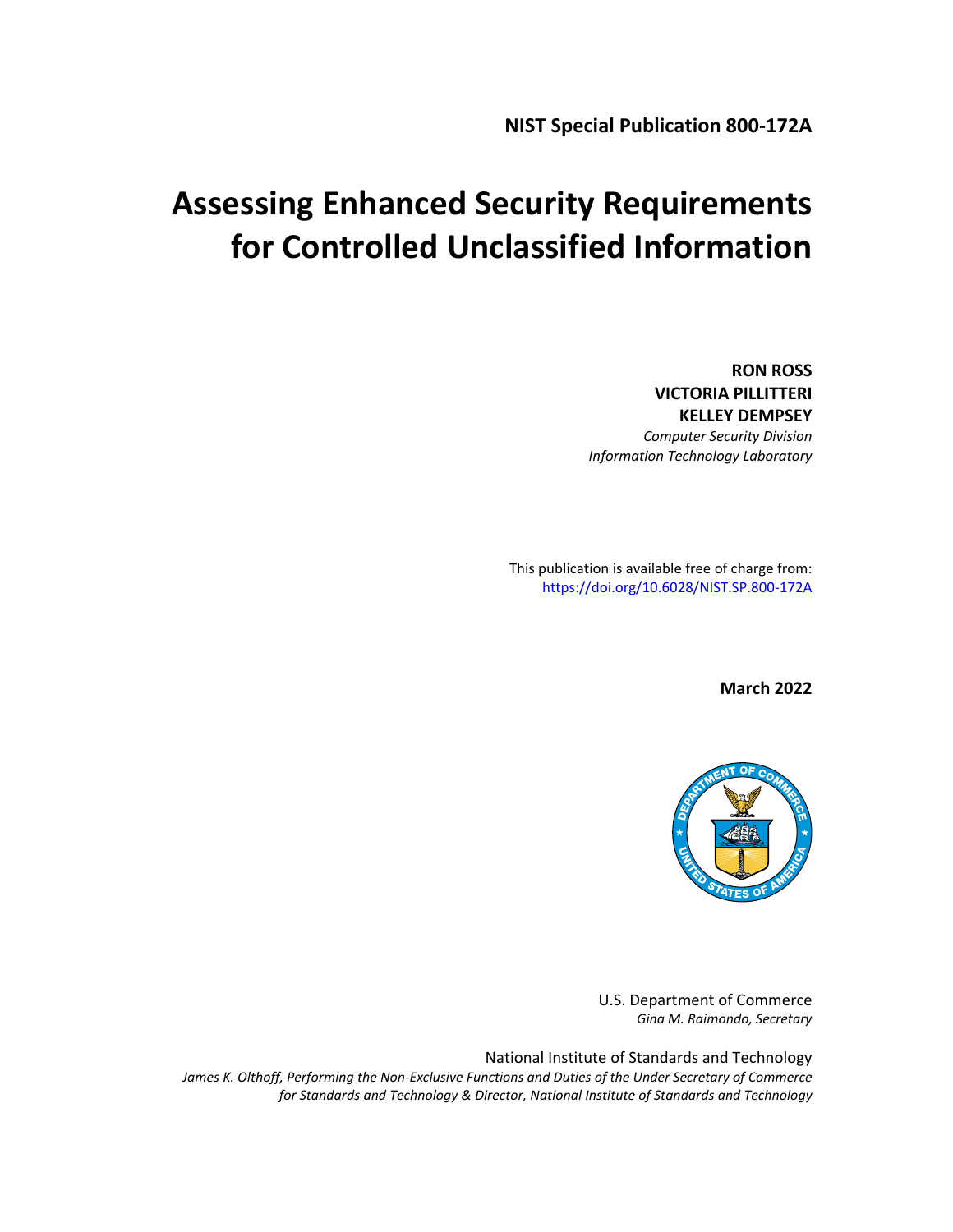**NIST Special Publication 800-172A**

# Assessing Enhanced Security Requirements for Controlled Unclassified Information

**RON ROSS**
**VICTORIA PILLITTERI**
**KELLEY DEMPSEY**
*Computer Security Division*
*Information Technology Laboratory*

This publication is available free of charge from:
https://doi.org/10.6028/NIST.SP.800-172A

**March 2022**

U.S. Department of Commerce
*Gina M. Raimondo, Secretary*

National Institute of Standards and Technology
*James K. Olthoff, Performing the Non-Exclusive Functions and Duties of the Under Secretary of Commerce for Standards and Technology & Director, National Institute of Standards and Technology*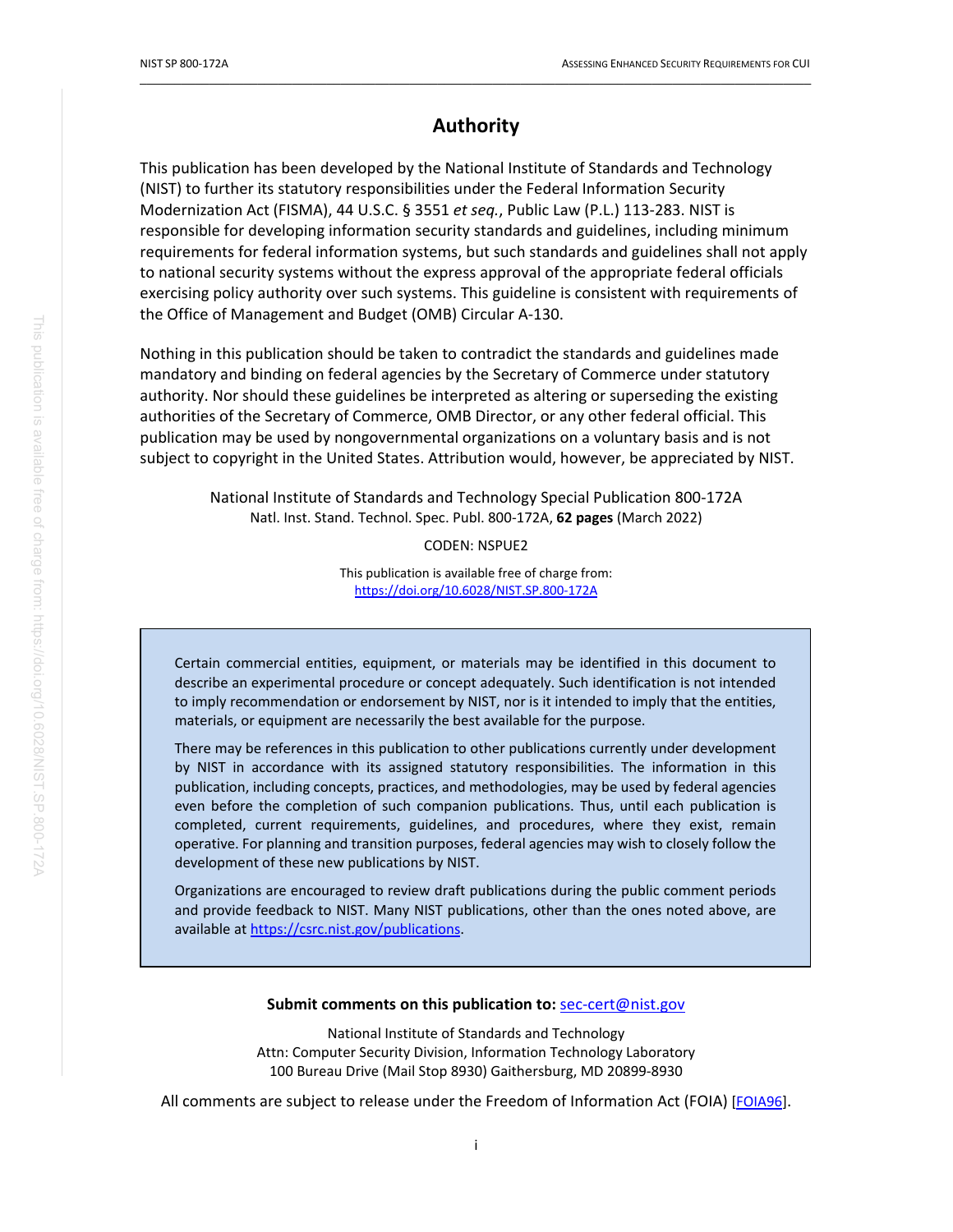# Authority

This publication has been developed by the National Institute of Standards and Technology (NIST) to further its statutory responsibilities under the Federal Information Security Modernization Act (FISMA), 44 U.S.C. § 3551 *et seq.*, Public Law (P.L.) 113-283. NIST is responsible for developing information security standards and guidelines, including minimum requirements for federal information systems, but such standards and guidelines shall not apply to national security systems without the express approval of the appropriate federal officials exercising policy authority over such systems. This guideline is consistent with requirements of the Office of Management and Budget (OMB) Circular A-130.

Nothing in this publication should be taken to contradict the standards and guidelines made mandatory and binding on federal agencies by the Secretary of Commerce under statutory authority. Nor should these guidelines be interpreted as altering or superseding the existing authorities of the Secretary of Commerce, OMB Director, or any other federal official. This publication may be used by nongovernmental organizations on a voluntary basis and is not subject to copyright in the United States. Attribution would, however, be appreciated by NIST.

National Institute of Standards and Technology Special Publication 800-172A
Natl. Inst. Stand. Technol. Spec. Publ. 800-172A, **62 pages** (March 2022)

CODEN: NSPUE2

This publication is available free of charge from:
https://doi.org/10.6028/NIST.SP.800-172A

Certain commercial entities, equipment, or materials may be identified in this document to describe an experimental procedure or concept adequately. Such identification is not intended to imply recommendation or endorsement by NIST, nor is it intended to imply that the entities, materials, or equipment are necessarily the best available for the purpose.

There may be references in this publication to other publications currently under development by NIST in accordance with its assigned statutory responsibilities. The information in this publication, including concepts, practices, and methodologies, may be used by federal agencies even before the completion of such companion publications. Thus, until each publication is completed, current requirements, guidelines, and procedures, where they exist, remain operative. For planning and transition purposes, federal agencies may wish to closely follow the development of these new publications by NIST.

Organizations are encouraged to review draft publications during the public comment periods and provide feedback to NIST. Many NIST publications, other than the ones noted above, are available at https://csrc.nist.gov/publications.

**Submit comments on this publication to:** sec-cert@nist.gov

National Institute of Standards and Technology
Attn: Computer Security Division, Information Technology Laboratory
100 Bureau Drive (Mail Stop 8930) Gaithersburg, MD 20899-8930

All comments are subject to release under the Freedom of Information Act (FOIA) [FOIA96].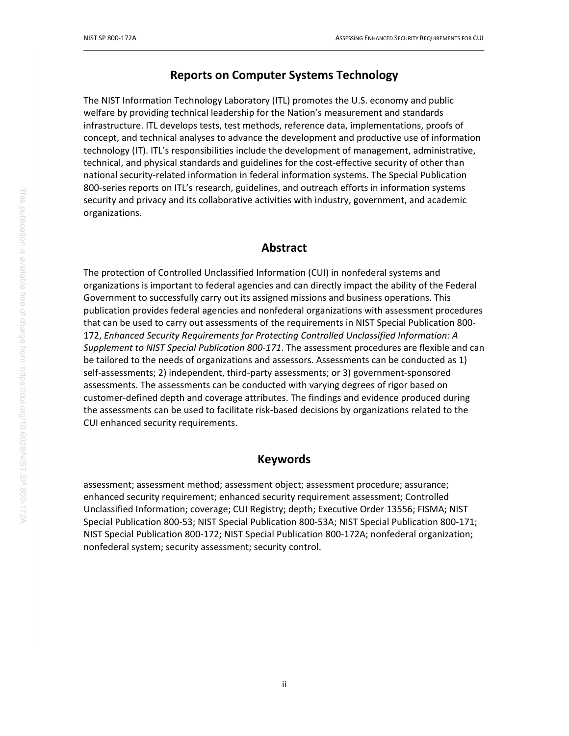## Reports on Computer Systems Technology

The NIST Information Technology Laboratory (ITL) promotes the U.S. economy and public welfare by providing technical leadership for the Nation's measurement and standards infrastructure. ITL develops tests, test methods, reference data, implementations, proofs of concept, and technical analyses to advance the development and productive use of information technology (IT). ITL's responsibilities include the development of management, administrative, technical, and physical standards and guidelines for the cost-effective security of other than national security-related information in federal information systems. The Special Publication 800-series reports on ITL's research, guidelines, and outreach efforts in information systems security and privacy and its collaborative activities with industry, government, and academic organizations.

## Abstract

The protection of Controlled Unclassified Information (CUI) in nonfederal systems and organizations is important to federal agencies and can directly impact the ability of the Federal Government to successfully carry out its assigned missions and business operations. This publication provides federal agencies and nonfederal organizations with assessment procedures that can be used to carry out assessments of the requirements in NIST Special Publication 800-172, *Enhanced Security Requirements for Protecting Controlled Unclassified Information: A Supplement to NIST Special Publication 800-171*. The assessment procedures are flexible and can be tailored to the needs of organizations and assessors. Assessments can be conducted as 1) self-assessments; 2) independent, third-party assessments; or 3) government-sponsored assessments. The assessments can be conducted with varying degrees of rigor based on customer-defined depth and coverage attributes. The findings and evidence produced during the assessments can be used to facilitate risk-based decisions by organizations related to the CUI enhanced security requirements.

## Keywords

assessment; assessment method; assessment object; assessment procedure; assurance; enhanced security requirement; enhanced security requirement assessment; Controlled Unclassified Information; coverage; CUI Registry; depth; Executive Order 13556; FISMA; NIST Special Publication 800-53; NIST Special Publication 800-53A; NIST Special Publication 800-171; NIST Special Publication 800-172; NIST Special Publication 800-172A; nonfederal organization; nonfederal system; security assessment; security control.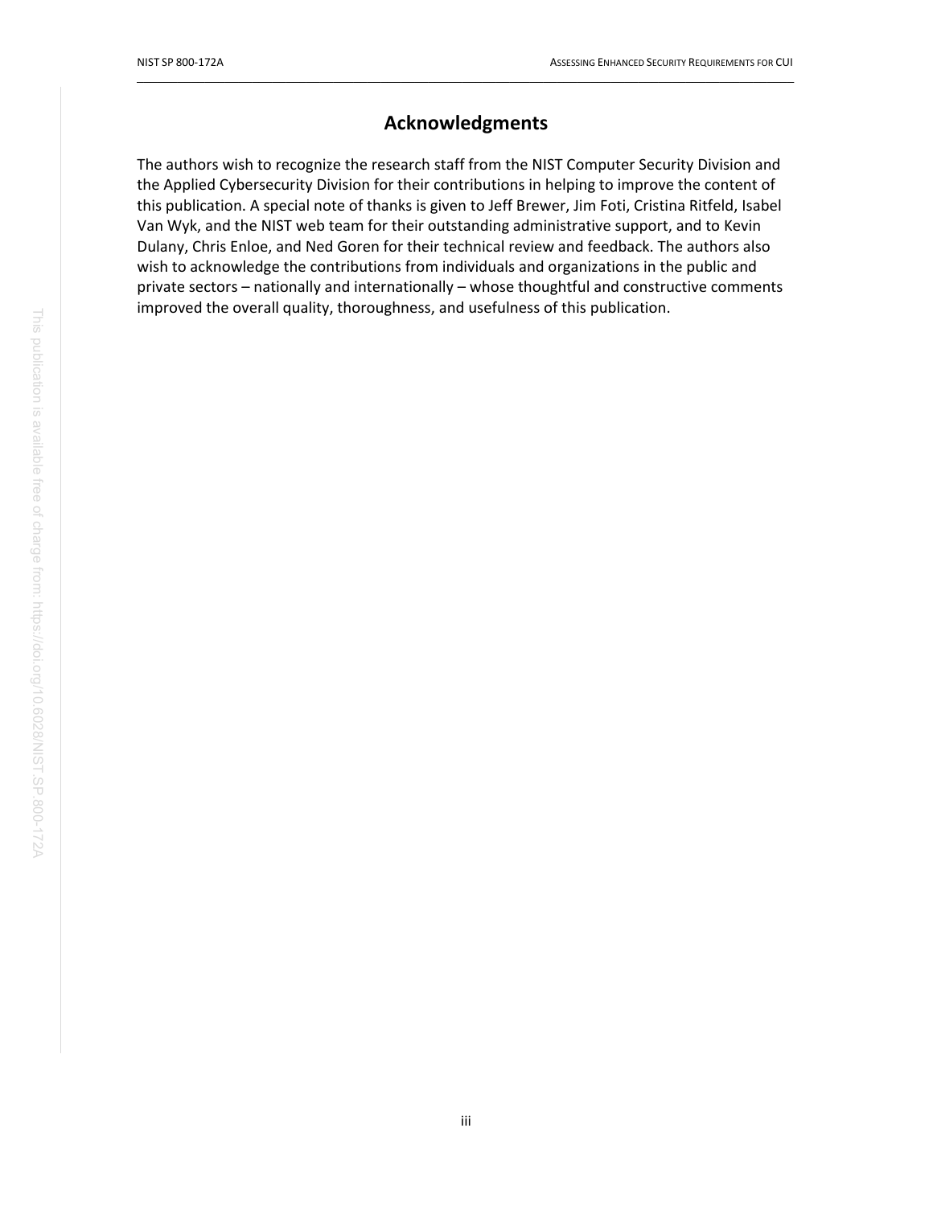# Acknowledgments

The authors wish to recognize the research staff from the NIST Computer Security Division and the Applied Cybersecurity Division for their contributions in helping to improve the content of this publication. A special note of thanks is given to Jeff Brewer, Jim Foti, Cristina Ritfeld, Isabel Van Wyk, and the NIST web team for their outstanding administrative support, and to Kevin Dulany, Chris Enloe, and Ned Goren for their technical review and feedback. The authors also wish to acknowledge the contributions from individuals and organizations in the public and private sectors – nationally and internationally – whose thoughtful and constructive comments improved the overall quality, thoroughness, and usefulness of this publication.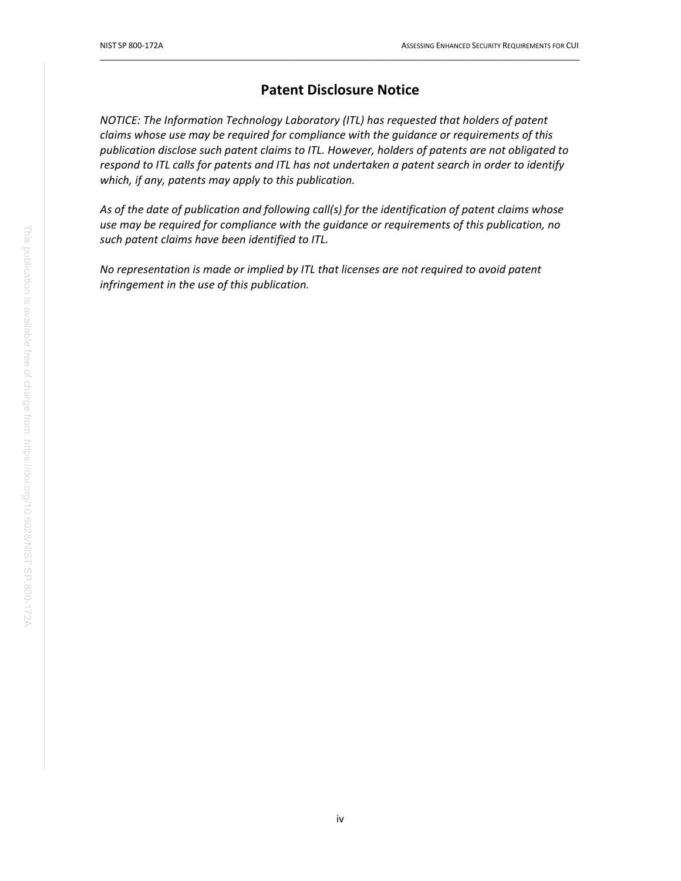## Patent Disclosure Notice

*NOTICE: The Information Technology Laboratory (ITL) has requested that holders of patent claims whose use may be required for compliance with the guidance or requirements of this publication disclose such patent claims to ITL. However, holders of patents are not obligated to respond to ITL calls for patents and ITL has not undertaken a patent search in order to identify which, if any, patents may apply to this publication.*

*As of the date of publication and following call(s) for the identification of patent claims whose use may be required for compliance with the guidance or requirements of this publication, no such patent claims have been identified to ITL.*

*No representation is made or implied by ITL that licenses are not required to avoid patent infringement in the use of this publication.*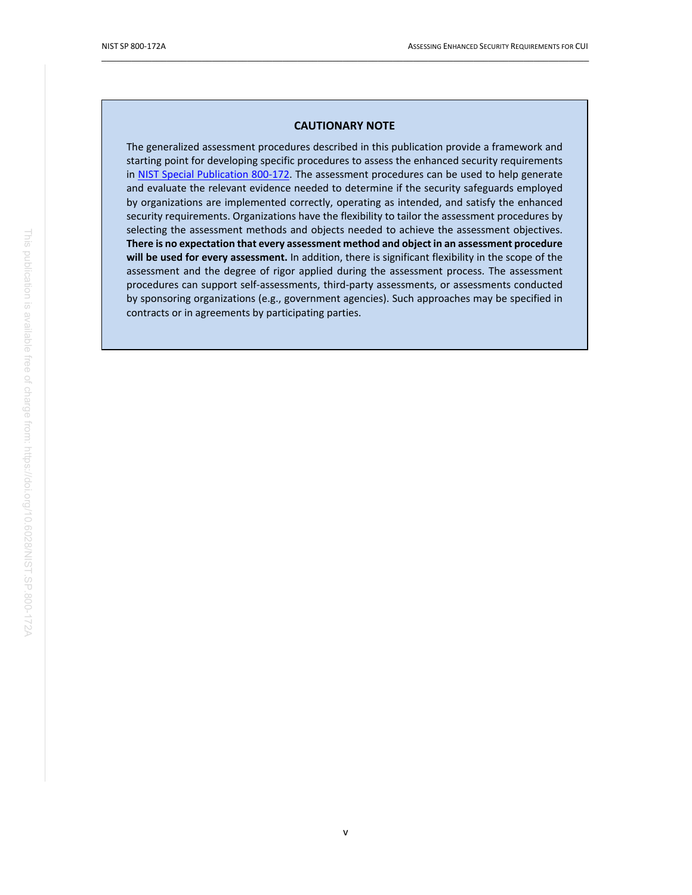## CAUTIONARY NOTE

The generalized assessment procedures described in this publication provide a framework and starting point for developing specific procedures to assess the enhanced security requirements in [NIST Special Publication 800-172](https://doi.org/10.6028/NIST.SP.800-172). The assessment procedures can be used to help generate and evaluate the relevant evidence needed to determine if the security safeguards employed by organizations are implemented correctly, operating as intended, and satisfy the enhanced security requirements. Organizations have the flexibility to tailor the assessment procedures by selecting the assessment methods and objects needed to achieve the assessment objectives. **There is no expectation that every assessment method and object in an assessment procedure will be used for every assessment.** In addition, there is significant flexibility in the scope of the assessment and the degree of rigor applied during the assessment process. The assessment procedures can support self-assessments, third-party assessments, or assessments conducted by sponsoring organizations (e.g., government agencies). Such approaches may be specified in contracts or in agreements by participating parties.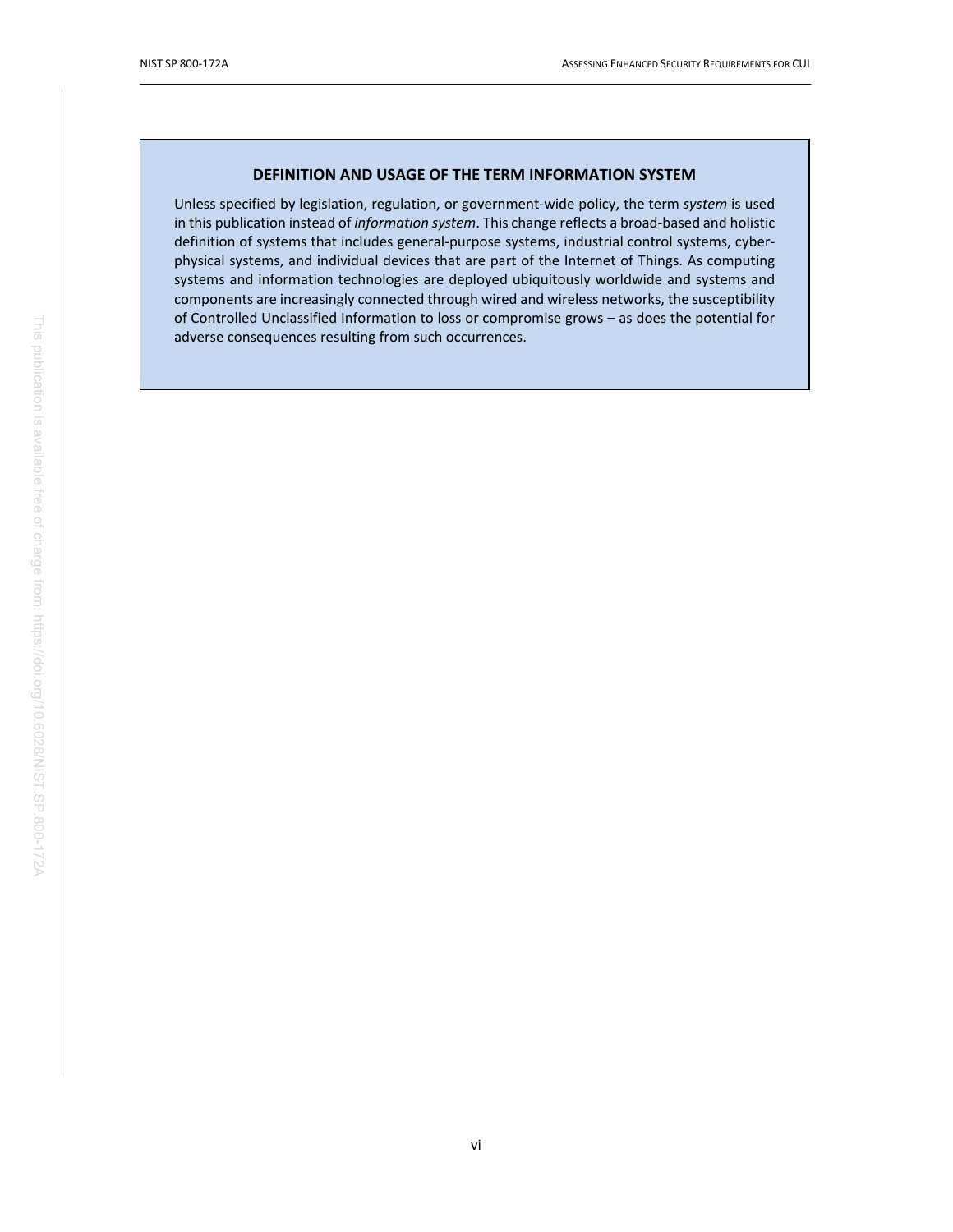### DEFINITION AND USAGE OF THE TERM INFORMATION SYSTEM

Unless specified by legislation, regulation, or government-wide policy, the term *system* is used in this publication instead of *information system*. This change reflects a broad-based and holistic definition of systems that includes general-purpose systems, industrial control systems, cyber-physical systems, and individual devices that are part of the Internet of Things. As computing systems and information technologies are deployed ubiquitously worldwide and systems and components are increasingly connected through wired and wireless networks, the susceptibility of Controlled Unclassified Information to loss or compromise grows – as does the potential for adverse consequences resulting from such occurrences.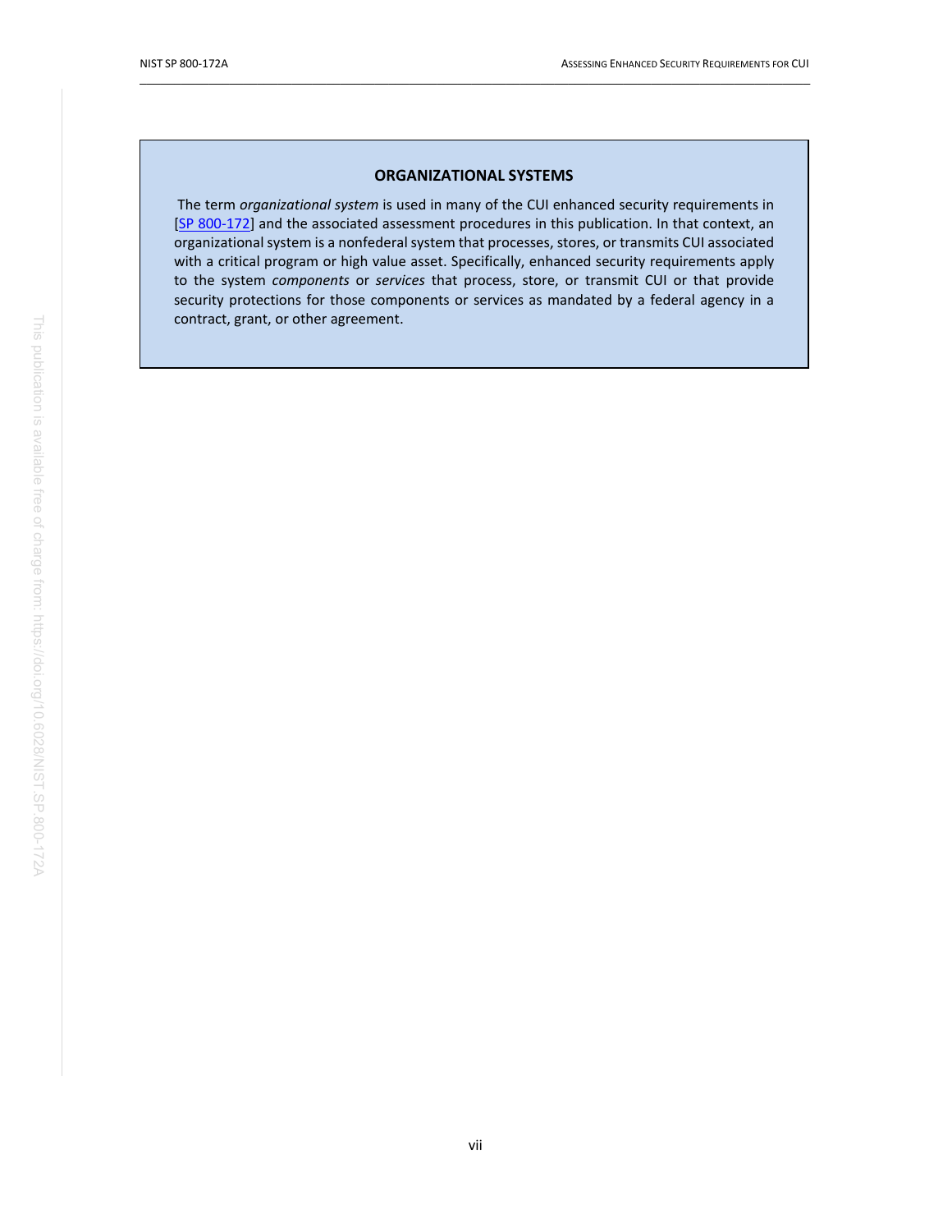**ORGANIZATIONAL SYSTEMS**

The term *organizational system* is used in many of the CUI enhanced security requirements in [SP 800-172] and the associated assessment procedures in this publication. In that context, an organizational system is a nonfederal system that processes, stores, or transmits CUI associated with a critical program or high value asset. Specifically, enhanced security requirements apply to the system *components* or *services* that process, store, or transmit CUI or that provide security protections for those components or services as mandated by a federal agency in a contract, grant, or other agreement.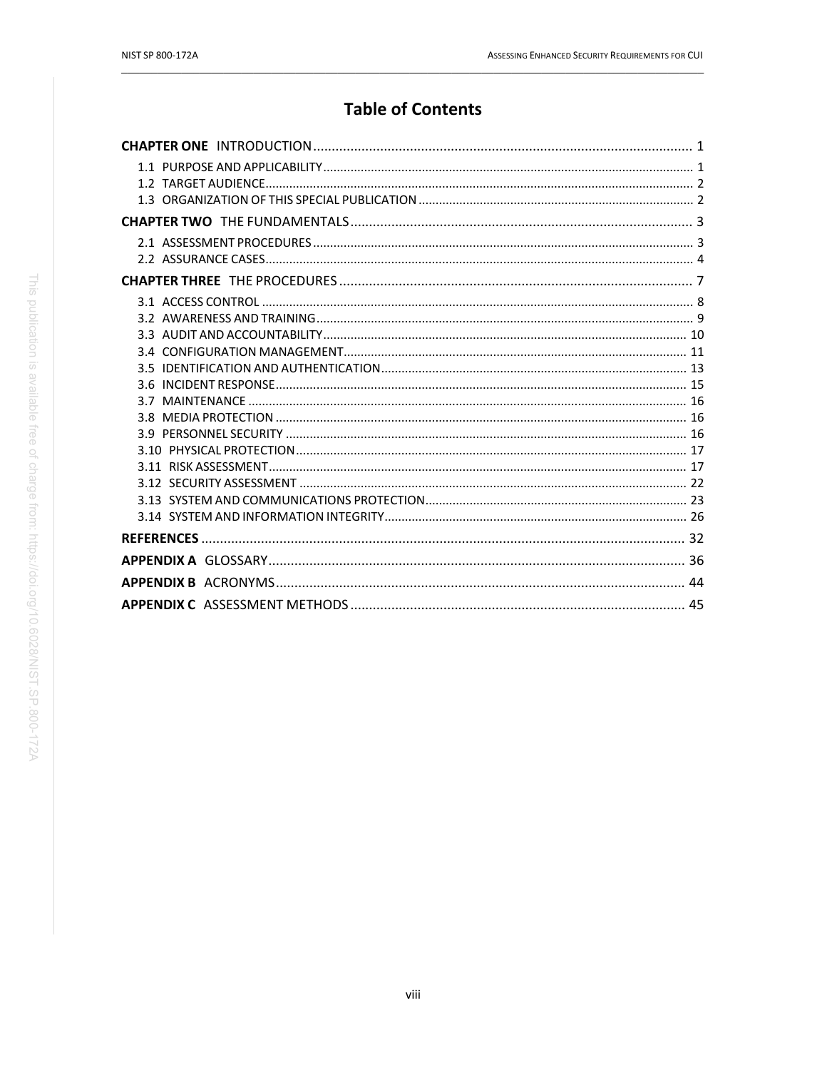# Table of Contents

**CHAPTER ONE** INTRODUCTION ..... 1

- 1.1 PURPOSE AND APPLICABILITY ..... 1
- 1.2 TARGET AUDIENCE ..... 2
- 1.3 ORGANIZATION OF THIS SPECIAL PUBLICATION ..... 2

**CHAPTER TWO** THE FUNDAMENTALS ..... 3

- 2.1 ASSESSMENT PROCEDURES ..... 3
- 2.2 ASSURANCE CASES ..... 4

**CHAPTER THREE** THE PROCEDURES ..... 7

- 3.1 ACCESS CONTROL ..... 8
- 3.2 AWARENESS AND TRAINING ..... 9
- 3.3 AUDIT AND ACCOUNTABILITY ..... 10
- 3.4 CONFIGURATION MANAGEMENT ..... 11
- 3.5 IDENTIFICATION AND AUTHENTICATION ..... 13
- 3.6 INCIDENT RESPONSE ..... 15
- 3.7 MAINTENANCE ..... 16
- 3.8 MEDIA PROTECTION ..... 16
- 3.9 PERSONNEL SECURITY ..... 16
- 3.10 PHYSICAL PROTECTION ..... 17
- 3.11 RISK ASSESSMENT ..... 17
- 3.12 SECURITY ASSESSMENT ..... 22
- 3.13 SYSTEM AND COMMUNICATIONS PROTECTION ..... 23
- 3.14 SYSTEM AND INFORMATION INTEGRITY ..... 26

**REFERENCES** ..... 32

**APPENDIX A** GLOSSARY ..... 36

**APPENDIX B** ACRONYMS ..... 44

**APPENDIX C** ASSESSMENT METHODS ..... 45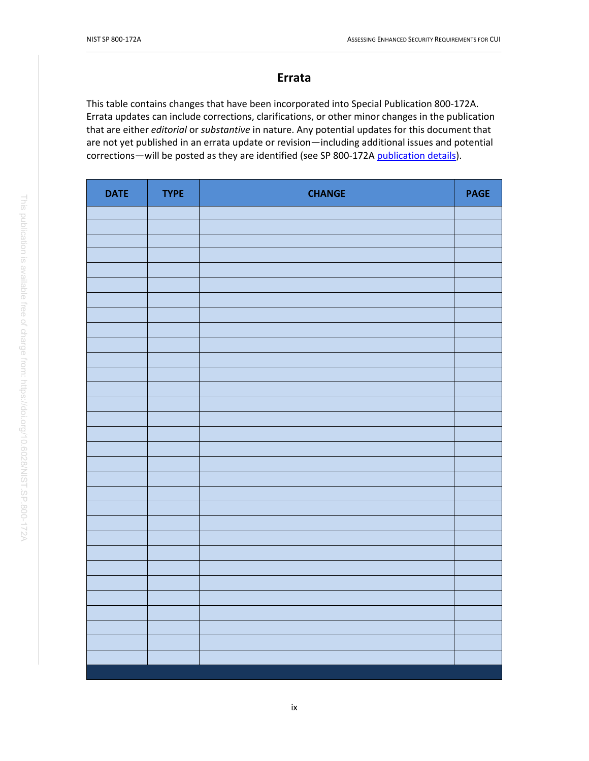# Errata

This table contains changes that have been incorporated into Special Publication 800-172A. Errata updates can include corrections, clarifications, or other minor changes in the publication that are either *editorial* or *substantive* in nature. Any potential updates for this document that are not yet published in an errata update or revision—including additional issues and potential corrections—will be posted as they are identified (see SP 800-172A [publication details](https://doi.org/10.6028/NIST.SP.800-172A)).

| DATE | TYPE | CHANGE | PAGE |
|---|---|---|---|
| | | | |
| | | | |
| | | | |
| | | | |
| | | | |
| | | | |
| | | | |
| | | | |
| | | | |
| | | | |
| | | | |
| | | | |
| | | | |
| | | | |
| | | | |
| | | | |
| | | | |
| | | | |
| | | | |
| | | | |
| | | | |
| | | | |
| | | | |
| | | | |
| | | | |
| | | | |
| | | | |
| | | | |
| | | | |
| | | | |
| | | | |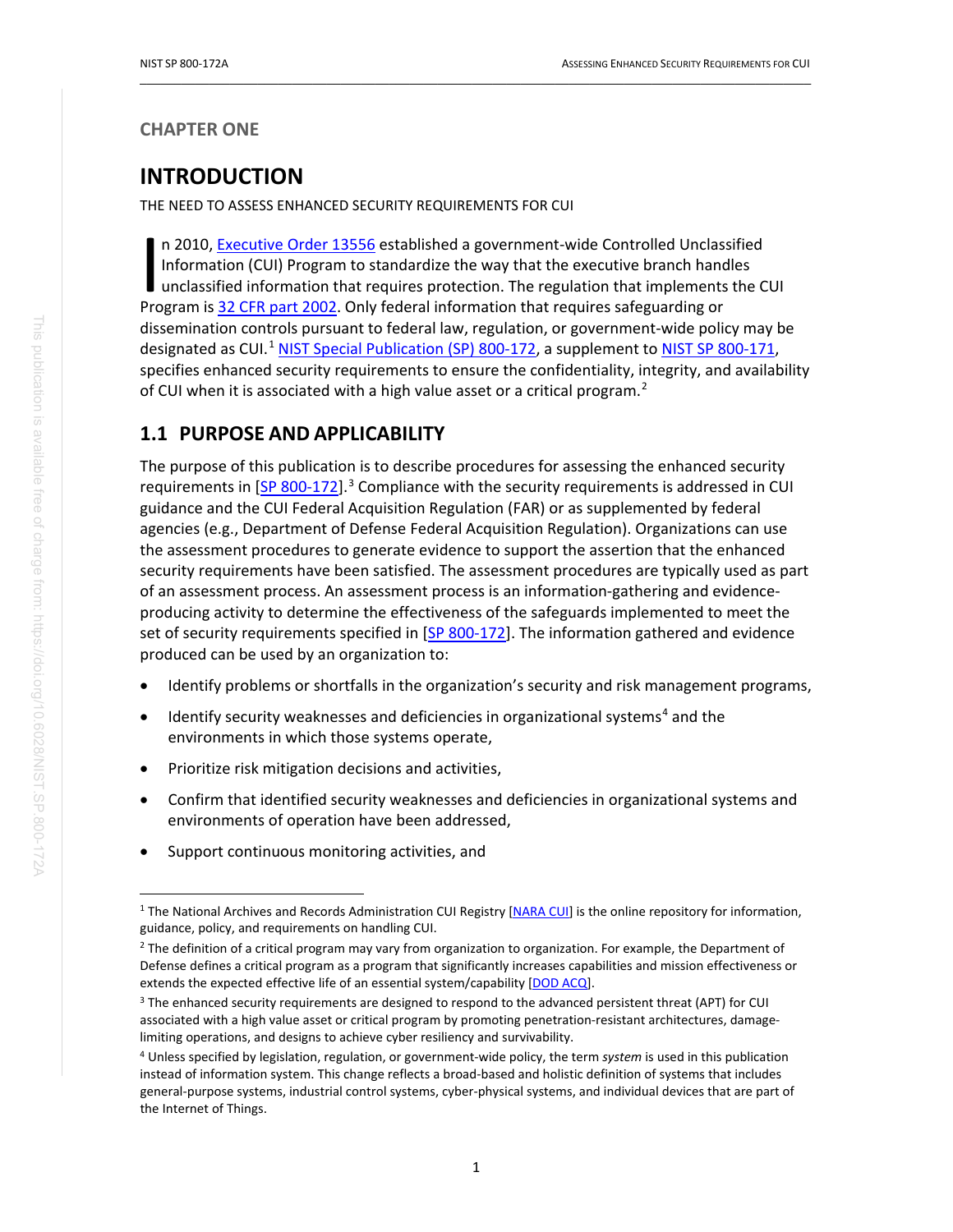# CHAPTER ONE

# INTRODUCTION

THE NEED TO ASSESS ENHANCED SECURITY REQUIREMENTS FOR CUI

In 2010, Executive Order 13556 established a government-wide Controlled Unclassified Information (CUI) Program to standardize the way that the executive branch handles unclassified information that requires protection. The regulation that implements the CUI Program is 32 CFR part 2002. Only federal information that requires safeguarding or dissemination controls pursuant to federal law, regulation, or government-wide policy may be designated as CUI.[1] NIST Special Publication (SP) 800-172, a supplement to NIST SP 800-171, specifies enhanced security requirements to ensure the confidentiality, integrity, and availability of CUI when it is associated with a high value asset or a critical program.[2]

## 1.1 PURPOSE AND APPLICABILITY

The purpose of this publication is to describe procedures for assessing the enhanced security requirements in [SP 800-172].[3] Compliance with the security requirements is addressed in CUI guidance and the CUI Federal Acquisition Regulation (FAR) or as supplemented by federal agencies (e.g., Department of Defense Federal Acquisition Regulation). Organizations can use the assessment procedures to generate evidence to support the assertion that the enhanced security requirements have been satisfied. The assessment procedures are typically used as part of an assessment process. An assessment process is an information-gathering and evidence-producing activity to determine the effectiveness of the safeguards implemented to meet the set of security requirements specified in [SP 800-172]. The information gathered and evidence produced can be used by an organization to:

- Identify problems or shortfalls in the organization's security and risk management programs,
- Identify security weaknesses and deficiencies in organizational systems[4] and the environments in which those systems operate,
- Prioritize risk mitigation decisions and activities,
- Confirm that identified security weaknesses and deficiencies in organizational systems and environments of operation have been addressed,
- Support continuous monitoring activities, and

---

[1] The National Archives and Records Administration CUI Registry [NARA CUI] is the online repository for information, guidance, policy, and requirements on handling CUI.

[2] The definition of a critical program may vary from organization to organization. For example, the Department of Defense defines a critical program as a program that significantly increases capabilities and mission effectiveness or extends the expected effective life of an essential system/capability [DOD ACQ].

[3] The enhanced security requirements are designed to respond to the advanced persistent threat (APT) for CUI associated with a high value asset or critical program by promoting penetration-resistant architectures, damage-limiting operations, and designs to achieve cyber resiliency and survivability.

[4] Unless specified by legislation, regulation, or government-wide policy, the term *system* is used in this publication instead of information system. This change reflects a broad-based and holistic definition of systems that includes general-purpose systems, industrial control systems, cyber-physical systems, and individual devices that are part of the Internet of Things.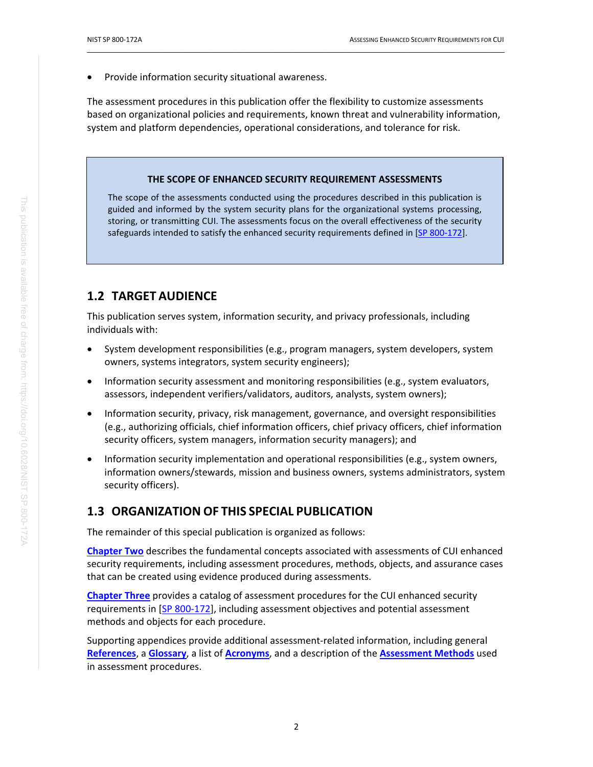- Provide information security situational awareness.

The assessment procedures in this publication offer the flexibility to customize assessments based on organizational policies and requirements, known threat and vulnerability information, system and platform dependencies, operational considerations, and tolerance for risk.

> **THE SCOPE OF ENHANCED SECURITY REQUIREMENT ASSESSMENTS**
>
> The scope of the assessments conducted using the procedures described in this publication is guided and informed by the system security plans for the organizational systems processing, storing, or transmitting CUI. The assessments focus on the overall effectiveness of the security safeguards intended to satisfy the enhanced security requirements defined in [SP 800-172].

## 1.2 TARGET AUDIENCE

This publication serves system, information security, and privacy professionals, including individuals with:

- System development responsibilities (e.g., program managers, system developers, system owners, systems integrators, system security engineers);
- Information security assessment and monitoring responsibilities (e.g., system evaluators, assessors, independent verifiers/validators, auditors, analysts, system owners);
- Information security, privacy, risk management, governance, and oversight responsibilities (e.g., authorizing officials, chief information officers, chief privacy officers, chief information security officers, system managers, information security managers); and
- Information security implementation and operational responsibilities (e.g., system owners, information owners/stewards, mission and business owners, systems administrators, system security officers).

## 1.3 ORGANIZATION OF THIS SPECIAL PUBLICATION

The remainder of this special publication is organized as follows:

**Chapter Two** describes the fundamental concepts associated with assessments of CUI enhanced security requirements, including assessment procedures, methods, objects, and assurance cases that can be created using evidence produced during assessments.

**Chapter Three** provides a catalog of assessment procedures for the CUI enhanced security requirements in [SP 800-172], including assessment objectives and potential assessment methods and objects for each procedure.

Supporting appendices provide additional assessment-related information, including general **References**, a **Glossary**, a list of **Acronyms**, and a description of the **Assessment Methods** used in assessment procedures.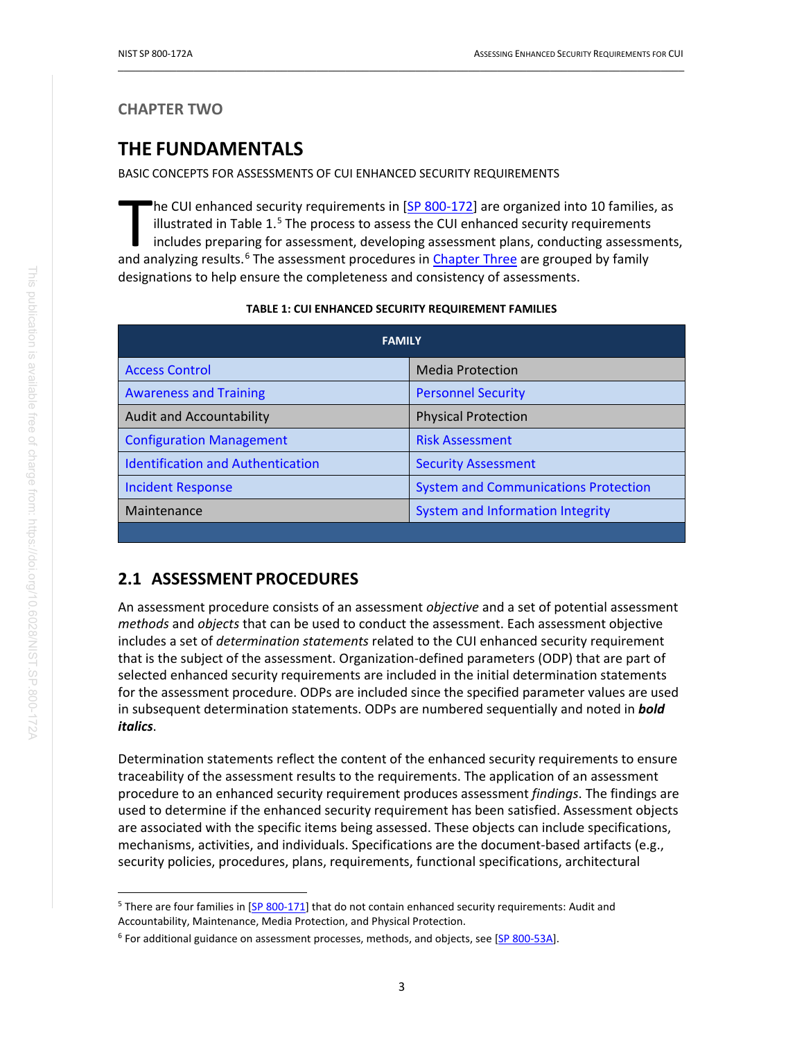CHAPTER TWO

# THE FUNDAMENTALS

BASIC CONCEPTS FOR ASSESSMENTS OF CUI ENHANCED SECURITY REQUIREMENTS

The CUI enhanced security requirements in [SP 800-172] are organized into 10 families, as illustrated in Table 1.[5] The process to assess the CUI enhanced security requirements includes preparing for assessment, developing assessment plans, conducting assessments, and analyzing results.[6] The assessment procedures in Chapter Three are grouped by family designations to help ensure the completeness and consistency of assessments.

**TABLE 1: CUI ENHANCED SECURITY REQUIREMENT FAMILIES**

| FAMILY | |
|---|---|
| Access Control | Media Protection |
| Awareness and Training | Personnel Security |
| Audit and Accountability | Physical Protection |
| Configuration Management | Risk Assessment |
| Identification and Authentication | Security Assessment |
| Incident Response | System and Communications Protection |
| Maintenance | System and Information Integrity |

## 2.1 ASSESSMENT PROCEDURES

An assessment procedure consists of an assessment *objective* and a set of potential assessment *methods* and *objects* that can be used to conduct the assessment. Each assessment objective includes a set of *determination statements* related to the CUI enhanced security requirement that is the subject of the assessment. Organization-defined parameters (ODP) that are part of selected enhanced security requirements are included in the initial determination statements for the assessment procedure. ODPs are included since the specified parameter values are used in subsequent determination statements. ODPs are numbered sequentially and noted in ***bold italics***.

Determination statements reflect the content of the enhanced security requirements to ensure traceability of the assessment results to the requirements. The application of an assessment procedure to an enhanced security requirement produces assessment *findings*. The findings are used to determine if the enhanced security requirement has been satisfied. Assessment objects are associated with the specific items being assessed. These objects can include specifications, mechanisms, activities, and individuals. Specifications are the document-based artifacts (e.g., security policies, procedures, plans, requirements, functional specifications, architectural

---

[5] There are four families in [SP 800-171] that do not contain enhanced security requirements: Audit and Accountability, Maintenance, Media Protection, and Physical Protection.

[6] For additional guidance on assessment processes, methods, and objects, see [SP 800-53A].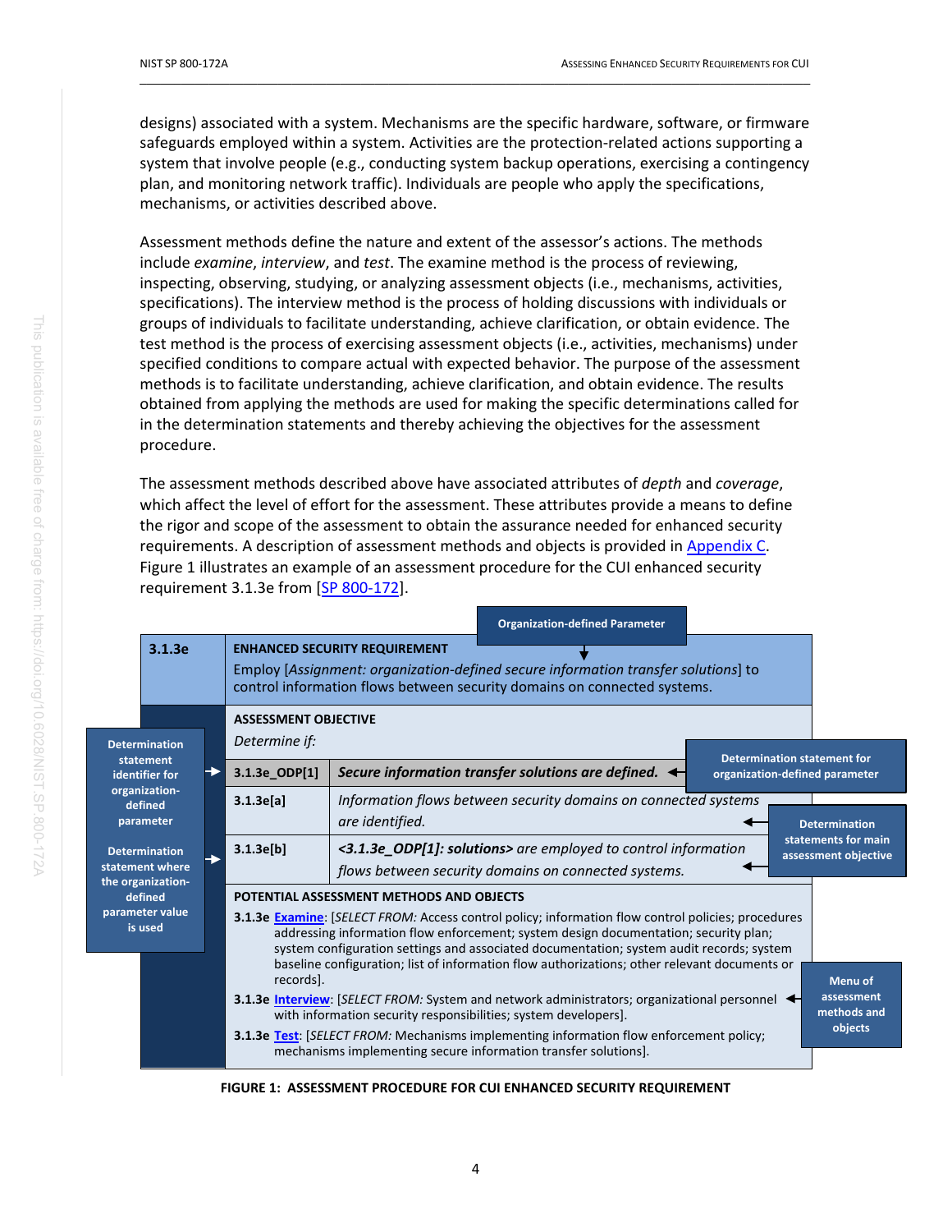designs) associated with a system. Mechanisms are the specific hardware, software, or firmware safeguards employed within a system. Activities are the protection-related actions supporting a system that involve people (e.g., conducting system backup operations, exercising a contingency plan, and monitoring network traffic). Individuals are people who apply the specifications, mechanisms, or activities described above.

Assessment methods define the nature and extent of the assessor's actions. The methods include *examine*, *interview*, and *test*. The examine method is the process of reviewing, inspecting, observing, studying, or analyzing assessment objects (i.e., mechanisms, activities, specifications). The interview method is the process of holding discussions with individuals or groups of individuals to facilitate understanding, achieve clarification, or obtain evidence. The test method is the process of exercising assessment objects (i.e., activities, mechanisms) under specified conditions to compare actual with expected behavior. The purpose of the assessment methods is to facilitate understanding, achieve clarification, and obtain evidence. The results obtained from applying the methods are used for making the specific determinations called for in the determination statements and thereby achieving the objectives for the assessment procedure.

The assessment methods described above have associated attributes of *depth* and *coverage*, which affect the level of effort for the assessment. These attributes provide a means to define the rigor and scope of the assessment to obtain the assurance needed for enhanced security requirements. A description of assessment methods and objects is provided in Appendix C. Figure 1 illustrates an example of an assessment procedure for the CUI enhanced security requirement 3.1.3e from [SP 800-172].

| | |
|---|---|
| **3.1.3e** | **ENHANCED SECURITY REQUIREMENT**<br>Employ [*Assignment: organization-defined secure information transfer solutions*] to control information flows between security domains on connected systems. |
| | **ASSESSMENT OBJECTIVE**<br>*Determine if:* |
| **3.1.3e_ODP[1]** | ***Secure information transfer solutions are defined.*** |
| **3.1.3e[a]** | *Information flows between security domains on connected systems are identified.* |
| **3.1.3e[b]** | ***<3.1.3e_ODP[1]: solutions>*** *are employed to control information flows between security domains on connected systems.* |
| | **POTENTIAL ASSESSMENT METHODS AND OBJECTS**<br>**3.1.3e Examine**: [*SELECT FROM:* Access control policy; information flow control policies; procedures addressing information flow enforcement; system design documentation; security plan; system configuration settings and associated documentation; system audit records; system baseline configuration; list of information flow authorizations; other relevant documents or records].<br>**3.1.3e Interview**: [*SELECT FROM:* System and network administrators; organizational personnel with information security responsibilities; system developers].<br>**3.1.3e Test**: [*SELECT FROM:* Mechanisms implementing information flow enforcement policy; mechanisms implementing secure information transfer solutions]. |

Figure callouts: Organization-defined Parameter; Determination statement identifier for organization-defined parameter; Determination statement where the organization-defined parameter value is used; Determination statement for organization-defined parameter; Determination statements for main assessment objective; Menu of assessment methods and objects.

**FIGURE 1: ASSESSMENT PROCEDURE FOR CUI ENHANCED SECURITY REQUIREMENT**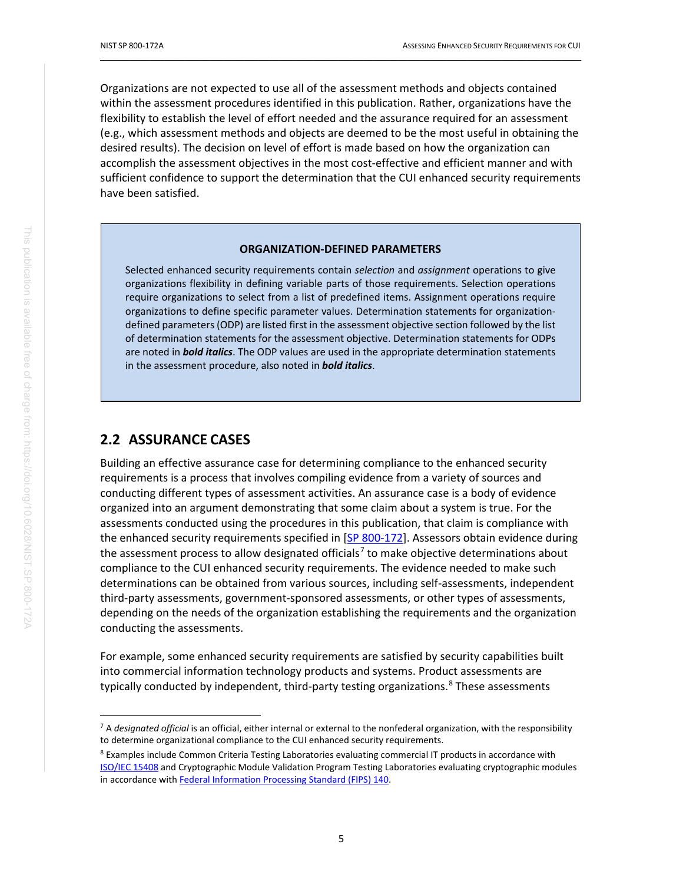Organizations are not expected to use all of the assessment methods and objects contained within the assessment procedures identified in this publication. Rather, organizations have the flexibility to establish the level of effort needed and the assurance required for an assessment (e.g., which assessment methods and objects are deemed to be the most useful in obtaining the desired results). The decision on level of effort is made based on how the organization can accomplish the assessment objectives in the most cost-effective and efficient manner and with sufficient confidence to support the determination that the CUI enhanced security requirements have been satisfied.

> **ORGANIZATION-DEFINED PARAMETERS**
>
> Selected enhanced security requirements contain *selection* and *assignment* operations to give organizations flexibility in defining variable parts of those requirements. Selection operations require organizations to select from a list of predefined items. Assignment operations require organizations to define specific parameter values. Determination statements for organization-defined parameters (ODP) are listed first in the assessment objective section followed by the list of determination statements for the assessment objective. Determination statements for ODPs are noted in ***bold italics***. The ODP values are used in the appropriate determination statements in the assessment procedure, also noted in ***bold italics***.

## 2.2 ASSURANCE CASES

Building an effective assurance case for determining compliance to the enhanced security requirements is a process that involves compiling evidence from a variety of sources and conducting different types of assessment activities. An assurance case is a body of evidence organized into an argument demonstrating that some claim about a system is true. For the assessments conducted using the procedures in this publication, that claim is compliance with the enhanced security requirements specified in [SP 800-172]. Assessors obtain evidence during the assessment process to allow designated officials[7] to make objective determinations about compliance to the CUI enhanced security requirements. The evidence needed to make such determinations can be obtained from various sources, including self-assessments, independent third-party assessments, government-sponsored assessments, or other types of assessments, depending on the needs of the organization establishing the requirements and the organization conducting the assessments.

For example, some enhanced security requirements are satisfied by security capabilities built into commercial information technology products and systems. Product assessments are typically conducted by independent, third-party testing organizations.[8] These assessments

[7] A *designated official* is an official, either internal or external to the nonfederal organization, with the responsibility to determine organizational compliance to the CUI enhanced security requirements.

[8] Examples include Common Criteria Testing Laboratories evaluating commercial IT products in accordance with ISO/IEC 15408 and Cryptographic Module Validation Program Testing Laboratories evaluating cryptographic modules in accordance with Federal Information Processing Standard (FIPS) 140.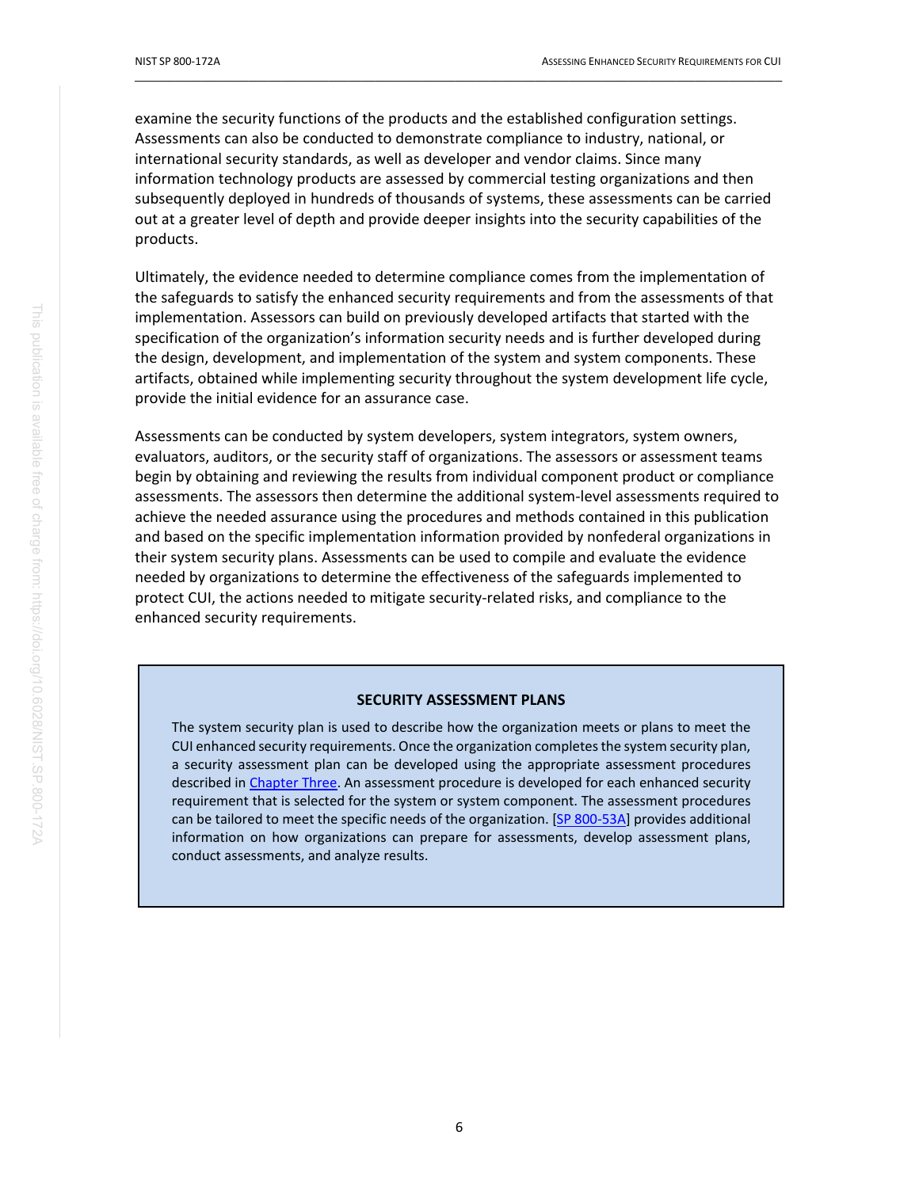examine the security functions of the products and the established configuration settings. Assessments can also be conducted to demonstrate compliance to industry, national, or international security standards, as well as developer and vendor claims. Since many information technology products are assessed by commercial testing organizations and then subsequently deployed in hundreds of thousands of systems, these assessments can be carried out at a greater level of depth and provide deeper insights into the security capabilities of the products.

Ultimately, the evidence needed to determine compliance comes from the implementation of the safeguards to satisfy the enhanced security requirements and from the assessments of that implementation. Assessors can build on previously developed artifacts that started with the specification of the organization's information security needs and is further developed during the design, development, and implementation of the system and system components. These artifacts, obtained while implementing security throughout the system development life cycle, provide the initial evidence for an assurance case.

Assessments can be conducted by system developers, system integrators, system owners, evaluators, auditors, or the security staff of organizations. The assessors or assessment teams begin by obtaining and reviewing the results from individual component product or compliance assessments. The assessors then determine the additional system-level assessments required to achieve the needed assurance using the procedures and methods contained in this publication and based on the specific implementation information provided by nonfederal organizations in their system security plans. Assessments can be used to compile and evaluate the evidence needed by organizations to determine the effectiveness of the safeguards implemented to protect CUI, the actions needed to mitigate security-related risks, and compliance to the enhanced security requirements.

**SECURITY ASSESSMENT PLANS**

The system security plan is used to describe how the organization meets or plans to meet the CUI enhanced security requirements. Once the organization completes the system security plan, a security assessment plan can be developed using the appropriate assessment procedures described in Chapter Three. An assessment procedure is developed for each enhanced security requirement that is selected for the system or system component. The assessment procedures can be tailored to meet the specific needs of the organization. [SP 800-53A] provides additional information on how organizations can prepare for assessments, develop assessment plans, conduct assessments, and analyze results.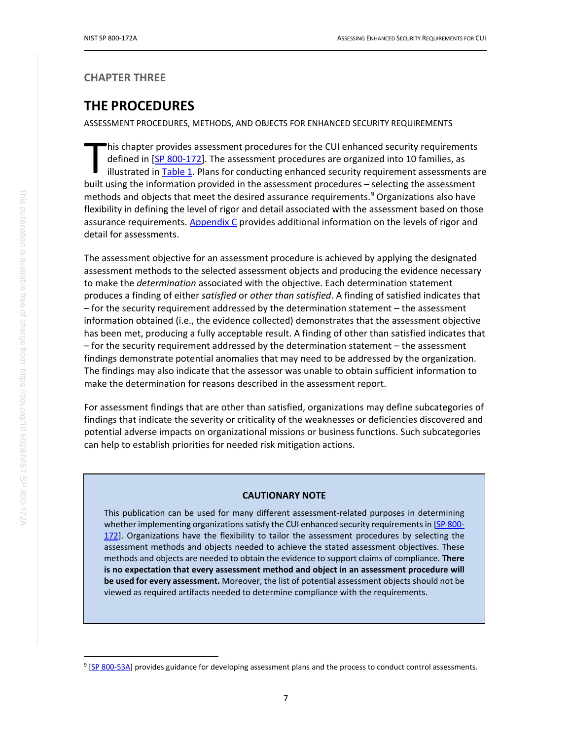## CHAPTER THREE

# THE PROCEDURES

ASSESSMENT PROCEDURES, METHODS, AND OBJECTS FOR ENHANCED SECURITY REQUIREMENTS

This chapter provides assessment procedures for the CUI enhanced security requirements defined in [SP 800-172]. The assessment procedures are organized into 10 families, as illustrated in Table 1. Plans for conducting enhanced security requirement assessments are built using the information provided in the assessment procedures – selecting the assessment methods and objects that meet the desired assurance requirements.[9] Organizations also have flexibility in defining the level of rigor and detail associated with the assessment based on those assurance requirements. Appendix C provides additional information on the levels of rigor and detail for assessments.

The assessment objective for an assessment procedure is achieved by applying the designated assessment methods to the selected assessment objects and producing the evidence necessary to make the *determination* associated with the objective. Each determination statement produces a finding of either *satisfied* or *other than satisfied*. A finding of satisfied indicates that – for the security requirement addressed by the determination statement – the assessment information obtained (i.e., the evidence collected) demonstrates that the assessment objective has been met, producing a fully acceptable result. A finding of other than satisfied indicates that – for the security requirement addressed by the determination statement – the assessment findings demonstrate potential anomalies that may need to be addressed by the organization. The findings may also indicate that the assessor was unable to obtain sufficient information to make the determination for reasons described in the assessment report.

For assessment findings that are other than satisfied, organizations may define subcategories of findings that indicate the severity or criticality of the weaknesses or deficiencies discovered and potential adverse impacts on organizational missions or business functions. Such subcategories can help to establish priorities for needed risk mitigation actions.

**CAUTIONARY NOTE**

This publication can be used for many different assessment-related purposes in determining whether implementing organizations satisfy the CUI enhanced security requirements in [SP 800-172]. Organizations have the flexibility to tailor the assessment procedures by selecting the assessment methods and objects needed to achieve the stated assessment objectives. These methods and objects are needed to obtain the evidence to support claims of compliance. **There is no expectation that every assessment method and object in an assessment procedure will be used for every assessment.** Moreover, the list of potential assessment objects should not be viewed as required artifacts needed to determine compliance with the requirements.

[9] [SP 800-53A] provides guidance for developing assessment plans and the process to conduct control assessments.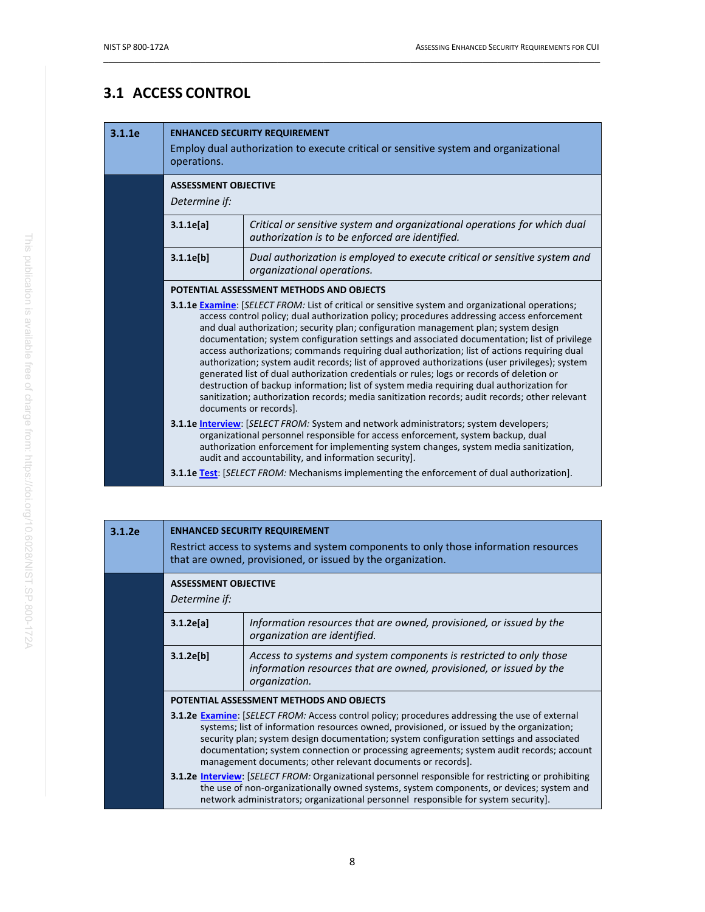## 3.1 ACCESS CONTROL

| 3.1.1e | **ENHANCED SECURITY REQUIREMENT**<br>Employ dual authorization to execute critical or sensitive system and organizational operations. |
|---|---|

**ASSESSMENT OBJECTIVE**

*Determine if:*

| | |
|---|---|
| **3.1.1e[a]** | *Critical or sensitive system and organizational operations for which dual authorization is to be enforced are identified.* |
| **3.1.1e[b]** | *Dual authorization is employed to execute critical or sensitive system and organizational operations.* |

**POTENTIAL ASSESSMENT METHODS AND OBJECTS**

**3.1.1e Examine**: [*SELECT FROM:* List of critical or sensitive system and organizational operations; access control policy; dual authorization policy; procedures addressing access enforcement and dual authorization; security plan; configuration management plan; system design documentation; system configuration settings and associated documentation; list of privilege access authorizations; commands requiring dual authorization; list of actions requiring dual authorization; system audit records; list of approved authorizations (user privileges); system generated list of dual authorization credentials or rules; logs or records of deletion or destruction of backup information; list of system media requiring dual authorization for sanitization; authorization records; media sanitization records; audit records; other relevant documents or records].

**3.1.1e Interview**: [*SELECT FROM:* System and network administrators; system developers; organizational personnel responsible for access enforcement, system backup, dual authorization enforcement for implementing system changes, system media sanitization, audit and accountability, and information security].

**3.1.1e Test**: [*SELECT FROM:* Mechanisms implementing the enforcement of dual authorization].

| 3.1.2e | **ENHANCED SECURITY REQUIREMENT**<br>Restrict access to systems and system components to only those information resources that are owned, provisioned, or issued by the organization. |
|---|---|

**ASSESSMENT OBJECTIVE**

*Determine if:*

| | |
|---|---|
| **3.1.2e[a]** | *Information resources that are owned, provisioned, or issued by the organization are identified.* |
| **3.1.2e[b]** | *Access to systems and system components is restricted to only those information resources that are owned, provisioned, or issued by the organization.* |

**POTENTIAL ASSESSMENT METHODS AND OBJECTS**

**3.1.2e Examine**: [*SELECT FROM:* Access control policy; procedures addressing the use of external systems; list of information resources owned, provisioned, or issued by the organization; security plan; system design documentation; system configuration settings and associated documentation; system connection or processing agreements; system audit records; account management documents; other relevant documents or records].

**3.1.2e Interview**: [*SELECT FROM:* Organizational personnel responsible for restricting or prohibiting the use of non-organizationally owned systems, system components, or devices; system and network administrators; organizational personnel responsible for system security].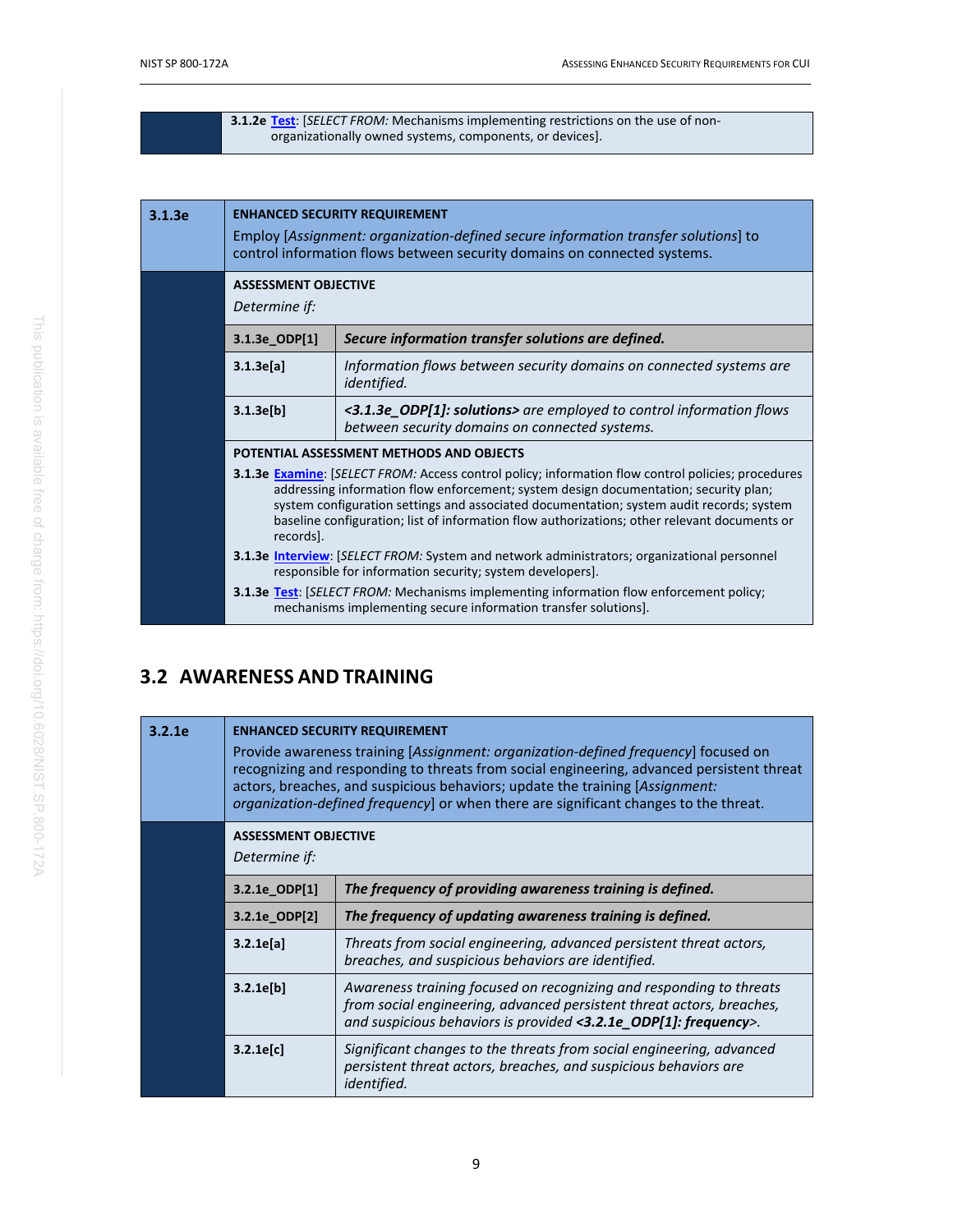**3.1.2e Test**: [*SELECT FROM:* Mechanisms implementing restrictions on the use of non-organizationally owned systems, components, or devices].

| 3.1.3e | ENHANCED SECURITY REQUIREMENT |
|---|---|
| | Employ [*Assignment: organization-defined secure information transfer solutions*] to control information flows between security domains on connected systems. |

**ASSESSMENT OBJECTIVE**

*Determine if:*

| | |
|---|---|
| **3.1.3e_ODP[1]** | ***Secure information transfer solutions are defined.*** |
| **3.1.3e[a]** | *Information flows between security domains on connected systems are identified.* |
| **3.1.3e[b]** | ***<3.1.3e_ODP[1]: solutions>*** *are employed to control information flows between security domains on connected systems.* |

**POTENTIAL ASSESSMENT METHODS AND OBJECTS**

**3.1.3e Examine**: [*SELECT FROM:* Access control policy; information flow control policies; procedures addressing information flow enforcement; system design documentation; security plan; system configuration settings and associated documentation; system audit records; system baseline configuration; list of information flow authorizations; other relevant documents or records].

**3.1.3e Interview**: [*SELECT FROM:* System and network administrators; organizational personnel responsible for information security; system developers].

**3.1.3e Test**: [*SELECT FROM:* Mechanisms implementing information flow enforcement policy; mechanisms implementing secure information transfer solutions].

## 3.2 AWARENESS AND TRAINING

| 3.2.1e | ENHANCED SECURITY REQUIREMENT |
|---|---|
| | Provide awareness training [*Assignment: organization-defined frequency*] focused on recognizing and responding to threats from social engineering, advanced persistent threat actors, breaches, and suspicious behaviors; update the training [*Assignment: organization-defined frequency*] or when there are significant changes to the threat. |

**ASSESSMENT OBJECTIVE**

*Determine if:*

| | |
|---|---|
| **3.2.1e_ODP[1]** | ***The frequency of providing awareness training is defined.*** |
| **3.2.1e_ODP[2]** | ***The frequency of updating awareness training is defined.*** |
| **3.2.1e[a]** | *Threats from social engineering, advanced persistent threat actors, breaches, and suspicious behaviors are identified.* |
| **3.2.1e[b]** | *Awareness training focused on recognizing and responding to threats from social engineering, advanced persistent threat actors, breaches, and suspicious behaviors is provided* ***<3.2.1e_ODP[1]: frequency>****.* |
| **3.2.1e[c]** | *Significant changes to the threats from social engineering, advanced persistent threat actors, breaches, and suspicious behaviors are identified.* |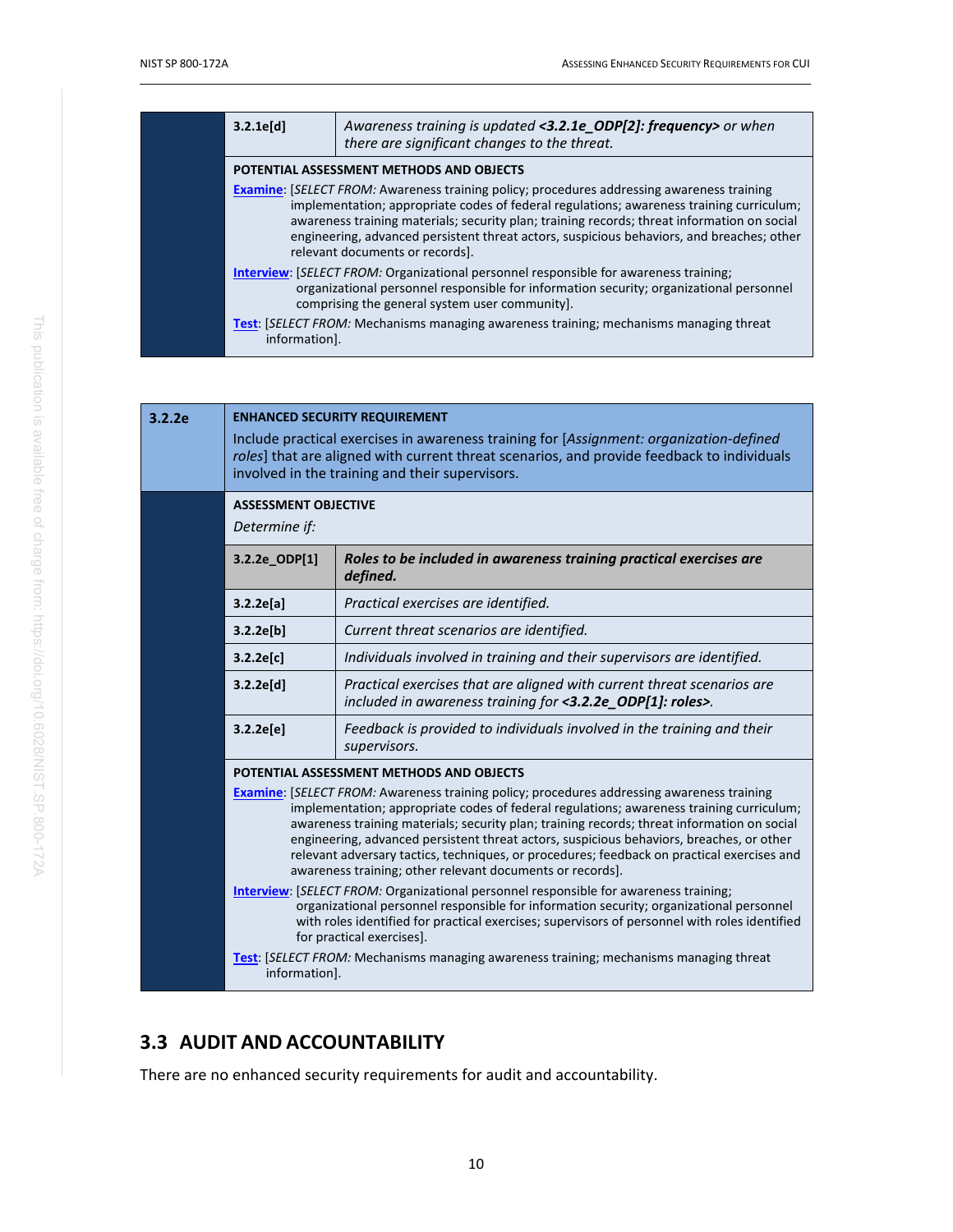| | | |
|---|---|---|
| | **3.2.1e[d]** | *Awareness training is updated **<3.2.1e_ODP[2]: frequency>** or when there are significant changes to the threat.* |
| | **POTENTIAL ASSESSMENT METHODS AND OBJECTS**<br>**Examine**: [*SELECT FROM:* Awareness training policy; procedures addressing awareness training implementation; appropriate codes of federal regulations; awareness training curriculum; awareness training materials; security plan; training records; threat information on social engineering, advanced persistent threat actors, suspicious behaviors, and breaches; other relevant documents or records].<br>**Interview**: [*SELECT FROM:* Organizational personnel responsible for awareness training; organizational personnel responsible for information security; organizational personnel comprising the general system user community].<br>**Test**: [*SELECT FROM:* Mechanisms managing awareness training; mechanisms managing threat information]. | |

| | | |
|---|---|---|
| **3.2.2e** | **ENHANCED SECURITY REQUIREMENT**<br>Include practical exercises in awareness training for [*Assignment: organization-defined roles*] that are aligned with current threat scenarios, and provide feedback to individuals involved in the training and their supervisors. | |
| | **ASSESSMENT OBJECTIVE**<br>*Determine if:* | |
| | **3.2.2e_ODP[1]** | ***Roles to be included in awareness training practical exercises are defined.*** |
| | **3.2.2e[a]** | *Practical exercises are identified.* |
| | **3.2.2e[b]** | *Current threat scenarios are identified.* |
| | **3.2.2e[c]** | *Individuals involved in training and their supervisors are identified.* |
| | **3.2.2e[d]** | *Practical exercises that are aligned with current threat scenarios are included in awareness training for **<3.2.2e_ODP[1]: roles>**.* |
| | **3.2.2e[e]** | *Feedback is provided to individuals involved in the training and their supervisors.* |
| | **POTENTIAL ASSESSMENT METHODS AND OBJECTS**<br>**Examine**: [*SELECT FROM:* Awareness training policy; procedures addressing awareness training implementation; appropriate codes of federal regulations; awareness training curriculum; awareness training materials; security plan; training records; threat information on social engineering, advanced persistent threat actors, suspicious behaviors, breaches, or other relevant adversary tactics, techniques, or procedures; feedback on practical exercises and awareness training; other relevant documents or records].<br>**Interview**: [*SELECT FROM:* Organizational personnel responsible for awareness training; organizational personnel responsible for information security; organizational personnel with roles identified for practical exercises; supervisors of personnel with roles identified for practical exercises].<br>**Test**: [*SELECT FROM:* Mechanisms managing awareness training; mechanisms managing threat information]. | |

## 3.3 AUDIT AND ACCOUNTABILITY

There are no enhanced security requirements for audit and accountability.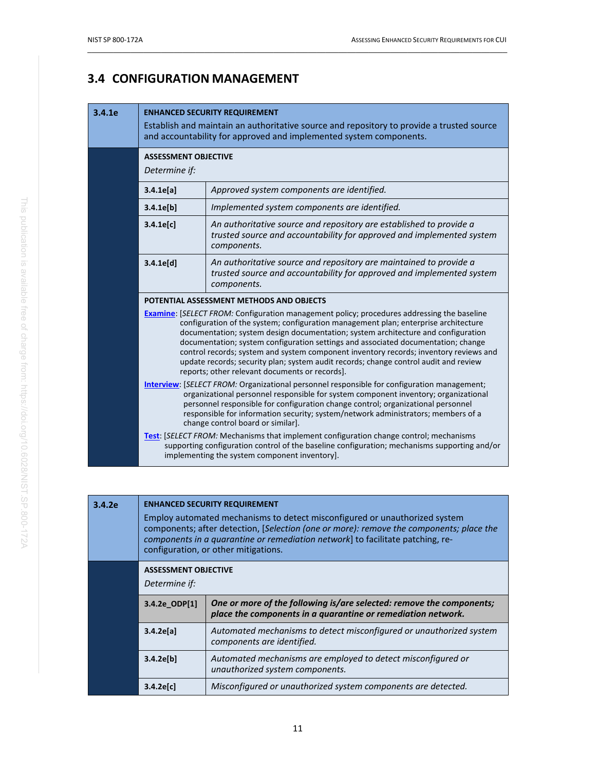## 3.4 CONFIGURATION MANAGEMENT

| 3.4.1e | ENHANCED SECURITY REQUIREMENT |
|---|---|
| | Establish and maintain an authoritative source and repository to provide a trusted source and accountability for approved and implemented system components. |

**ASSESSMENT OBJECTIVE**

*Determine if:*

| | |
|---|---|
| **3.4.1e[a]** | *Approved system components are identified.* |
| **3.4.1e[b]** | *Implemented system components are identified.* |
| **3.4.1e[c]** | *An authoritative source and repository are established to provide a trusted source and accountability for approved and implemented system components.* |
| **3.4.1e[d]** | *An authoritative source and repository are maintained to provide a trusted source and accountability for approved and implemented system components.* |

**POTENTIAL ASSESSMENT METHODS AND OBJECTS**

**Examine**: [*SELECT FROM:* Configuration management policy; procedures addressing the baseline configuration of the system; configuration management plan; enterprise architecture documentation; system design documentation; system architecture and configuration documentation; system configuration settings and associated documentation; change control records; system and system component inventory records; inventory reviews and update records; security plan; system audit records; change control audit and review reports; other relevant documents or records].

**Interview**: [*SELECT FROM:* Organizational personnel responsible for configuration management; organizational personnel responsible for system component inventory; organizational personnel responsible for configuration change control; organizational personnel responsible for information security; system/network administrators; members of a change control board or similar].

**Test**: [*SELECT FROM:* Mechanisms that implement configuration change control; mechanisms supporting configuration control of the baseline configuration; mechanisms supporting and/or implementing the system component inventory].

| 3.4.2e | ENHANCED SECURITY REQUIREMENT |
|---|---|
| | Employ automated mechanisms to detect misconfigured or unauthorized system components; after detection, [*Selection (one or more): remove the components; place the components in a quarantine or remediation network*] to facilitate patching, re-configuration, or other mitigations. |

**ASSESSMENT OBJECTIVE**

*Determine if:*

| | |
|---|---|
| **3.4.2e_ODP[1]** | ***One or more of the following is/are selected: remove the components; place the components in a quarantine or remediation network.*** |
| **3.4.2e[a]** | *Automated mechanisms to detect misconfigured or unauthorized system components are identified.* |
| **3.4.2e[b]** | *Automated mechanisms are employed to detect misconfigured or unauthorized system components.* |
| **3.4.2e[c]** | *Misconfigured or unauthorized system components are detected.* |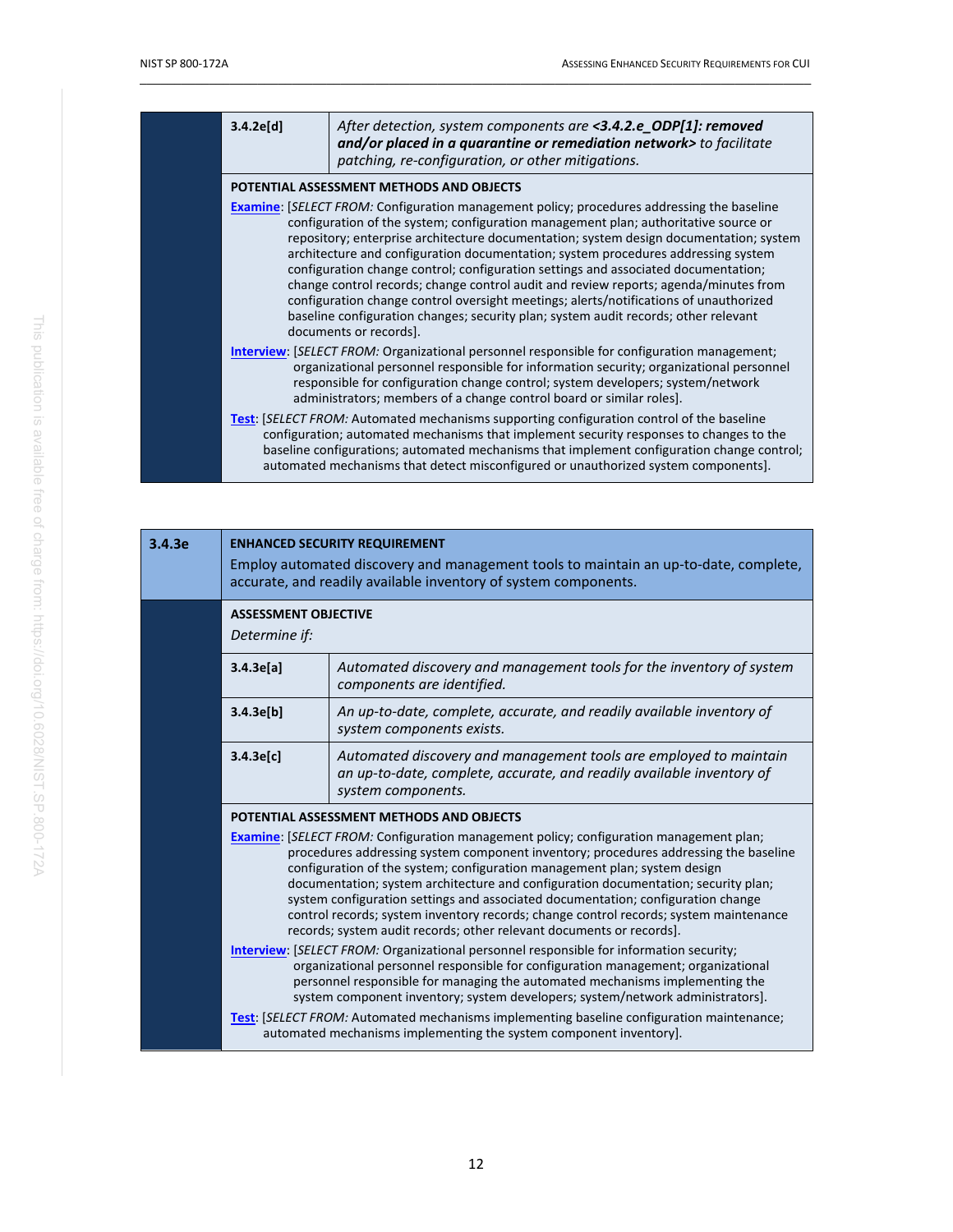| | |
|---|---|
| 3.4.2e[d] | *After detection, system components are **<3.4.2.e_ODP[1]: removed and/or placed in a quarantine or remediation network>** to facilitate patching, re-configuration, or other mitigations.* |

**POTENTIAL ASSESSMENT METHODS AND OBJECTS**

**Examine**: [*SELECT FROM:* Configuration management policy; procedures addressing the baseline configuration of the system; configuration management plan; authoritative source or repository; enterprise architecture documentation; system design documentation; system architecture and configuration documentation; system procedures addressing system configuration change control; configuration settings and associated documentation; change control records; change control audit and review reports; agenda/minutes from configuration change control oversight meetings; alerts/notifications of unauthorized baseline configuration changes; security plan; system audit records; other relevant documents or records].

**Interview**: [*SELECT FROM:* Organizational personnel responsible for configuration management; organizational personnel responsible for information security; organizational personnel responsible for configuration change control; system developers; system/network administrators; members of a change control board or similar roles].

**Test**: [*SELECT FROM:* Automated mechanisms supporting configuration control of the baseline configuration; automated mechanisms that implement security responses to changes to the baseline configurations; automated mechanisms that implement configuration change control; automated mechanisms that detect misconfigured or unauthorized system components].

## 3.4.3e

**ENHANCED SECURITY REQUIREMENT**

Employ automated discovery and management tools to maintain an up-to-date, complete, accurate, and readily available inventory of system components.

**ASSESSMENT OBJECTIVE**

*Determine if:*

| | |
|---|---|
| 3.4.3e[a] | *Automated discovery and management tools for the inventory of system components are identified.* |
| 3.4.3e[b] | *An up-to-date, complete, accurate, and readily available inventory of system components exists.* |
| 3.4.3e[c] | *Automated discovery and management tools are employed to maintain an up-to-date, complete, accurate, and readily available inventory of system components.* |

**POTENTIAL ASSESSMENT METHODS AND OBJECTS**

**Examine**: [*SELECT FROM:* Configuration management policy; configuration management plan; procedures addressing system component inventory; procedures addressing the baseline configuration of the system; configuration management plan; system design documentation; system architecture and configuration documentation; security plan; system configuration settings and associated documentation; configuration change control records; system inventory records; change control records; system maintenance records; system audit records; other relevant documents or records].

**Interview**: [*SELECT FROM:* Organizational personnel responsible for information security; organizational personnel responsible for configuration management; organizational personnel responsible for managing the automated mechanisms implementing the system component inventory; system developers; system/network administrators].

**Test**: [*SELECT FROM:* Automated mechanisms implementing baseline configuration maintenance; automated mechanisms implementing the system component inventory].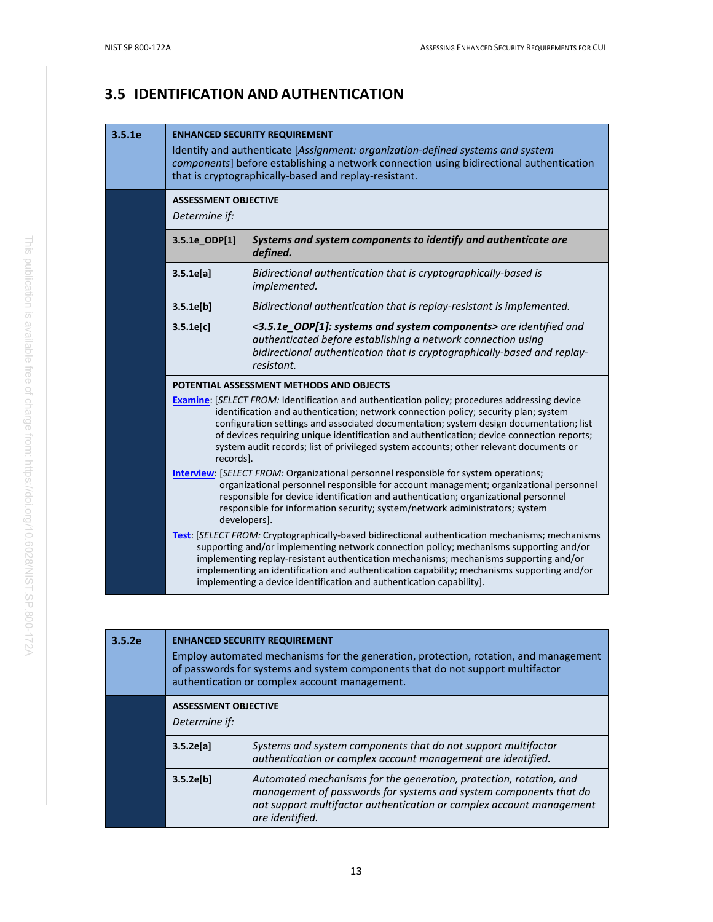## 3.5 IDENTIFICATION AND AUTHENTICATION

| 3.5.1e | ENHANCED SECURITY REQUIREMENT |
|---|---|
| | Identify and authenticate [*Assignment: organization-defined systems and system components*] before establishing a network connection using bidirectional authentication that is cryptographically-based and replay-resistant. |

**ASSESSMENT OBJECTIVE**

*Determine if:*

| | |
|---|---|
| **3.5.1e_ODP[1]** | ***Systems and system components to identify and authenticate are defined.*** |
| **3.5.1e[a]** | *Bidirectional authentication that is cryptographically-based is implemented.* |
| **3.5.1e[b]** | *Bidirectional authentication that is replay-resistant is implemented.* |
| **3.5.1e[c]** | ***<3.5.1e_ODP[1]: systems and system components>*** *are identified and authenticated before establishing a network connection using bidirectional authentication that is cryptographically-based and replay-resistant.* |

**POTENTIAL ASSESSMENT METHODS AND OBJECTS**

**Examine**: [*SELECT FROM:* Identification and authentication policy; procedures addressing device identification and authentication; network connection policy; security plan; system configuration settings and associated documentation; system design documentation; list of devices requiring unique identification and authentication; device connection reports; system audit records; list of privileged system accounts; other relevant documents or records].

**Interview**: [*SELECT FROM:* Organizational personnel responsible for system operations; organizational personnel responsible for account management; organizational personnel responsible for device identification and authentication; organizational personnel responsible for information security; system/network administrators; system developers].

**Test**: [*SELECT FROM:* Cryptographically-based bidirectional authentication mechanisms; mechanisms supporting and/or implementing network connection policy; mechanisms supporting and/or implementing replay-resistant authentication mechanisms; mechanisms supporting and/or implementing an identification and authentication capability; mechanisms supporting and/or implementing a device identification and authentication capability].

| 3.5.2e | ENHANCED SECURITY REQUIREMENT |
|---|---|
| | Employ automated mechanisms for the generation, protection, rotation, and management of passwords for systems and system components that do not support multifactor authentication or complex account management. |

**ASSESSMENT OBJECTIVE**

*Determine if:*

| | |
|---|---|
| **3.5.2e[a]** | *Systems and system components that do not support multifactor authentication or complex account management are identified.* |
| **3.5.2e[b]** | *Automated mechanisms for the generation, protection, rotation, and management of passwords for systems and system components that do not support multifactor authentication or complex account management are identified.* |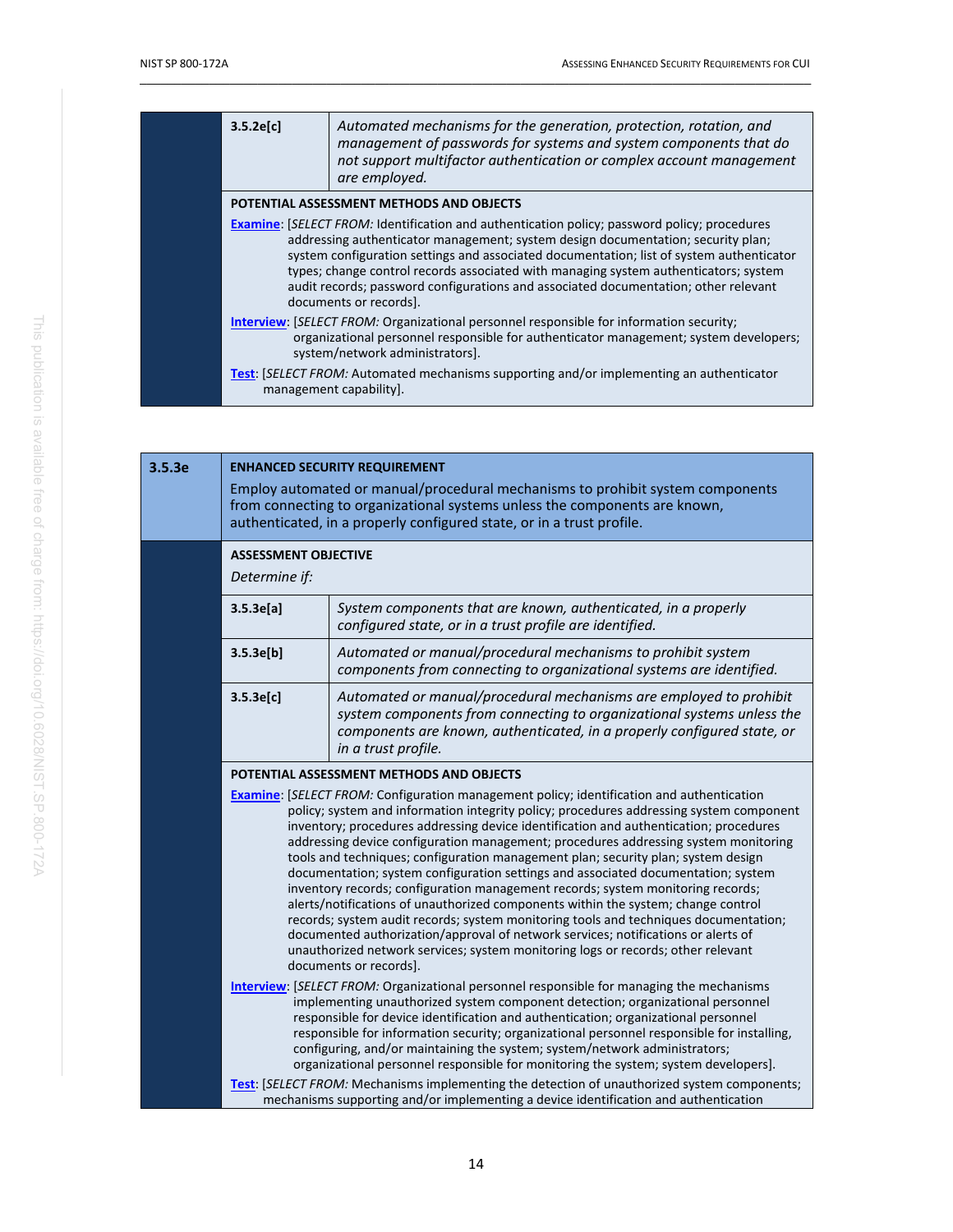| | | |
|---|---|---|
| | **3.5.2e[c]** | *Automated mechanisms for the generation, protection, rotation, and management of passwords for systems and system components that do not support multifactor authentication or complex account management are employed.* |

**POTENTIAL ASSESSMENT METHODS AND OBJECTS**

**Examine**: [*SELECT FROM:* Identification and authentication policy; password policy; procedures addressing authenticator management; system design documentation; security plan; system configuration settings and associated documentation; list of system authenticator types; change control records associated with managing system authenticators; system audit records; password configurations and associated documentation; other relevant documents or records].

**Interview**: [*SELECT FROM:* Organizational personnel responsible for information security; organizational personnel responsible for authenticator management; system developers; system/network administrators].

**Test**: [*SELECT FROM:* Automated mechanisms supporting and/or implementing an authenticator management capability].

| **3.5.3e** | **ENHANCED SECURITY REQUIREMENT** | |
|---|---|---|
| | Employ automated or manual/procedural mechanisms to prohibit system components from connecting to organizational systems unless the components are known, authenticated, in a properly configured state, or in a trust profile. | |
| | **ASSESSMENT OBJECTIVE** *Determine if:* | |
| | **3.5.3e[a]** | *System components that are known, authenticated, in a properly configured state, or in a trust profile are identified.* |
| | **3.5.3e[b]** | *Automated or manual/procedural mechanisms to prohibit system components from connecting to organizational systems are identified.* |
| | **3.5.3e[c]** | *Automated or manual/procedural mechanisms are employed to prohibit system components from connecting to organizational systems unless the components are known, authenticated, in a properly configured state, or in a trust profile.* |

**POTENTIAL ASSESSMENT METHODS AND OBJECTS**

**Examine**: [*SELECT FROM:* Configuration management policy; identification and authentication policy; system and information integrity policy; procedures addressing system component inventory; procedures addressing device identification and authentication; procedures addressing device configuration management; procedures addressing system monitoring tools and techniques; configuration management plan; security plan; system design documentation; system configuration settings and associated documentation; system inventory records; configuration management records; system monitoring records; alerts/notifications of unauthorized components within the system; change control records; system audit records; system monitoring tools and techniques documentation; documented authorization/approval of network services; notifications or alerts of unauthorized network services; system monitoring logs or records; other relevant documents or records].

**Interview**: [*SELECT FROM:* Organizational personnel responsible for managing the mechanisms implementing unauthorized system component detection; organizational personnel responsible for device identification and authentication; organizational personnel responsible for information security; organizational personnel responsible for installing, configuring, and/or maintaining the system; system/network administrators; organizational personnel responsible for monitoring the system; system developers].

**Test**: [*SELECT FROM:* Mechanisms implementing the detection of unauthorized system components; mechanisms supporting and/or implementing a device identification and authentication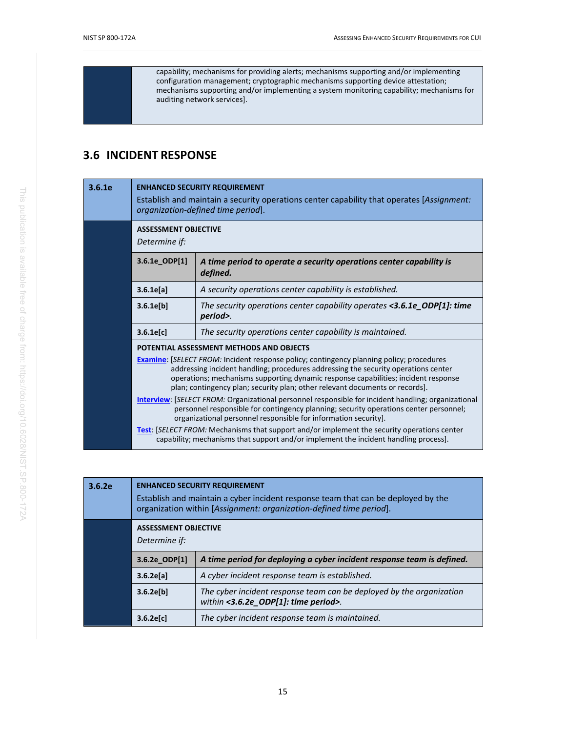capability; mechanisms for providing alerts; mechanisms supporting and/or implementing configuration management; cryptographic mechanisms supporting device attestation; mechanisms supporting and/or implementing a system monitoring capability; mechanisms for auditing network services].

## 3.6 INCIDENT RESPONSE

**3.6.1e**

**ENHANCED SECURITY REQUIREMENT**

Establish and maintain a security operations center capability that operates [*Assignment: organization-defined time period*].

**ASSESSMENT OBJECTIVE**

*Determine if:*

| | |
|---|---|
| **3.6.1e_ODP[1]** | ***A time period to operate a security operations center capability is defined.*** |
| **3.6.1e[a]** | *A security operations center capability is established.* |
| **3.6.1e[b]** | *The security operations center capability operates* ***<3.6.1e_ODP[1]: time period>****.* |
| **3.6.1e[c]** | *The security operations center capability is maintained.* |

**POTENTIAL ASSESSMENT METHODS AND OBJECTS**

**Examine**: [*SELECT FROM:* Incident response policy; contingency planning policy; procedures addressing incident handling; procedures addressing the security operations center operations; mechanisms supporting dynamic response capabilities; incident response plan; contingency plan; security plan; other relevant documents or records].

**Interview**: [*SELECT FROM:* Organizational personnel responsible for incident handling; organizational personnel responsible for contingency planning; security operations center personnel; organizational personnel responsible for information security].

**Test**: [*SELECT FROM:* Mechanisms that support and/or implement the security operations center capability; mechanisms that support and/or implement the incident handling process].

**3.6.2e**

**ENHANCED SECURITY REQUIREMENT**

Establish and maintain a cyber incident response team that can be deployed by the organization within [*Assignment: organization-defined time period*].

**ASSESSMENT OBJECTIVE**

*Determine if:*

| | |
|---|---|
| **3.6.2e_ODP[1]** | ***A time period for deploying a cyber incident response team is defined.*** |
| **3.6.2e[a]** | *A cyber incident response team is established.* |
| **3.6.2e[b]** | *The cyber incident response team can be deployed by the organization within* ***<3.6.2e_ODP[1]: time period>****.* |
| **3.6.2e[c]** | *The cyber incident response team is maintained.* |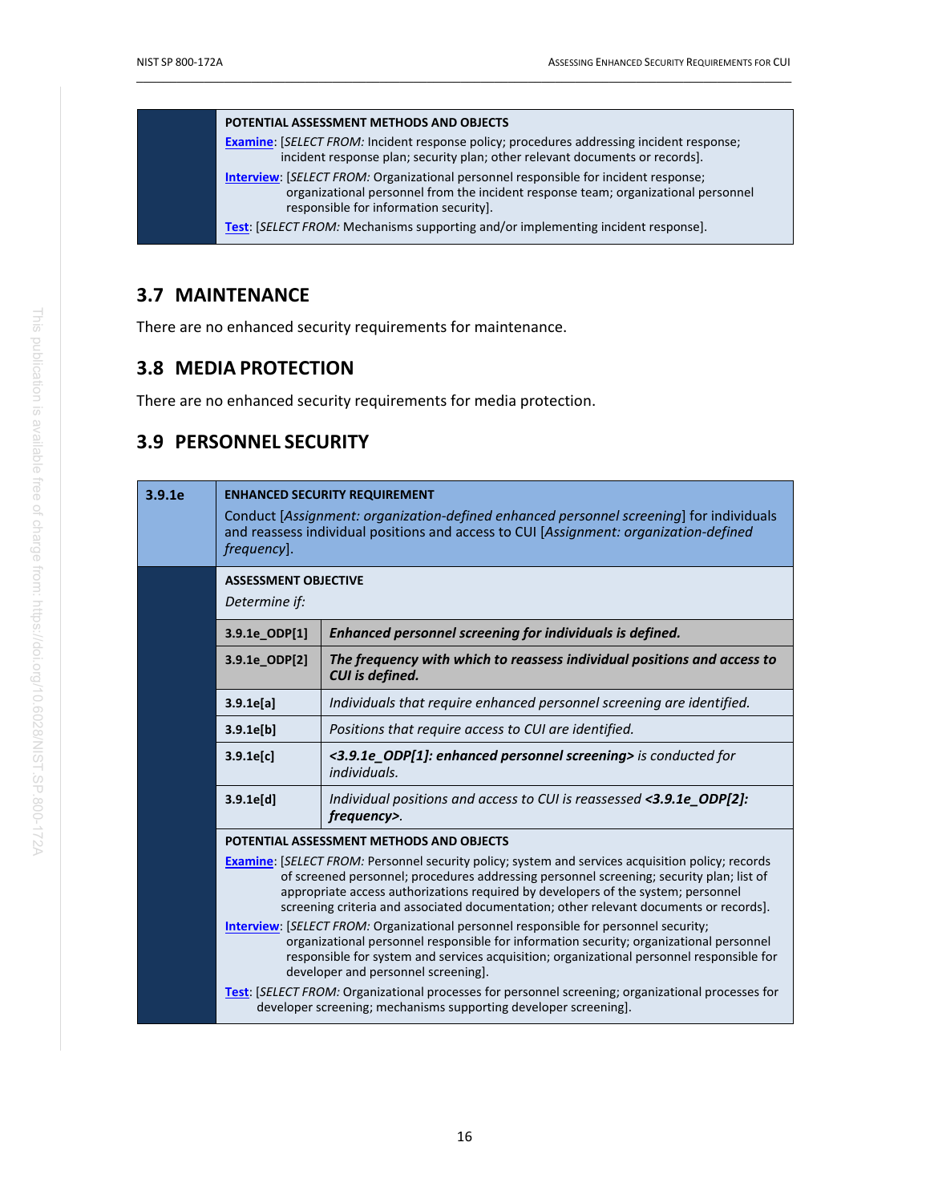**POTENTIAL ASSESSMENT METHODS AND OBJECTS**

**Examine**: [*SELECT FROM:* Incident response policy; procedures addressing incident response; incident response plan; security plan; other relevant documents or records].

**Interview**: [*SELECT FROM:* Organizational personnel responsible for incident response; organizational personnel from the incident response team; organizational personnel responsible for information security].

**Test**: [*SELECT FROM:* Mechanisms supporting and/or implementing incident response].

## 3.7 MAINTENANCE

There are no enhanced security requirements for maintenance.

## 3.8 MEDIA PROTECTION

There are no enhanced security requirements for media protection.

## 3.9 PERSONNEL SECURITY

**3.9.1e**

**ENHANCED SECURITY REQUIREMENT**

Conduct [*Assignment: organization-defined enhanced personnel screening*] for individuals and reassess individual positions and access to CUI [*Assignment: organization-defined frequency*].

**ASSESSMENT OBJECTIVE**

*Determine if:*

| | |
|---|---|
| **3.9.1e_ODP[1]** | ***Enhanced personnel screening for individuals is defined.*** |
| **3.9.1e_ODP[2]** | ***The frequency with which to reassess individual positions and access to CUI is defined.*** |
| **3.9.1e[a]** | *Individuals that require enhanced personnel screening are identified.* |
| **3.9.1e[b]** | *Positions that require access to CUI are identified.* |
| **3.9.1e[c]** | ***<3.9.1e_ODP[1]: enhanced personnel screening>*** *is conducted for individuals.* |
| **3.9.1e[d]** | *Individual positions and access to CUI is reassessed* ***<3.9.1e_ODP[2]: frequency>****.* |

**POTENTIAL ASSESSMENT METHODS AND OBJECTS**

**Examine**: [*SELECT FROM:* Personnel security policy; system and services acquisition policy; records of screened personnel; procedures addressing personnel screening; security plan; list of appropriate access authorizations required by developers of the system; personnel screening criteria and associated documentation; other relevant documents or records].

**Interview**: [*SELECT FROM:* Organizational personnel responsible for personnel security; organizational personnel responsible for information security; organizational personnel responsible for system and services acquisition; organizational personnel responsible for developer and personnel screening].

**Test**: [*SELECT FROM:* Organizational processes for personnel screening; organizational processes for developer screening; mechanisms supporting developer screening].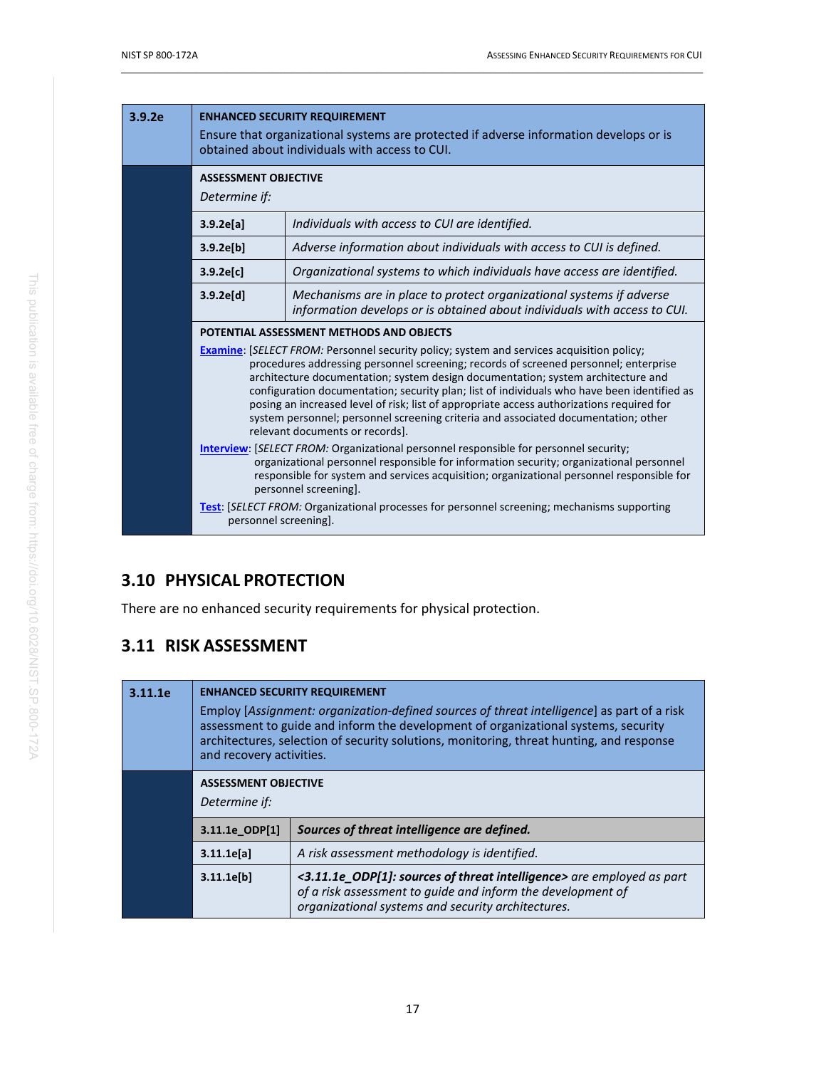| 3.9.2e | ENHANCED SECURITY REQUIREMENT | |
|---|---|---|
| | Ensure that organizational systems are protected if adverse information develops or is obtained about individuals with access to CUI. | |
| | **ASSESSMENT OBJECTIVE** *Determine if:* | |
| | **3.9.2e[a]** | *Individuals with access to CUI are identified.* |
| | **3.9.2e[b]** | *Adverse information about individuals with access to CUI is defined.* |
| | **3.9.2e[c]** | *Organizational systems to which individuals have access are identified.* |
| | **3.9.2e[d]** | *Mechanisms are in place to protect organizational systems if adverse information develops or is obtained about individuals with access to CUI.* |
| | **POTENTIAL ASSESSMENT METHODS AND OBJECTS** **Examine**: [*SELECT FROM:* Personnel security policy; system and services acquisition policy; procedures addressing personnel screening; records of screened personnel; enterprise architecture documentation; system design documentation; system architecture and configuration documentation; security plan; list of individuals who have been identified as posing an increased level of risk; list of appropriate access authorizations required for system personnel; personnel screening criteria and associated documentation; other relevant documents or records]. **Interview**: [*SELECT FROM:* Organizational personnel responsible for personnel security; organizational personnel responsible for information security; organizational personnel responsible for system and services acquisition; organizational personnel responsible for personnel screening]. **Test**: [*SELECT FROM:* Organizational processes for personnel screening; mechanisms supporting personnel screening]. | |

## 3.10 PHYSICAL PROTECTION

There are no enhanced security requirements for physical protection.

## 3.11 RISK ASSESSMENT

| 3.11.1e | ENHANCED SECURITY REQUIREMENT | |
|---|---|---|
| | Employ [*Assignment: organization-defined sources of threat intelligence*] as part of a risk assessment to guide and inform the development of organizational systems, security architectures, selection of security solutions, monitoring, threat hunting, and response and recovery activities. | |
| | **ASSESSMENT OBJECTIVE** *Determine if:* | |
| | **3.11.1e_ODP[1]** | ***Sources of threat intelligence are defined.*** |
| | **3.11.1e[a]** | *A risk assessment methodology is identified.* |
| | **3.11.1e[b]** | ***<3.11.1e_ODP[1]: sources of threat intelligence>*** *are employed as part of a risk assessment to guide and inform the development of organizational systems and security architectures.* |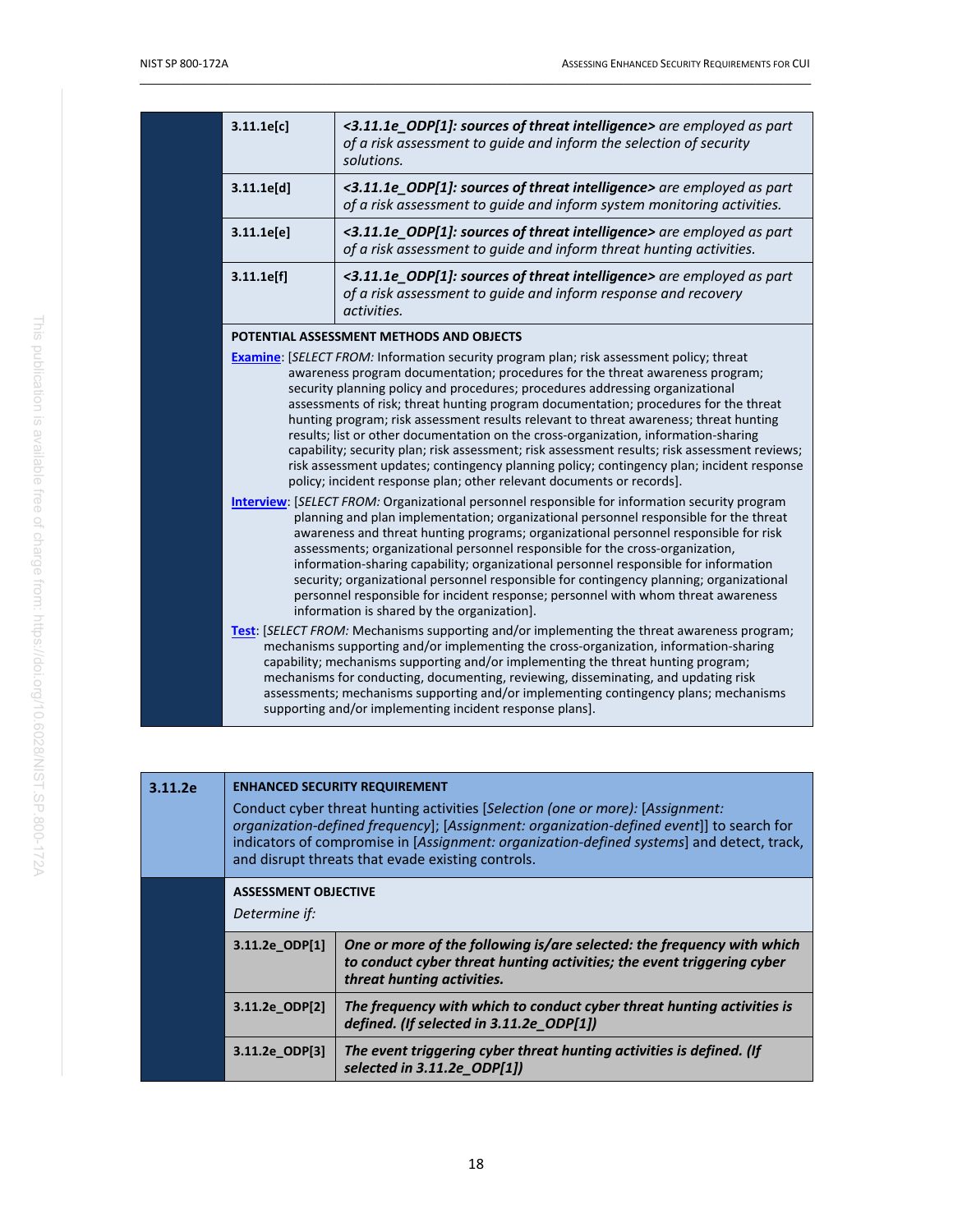| | | |
|---|---|---|
| | 3.11.1e[c] | *<3.11.1e_ODP[1]: **sources of threat intelligence**> are employed as part of a risk assessment to guide and inform the selection of security solutions.* |
| | 3.11.1e[d] | *<3.11.1e_ODP[1]: **sources of threat intelligence**> are employed as part of a risk assessment to guide and inform system monitoring activities.* |
| | 3.11.1e[e] | *<3.11.1e_ODP[1]: **sources of threat intelligence**> are employed as part of a risk assessment to guide and inform threat hunting activities.* |
| | 3.11.1e[f] | *<3.11.1e_ODP[1]: **sources of threat intelligence**> are employed as part of a risk assessment to guide and inform response and recovery activities.* |

**POTENTIAL ASSESSMENT METHODS AND OBJECTS**

**Examine**: [*SELECT FROM:* Information security program plan; risk assessment policy; threat awareness program documentation; procedures for the threat awareness program; security planning policy and procedures; procedures addressing organizational assessments of risk; threat hunting program documentation; procedures for the threat hunting program; risk assessment results relevant to threat awareness; threat hunting results; list or other documentation on the cross-organization, information-sharing capability; security plan; risk assessment; risk assessment results; risk assessment reviews; risk assessment updates; contingency planning policy; contingency plan; incident response policy; incident response plan; other relevant documents or records].

**Interview**: [*SELECT FROM:* Organizational personnel responsible for information security program planning and plan implementation; organizational personnel responsible for the threat awareness and threat hunting programs; organizational personnel responsible for risk assessments; organizational personnel responsible for the cross-organization, information-sharing capability; organizational personnel responsible for information security; organizational personnel responsible for contingency planning; organizational personnel responsible for incident response; personnel with whom threat awareness information is shared by the organization].

**Test**: [*SELECT FROM:* Mechanisms supporting and/or implementing the threat awareness program; mechanisms supporting and/or implementing the cross-organization, information-sharing capability; mechanisms supporting and/or implementing the threat hunting program; mechanisms for conducting, documenting, reviewing, disseminating, and updating risk assessments; mechanisms supporting and/or implementing contingency plans; mechanisms supporting and/or implementing incident response plans].

**3.11.2e**

**ENHANCED SECURITY REQUIREMENT**

Conduct cyber threat hunting activities [*Selection (one or more):* [*Assignment: organization-defined frequency*]; [*Assignment: organization-defined event*]] to search for indicators of compromise in [*Assignment: organization-defined systems*] and detect, track, and disrupt threats that evade existing controls.

**ASSESSMENT OBJECTIVE**

*Determine if:*

| | | |
|---|---|---|
| | 3.11.2e_ODP[1] | ***One or more of the following is/are selected: the frequency with which to conduct cyber threat hunting activities; the event triggering cyber threat hunting activities.*** |
| | 3.11.2e_ODP[2] | ***The frequency with which to conduct cyber threat hunting activities is defined. (If selected in 3.11.2e_ODP[1])*** |
| | 3.11.2e_ODP[3] | ***The event triggering cyber threat hunting activities is defined. (If selected in 3.11.2e_ODP[1])*** |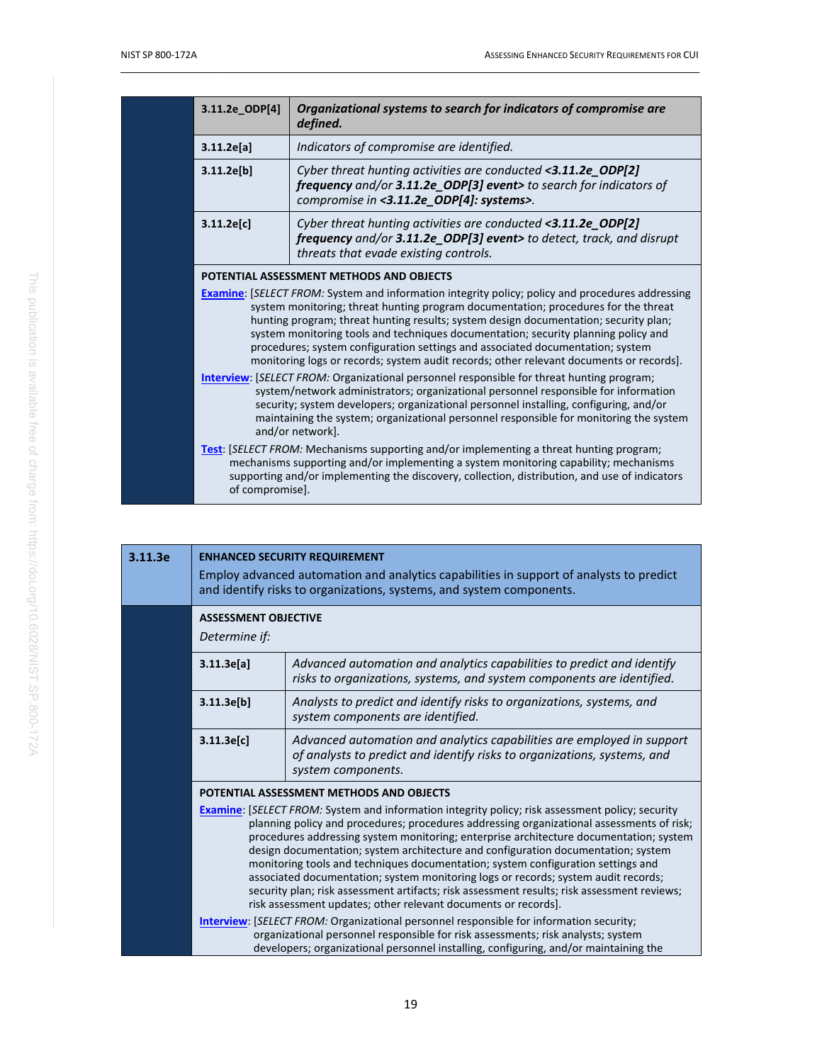| | |
|---|---|
| **3.11.2e_ODP[4]** | ***Organizational systems to search for indicators of compromise are defined.*** |
| **3.11.2e[a]** | *Indicators of compromise are identified.* |
| **3.11.2e[b]** | *Cyber threat hunting activities are conducted **<3.11.2e_ODP[2] frequency** and/or **3.11.2e_ODP[3] event>** to search for indicators of compromise in **<3.11.2e_ODP[4]: systems>**.* |
| **3.11.2e[c]** | *Cyber threat hunting activities are conducted **<3.11.2e_ODP[2] frequency** and/or **3.11.2e_ODP[3] event>** to detect, track, and disrupt threats that evade existing controls.* |

**POTENTIAL ASSESSMENT METHODS AND OBJECTS**

**Examine**: [*SELECT FROM:* System and information integrity policy; policy and procedures addressing system monitoring; threat hunting program documentation; procedures for the threat hunting program; threat hunting results; system design documentation; security plan; system monitoring tools and techniques documentation; security planning policy and procedures; system configuration settings and associated documentation; system monitoring logs or records; system audit records; other relevant documents or records].

**Interview**: [*SELECT FROM:* Organizational personnel responsible for threat hunting program; system/network administrators; organizational personnel responsible for information security; system developers; organizational personnel installing, configuring, and/or maintaining the system; organizational personnel responsible for monitoring the system and/or network].

**Test**: [*SELECT FROM:* Mechanisms supporting and/or implementing a threat hunting program; mechanisms supporting and/or implementing a system monitoring capability; mechanisms supporting and/or implementing the discovery, collection, distribution, and use of indicators of compromise].

## 3.11.3e

**ENHANCED SECURITY REQUIREMENT**

Employ advanced automation and analytics capabilities in support of analysts to predict and identify risks to organizations, systems, and system components.

**ASSESSMENT OBJECTIVE**

*Determine if:*

| | |
|---|---|
| **3.11.3e[a]** | *Advanced automation and analytics capabilities to predict and identify risks to organizations, systems, and system components are identified.* |
| **3.11.3e[b]** | *Analysts to predict and identify risks to organizations, systems, and system components are identified.* |
| **3.11.3e[c]** | *Advanced automation and analytics capabilities are employed in support of analysts to predict and identify risks to organizations, systems, and system components.* |

**POTENTIAL ASSESSMENT METHODS AND OBJECTS**

**Examine**: [*SELECT FROM:* System and information integrity policy; risk assessment policy; security planning policy and procedures; procedures addressing organizational assessments of risk; procedures addressing system monitoring; enterprise architecture documentation; system design documentation; system architecture and configuration documentation; system monitoring tools and techniques documentation; system configuration settings and associated documentation; system monitoring logs or records; system audit records; security plan; risk assessment artifacts; risk assessment results; risk assessment reviews; risk assessment updates; other relevant documents or records].

**Interview**: [*SELECT FROM:* Organizational personnel responsible for information security; organizational personnel responsible for risk assessments; risk analysts; system developers; organizational personnel installing, configuring, and/or maintaining the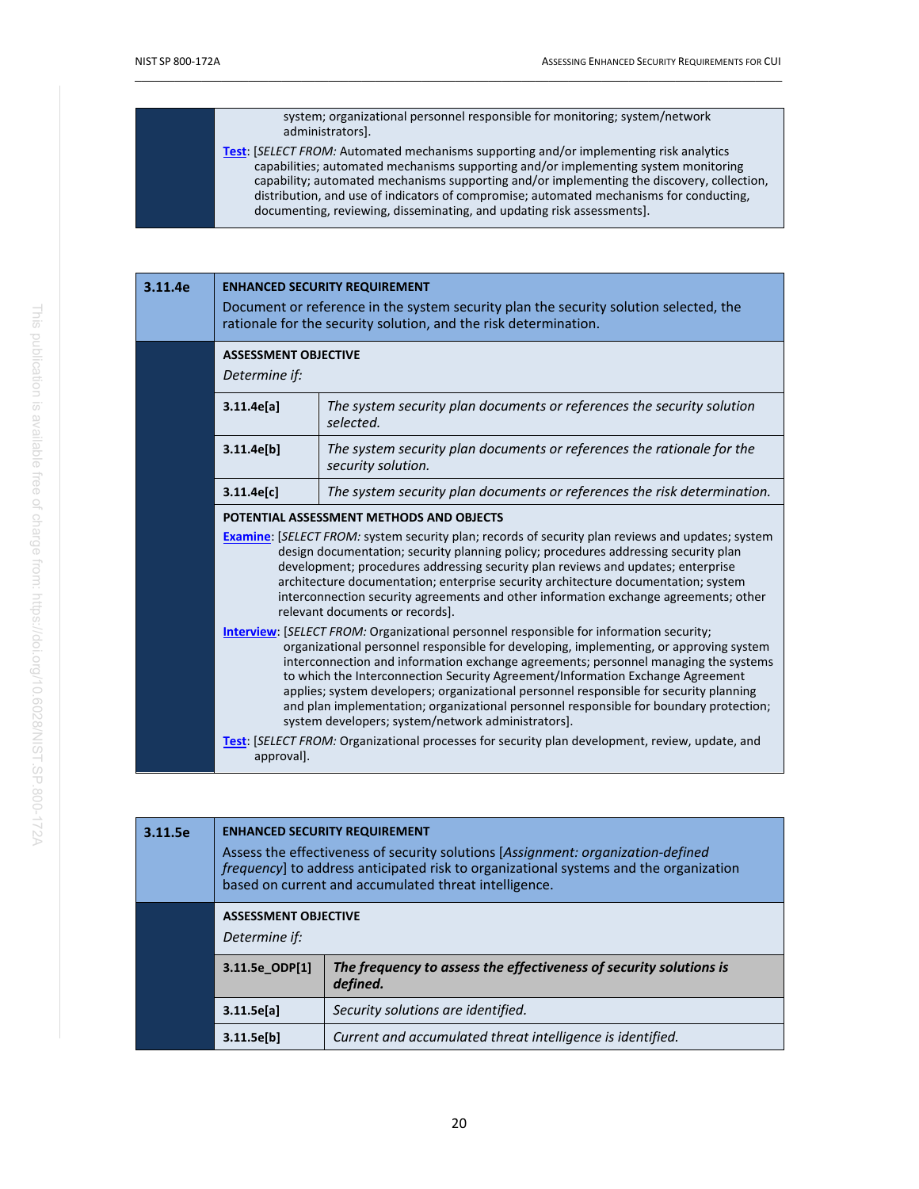system; organizational personnel responsible for monitoring; system/network administrators].

**Test**: [*SELECT FROM:* Automated mechanisms supporting and/or implementing risk analytics capabilities; automated mechanisms supporting and/or implementing system monitoring capability; automated mechanisms supporting and/or implementing the discovery, collection, distribution, and use of indicators of compromise; automated mechanisms for conducting, documenting, reviewing, disseminating, and updating risk assessments].

## 3.11.4e

**ENHANCED SECURITY REQUIREMENT**

Document or reference in the system security plan the security solution selected, the rationale for the security solution, and the risk determination.

**ASSESSMENT OBJECTIVE**

*Determine if:*

| | |
|---|---|
| **3.11.4e[a]** | *The system security plan documents or references the security solution selected.* |
| **3.11.4e[b]** | *The system security plan documents or references the rationale for the security solution.* |
| **3.11.4e[c]** | *The system security plan documents or references the risk determination.* |

**POTENTIAL ASSESSMENT METHODS AND OBJECTS**

**Examine**: [*SELECT FROM:* system security plan; records of security plan reviews and updates; system design documentation; security planning policy; procedures addressing security plan development; procedures addressing security plan reviews and updates; enterprise architecture documentation; enterprise security architecture documentation; system interconnection security agreements and other information exchange agreements; other relevant documents or records].

**Interview**: [*SELECT FROM:* Organizational personnel responsible for information security; organizational personnel responsible for developing, implementing, or approving system interconnection and information exchange agreements; personnel managing the systems to which the Interconnection Security Agreement/Information Exchange Agreement applies; system developers; organizational personnel responsible for security planning and plan implementation; organizational personnel responsible for boundary protection; system developers; system/network administrators].

**Test**: [*SELECT FROM:* Organizational processes for security plan development, review, update, and approval].

## 3.11.5e

**ENHANCED SECURITY REQUIREMENT**

Assess the effectiveness of security solutions [*Assignment: organization-defined frequency*] to address anticipated risk to organizational systems and the organization based on current and accumulated threat intelligence.

**ASSESSMENT OBJECTIVE**

*Determine if:*

| | |
|---|---|
| **3.11.5e_ODP[1]** | ***The frequency to assess the effectiveness of security solutions is defined.*** |
| **3.11.5e[a]** | *Security solutions are identified.* |
| **3.11.5e[b]** | *Current and accumulated threat intelligence is identified.* |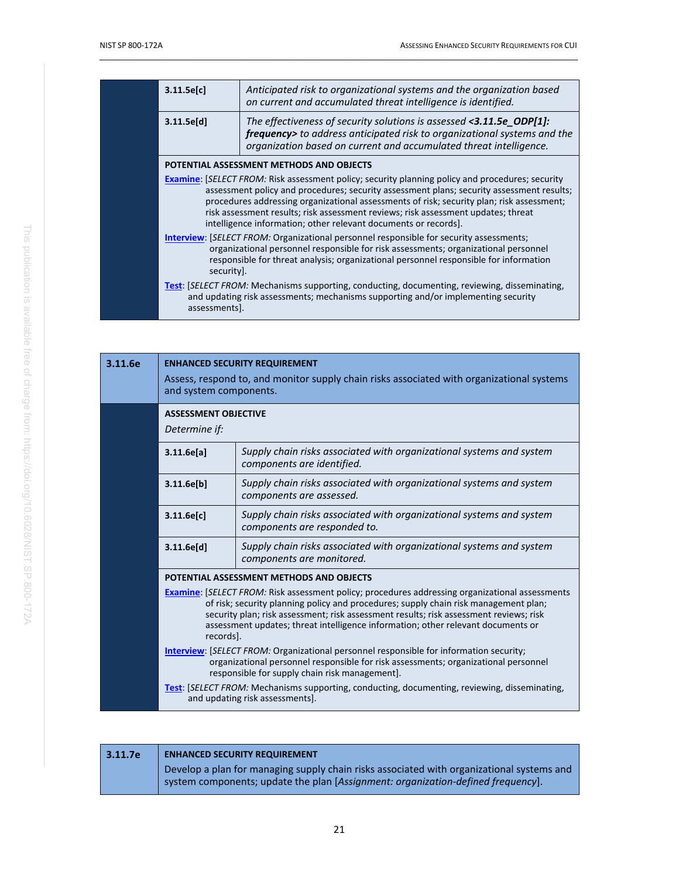| | |
|---|---|
| 3.11.5e[c] | *Anticipated risk to organizational systems and the organization based on current and accumulated threat intelligence is identified.* |
| 3.11.5e[d] | *The effectiveness of security solutions is assessed **<3.11.5e_ODP[1]: frequency>** to address anticipated risk to organizational systems and the organization based on current and accumulated threat intelligence.* |

**POTENTIAL ASSESSMENT METHODS AND OBJECTS**

**Examine**: [*SELECT FROM:* Risk assessment policy; security planning policy and procedures; security assessment policy and procedures; security assessment plans; security assessment results; procedures addressing organizational assessments of risk; security plan; risk assessment; risk assessment results; risk assessment reviews; risk assessment updates; threat intelligence information; other relevant documents or records].

**Interview**: [*SELECT FROM:* Organizational personnel responsible for security assessments; organizational personnel responsible for risk assessments; organizational personnel responsible for threat analysis; organizational personnel responsible for information security].

**Test**: [*SELECT FROM:* Mechanisms supporting, conducting, documenting, reviewing, disseminating, and updating risk assessments; mechanisms supporting and/or implementing security assessments].

---

**3.11.6e**

**ENHANCED SECURITY REQUIREMENT**

Assess, respond to, and monitor supply chain risks associated with organizational systems and system components.

**ASSESSMENT OBJECTIVE**

*Determine if:*

| | |
|---|---|
| 3.11.6e[a] | *Supply chain risks associated with organizational systems and system components are identified.* |
| 3.11.6e[b] | *Supply chain risks associated with organizational systems and system components are assessed.* |
| 3.11.6e[c] | *Supply chain risks associated with organizational systems and system components are responded to.* |
| 3.11.6e[d] | *Supply chain risks associated with organizational systems and system components are monitored.* |

**POTENTIAL ASSESSMENT METHODS AND OBJECTS**

**Examine**: [*SELECT FROM:* Risk assessment policy; procedures addressing organizational assessments of risk; security planning policy and procedures; supply chain risk management plan; security plan; risk assessment; risk assessment results; risk assessment reviews; risk assessment updates; threat intelligence information; other relevant documents or records].

**Interview**: [*SELECT FROM:* Organizational personnel responsible for information security; organizational personnel responsible for risk assessments; organizational personnel responsible for supply chain risk management].

**Test**: [*SELECT FROM:* Mechanisms supporting, conducting, documenting, reviewing, disseminating, and updating risk assessments].

---

**3.11.7e**

**ENHANCED SECURITY REQUIREMENT**

Develop a plan for managing supply chain risks associated with organizational systems and system components; update the plan [*Assignment: organization-defined frequency*].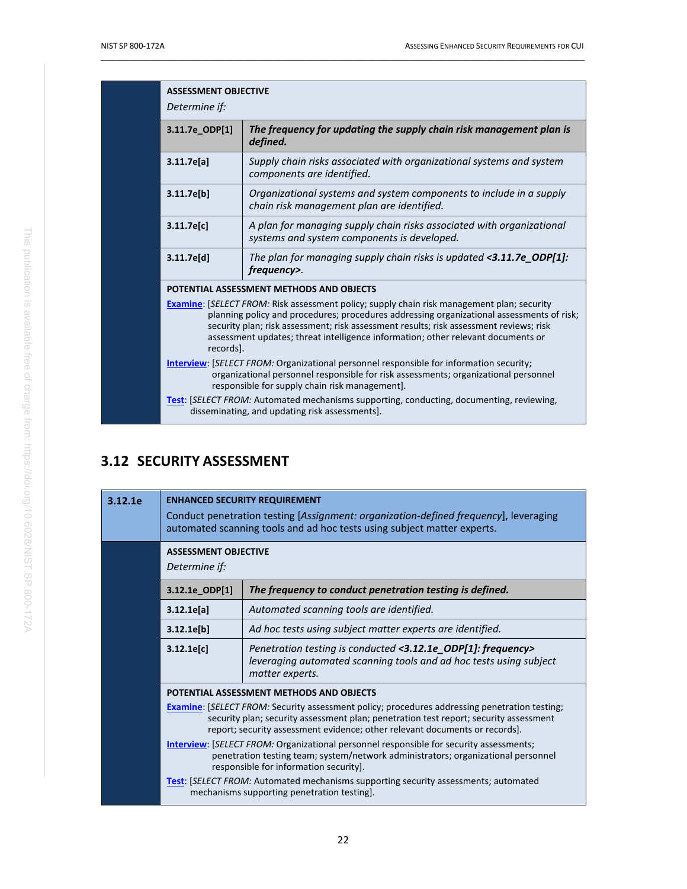**ASSESSMENT OBJECTIVE**

*Determine if:*

| | |
|---|---|
| **3.11.7e_ODP[1]** | ***The frequency for updating the supply chain risk management plan is defined.*** |
| **3.11.7e[a]** | *Supply chain risks associated with organizational systems and system components are identified.* |
| **3.11.7e[b]** | *Organizational systems and system components to include in a supply chain risk management plan are identified.* |
| **3.11.7e[c]** | *A plan for managing supply chain risks associated with organizational systems and system components is developed.* |
| **3.11.7e[d]** | *The plan for managing supply chain risks is updated **<3.11.7e_ODP[1]: frequency>**.* |

**POTENTIAL ASSESSMENT METHODS AND OBJECTS**

**Examine**: [*SELECT FROM:* Risk assessment policy; supply chain risk management plan; security planning policy and procedures; procedures addressing organizational assessments of risk; security plan; risk assessment; risk assessment results; risk assessment reviews; risk assessment updates; threat intelligence information; other relevant documents or records].

**Interview**: [*SELECT FROM:* Organizational personnel responsible for information security; organizational personnel responsible for risk assessments; organizational personnel responsible for supply chain risk management].

**Test**: [*SELECT FROM:* Automated mechanisms supporting, conducting, documenting, reviewing, disseminating, and updating risk assessments].

## 3.12 SECURITY ASSESSMENT

**3.12.1e**

**ENHANCED SECURITY REQUIREMENT**

Conduct penetration testing [*Assignment: organization-defined frequency*], leveraging automated scanning tools and ad hoc tests using subject matter experts.

**ASSESSMENT OBJECTIVE**

*Determine if:*

| | |
|---|---|
| **3.12.1e_ODP[1]** | ***The frequency to conduct penetration testing is defined.*** |
| **3.12.1e[a]** | *Automated scanning tools are identified.* |
| **3.12.1e[b]** | *Ad hoc tests using subject matter experts are identified.* |
| **3.12.1e[c]** | *Penetration testing is conducted **<3.12.1e_ODP[1]: frequency>** leveraging automated scanning tools and ad hoc tests using subject matter experts.* |

**POTENTIAL ASSESSMENT METHODS AND OBJECTS**

**Examine**: [*SELECT FROM:* Security assessment policy; procedures addressing penetration testing; security plan; security assessment plan; penetration test report; security assessment report; security assessment evidence; other relevant documents or records].

**Interview**: [*SELECT FROM:* Organizational personnel responsible for security assessments; penetration testing team; system/network administrators; organizational personnel responsible for information security].

**Test**: [*SELECT FROM:* Automated mechanisms supporting security assessments; automated mechanisms supporting penetration testing].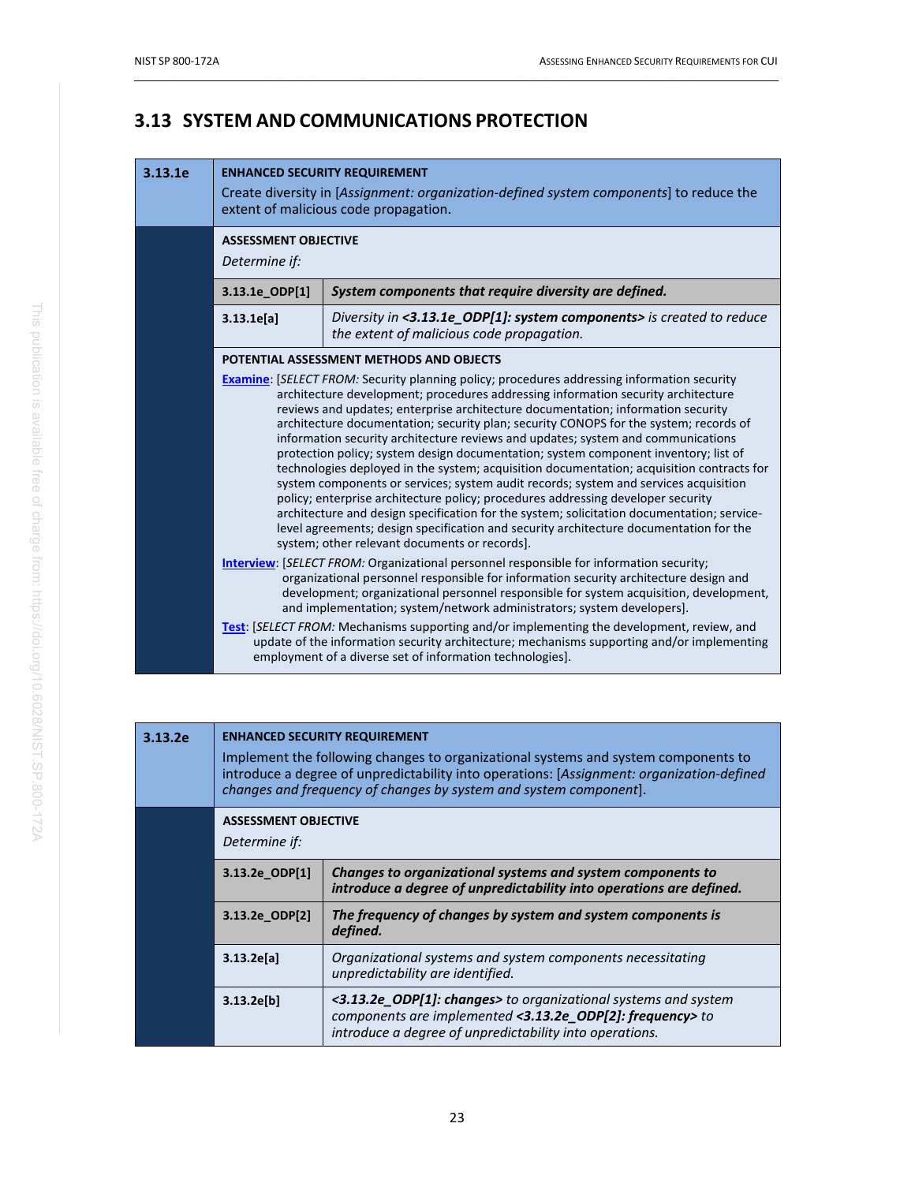## 3.13 SYSTEM AND COMMUNICATIONS PROTECTION

| 3.13.1e | ENHANCED SECURITY REQUIREMENT |
|---|---|
| | Create diversity in [*Assignment: organization-defined system components*] to reduce the extent of malicious code propagation. |

**ASSESSMENT OBJECTIVE**

*Determine if:*

| | |
|---|---|
| 3.13.1e_ODP[1] | ***System components that require diversity are defined.*** |
| 3.13.1e[a] | *Diversity in **<3.13.1e_ODP[1]: system components>** is created to reduce the extent of malicious code propagation.* |

**POTENTIAL ASSESSMENT METHODS AND OBJECTS**

**Examine**: [*SELECT FROM:* Security planning policy; procedures addressing information security architecture development; procedures addressing information security architecture reviews and updates; enterprise architecture documentation; information security architecture documentation; security plan; security CONOPS for the system; records of information security architecture reviews and updates; system and communications protection policy; system design documentation; system component inventory; list of technologies deployed in the system; acquisition documentation; acquisition contracts for system components or services; system audit records; system and services acquisition policy; enterprise architecture policy; procedures addressing developer security architecture and design specification for the system; solicitation documentation; service-level agreements; design specification and security architecture documentation for the system; other relevant documents or records].

**Interview**: [*SELECT FROM:* Organizational personnel responsible for information security; organizational personnel responsible for information security architecture design and development; organizational personnel responsible for system acquisition, development, and implementation; system/network administrators; system developers].

**Test**: [*SELECT FROM:* Mechanisms supporting and/or implementing the development, review, and update of the information security architecture; mechanisms supporting and/or implementing employment of a diverse set of information technologies].

| 3.13.2e | ENHANCED SECURITY REQUIREMENT |
|---|---|
| | Implement the following changes to organizational systems and system components to introduce a degree of unpredictability into operations: [*Assignment: organization-defined changes and frequency of changes by system and system component*]. |

**ASSESSMENT OBJECTIVE**

*Determine if:*

| | |
|---|---|
| 3.13.2e_ODP[1] | ***Changes to organizational systems and system components to introduce a degree of unpredictability into operations are defined.*** |
| 3.13.2e_ODP[2] | ***The frequency of changes by system and system components is defined.*** |
| 3.13.2e[a] | *Organizational systems and system components necessitating unpredictability are identified.* |
| 3.13.2e[b] | ***<3.13.2e_ODP[1]: changes>** to organizational systems and system components are implemented **<3.13.2e_ODP[2]: frequency>** to introduce a degree of unpredictability into operations.* |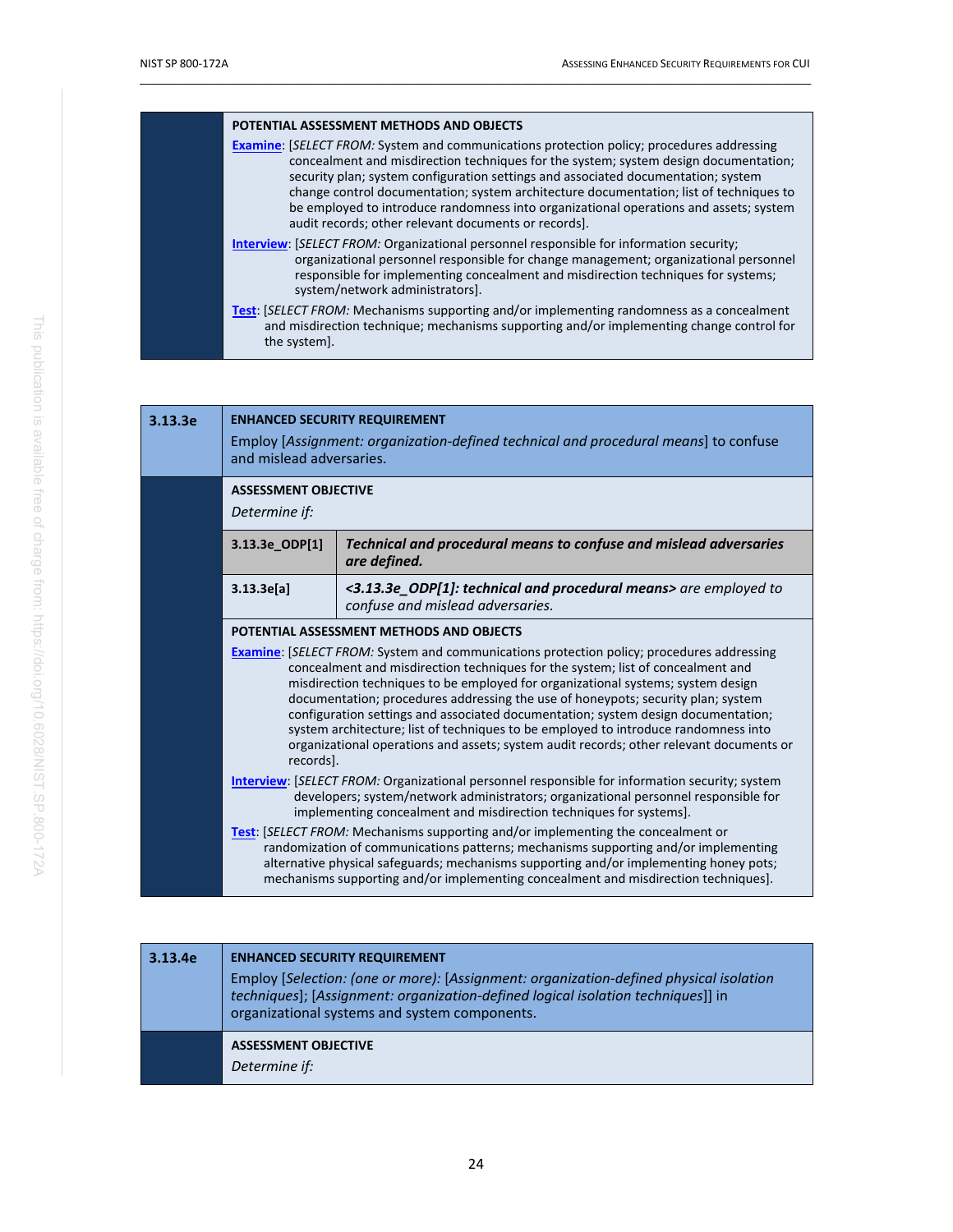**POTENTIAL ASSESSMENT METHODS AND OBJECTS**

**Examine**: [*SELECT FROM:* System and communications protection policy; procedures addressing concealment and misdirection techniques for the system; system design documentation; security plan; system configuration settings and associated documentation; system change control documentation; system architecture documentation; list of techniques to be employed to introduce randomness into organizational operations and assets; system audit records; other relevant documents or records].

**Interview**: [*SELECT FROM:* Organizational personnel responsible for information security; organizational personnel responsible for change management; organizational personnel responsible for implementing concealment and misdirection techniques for systems; system/network administrators].

**Test**: [*SELECT FROM:* Mechanisms supporting and/or implementing randomness as a concealment and misdirection technique; mechanisms supporting and/or implementing change control for the system].

---

**3.13.3e**

**ENHANCED SECURITY REQUIREMENT**

Employ [*Assignment: organization-defined technical and procedural means*] to confuse and mislead adversaries.

**ASSESSMENT OBJECTIVE**

*Determine if:*

| | |
|---|---|
| **3.13.3e_ODP[1]** | ***Technical and procedural means to confuse and mislead adversaries are defined.*** |
| **3.13.3e[a]** | ***<3.13.3e_ODP[1]: technical and procedural means>*** *are employed to confuse and mislead adversaries.* |

**POTENTIAL ASSESSMENT METHODS AND OBJECTS**

**Examine**: [*SELECT FROM:* System and communications protection policy; procedures addressing concealment and misdirection techniques for the system; list of concealment and misdirection techniques to be employed for organizational systems; system design documentation; procedures addressing the use of honeypots; security plan; system configuration settings and associated documentation; system design documentation; system architecture; list of techniques to be employed to introduce randomness into organizational operations and assets; system audit records; other relevant documents or records].

**Interview**: [*SELECT FROM:* Organizational personnel responsible for information security; system developers; system/network administrators; organizational personnel responsible for implementing concealment and misdirection techniques for systems].

**Test**: [*SELECT FROM:* Mechanisms supporting and/or implementing the concealment or randomization of communications patterns; mechanisms supporting and/or implementing alternative physical safeguards; mechanisms supporting and/or implementing honey pots; mechanisms supporting and/or implementing concealment and misdirection techniques].

---

**3.13.4e**

**ENHANCED SECURITY REQUIREMENT**

Employ [*Selection: (one or more): [Assignment: organization-defined physical isolation techniques]; [Assignment: organization-defined logical isolation techniques]*] in organizational systems and system components.

**ASSESSMENT OBJECTIVE**

*Determine if:*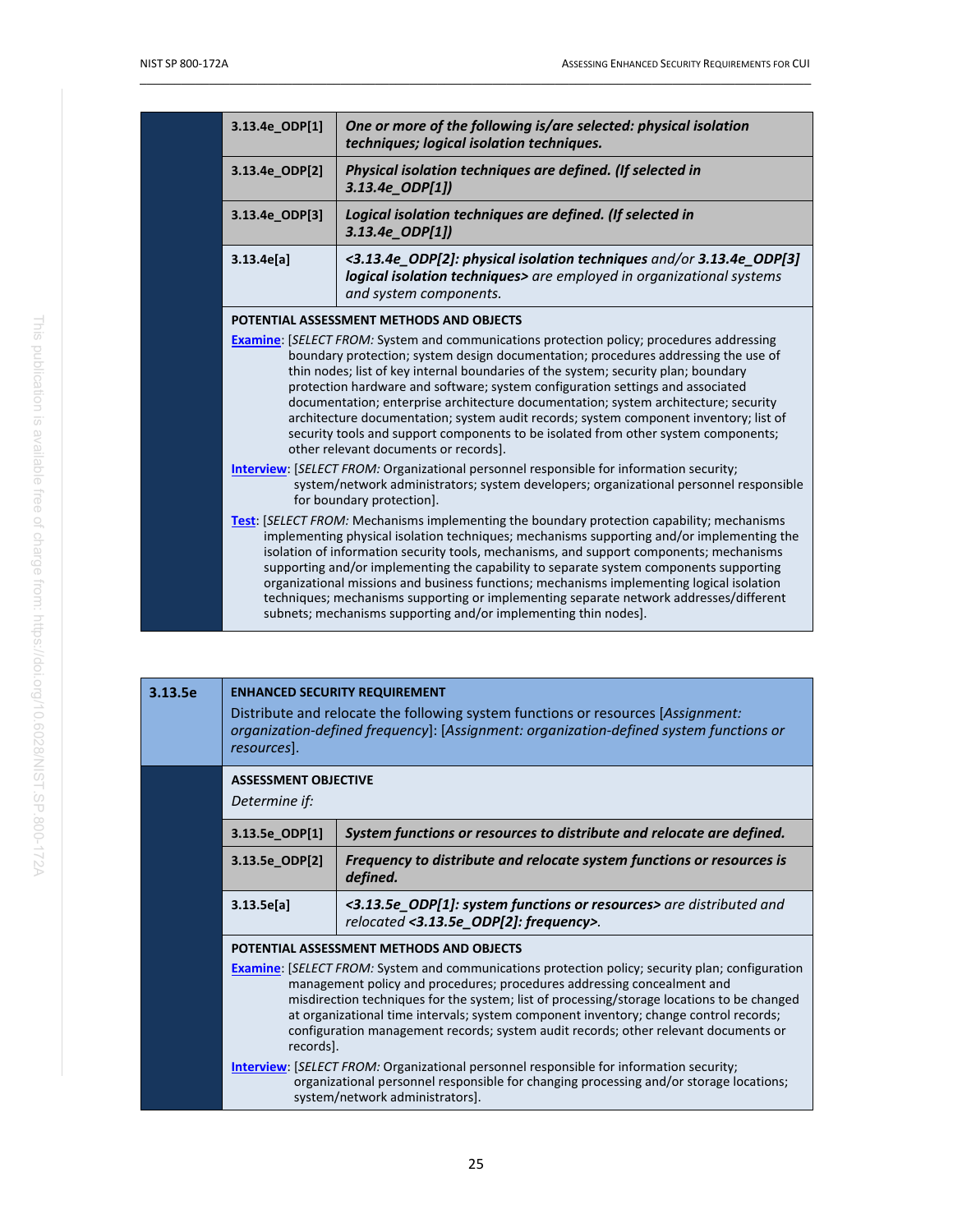| | |
|---|---|
| 3.13.4e_ODP[1] | ***One or more of the following is/are selected: physical isolation techniques; logical isolation techniques.*** |
| 3.13.4e_ODP[2] | ***Physical isolation techniques are defined. (If selected in 3.13.4e_ODP[1])*** |
| 3.13.4e_ODP[3] | ***Logical isolation techniques are defined. (If selected in 3.13.4e_ODP[1])*** |
| 3.13.4e[a] | ***<3.13.4e_ODP[2]: physical isolation techniques*** *and/or* ***3.13.4e_ODP[3] logical isolation techniques>*** *are employed in organizational systems and system components.* |

**POTENTIAL ASSESSMENT METHODS AND OBJECTS**

**Examine**: [*SELECT FROM:* System and communications protection policy; procedures addressing boundary protection; system design documentation; procedures addressing the use of thin nodes; list of key internal boundaries of the system; security plan; boundary protection hardware and software; system configuration settings and associated documentation; enterprise architecture documentation; system architecture; security architecture documentation; system audit records; system component inventory; list of security tools and support components to be isolated from other system components; other relevant documents or records].

**Interview**: [*SELECT FROM:* Organizational personnel responsible for information security; system/network administrators; system developers; organizational personnel responsible for boundary protection].

**Test**: [*SELECT FROM:* Mechanisms implementing the boundary protection capability; mechanisms implementing physical isolation techniques; mechanisms supporting and/or implementing the isolation of information security tools, mechanisms, and support components; mechanisms supporting and/or implementing the capability to separate system components supporting organizational missions and business functions; mechanisms implementing logical isolation techniques; mechanisms supporting or implementing separate network addresses/different subnets; mechanisms supporting and/or implementing thin nodes].

## 3.13.5e

**ENHANCED SECURITY REQUIREMENT**

Distribute and relocate the following system functions or resources [*Assignment: organization-defined frequency*]: [*Assignment: organization-defined system functions or resources*].

**ASSESSMENT OBJECTIVE**

*Determine if:*

| | |
|---|---|
| 3.13.5e_ODP[1] | ***System functions or resources to distribute and relocate are defined.*** |
| 3.13.5e_ODP[2] | ***Frequency to distribute and relocate system functions or resources is defined.*** |
| 3.13.5e[a] | ***<3.13.5e_ODP[1]: system functions or resources>*** *are distributed and relocated* ***<3.13.5e_ODP[2]: frequency>****.* |

**POTENTIAL ASSESSMENT METHODS AND OBJECTS**

**Examine**: [*SELECT FROM:* System and communications protection policy; security plan; configuration management policy and procedures; procedures addressing concealment and misdirection techniques for the system; list of processing/storage locations to be changed at organizational time intervals; system component inventory; change control records; configuration management records; system audit records; other relevant documents or records].

**Interview**: [*SELECT FROM:* Organizational personnel responsible for information security; organizational personnel responsible for changing processing and/or storage locations; system/network administrators].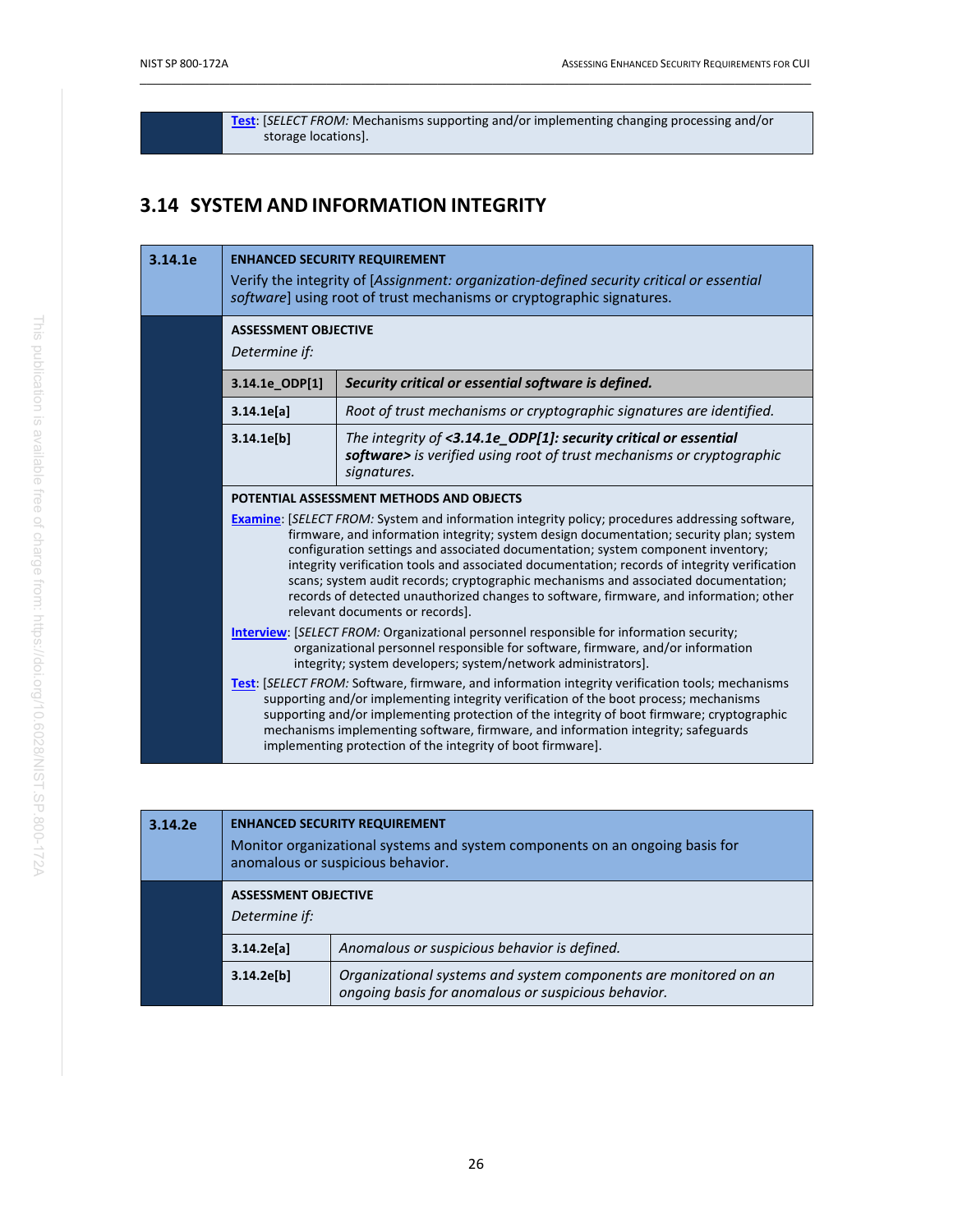**Test**: [*SELECT FROM:* Mechanisms supporting and/or implementing changing processing and/or storage locations].

## 3.14 SYSTEM AND INFORMATION INTEGRITY

**3.14.1e**

**ENHANCED SECURITY REQUIREMENT**

Verify the integrity of [*Assignment: organization-defined security critical or essential software*] using root of trust mechanisms or cryptographic signatures.

**ASSESSMENT OBJECTIVE**

*Determine if:*

| | |
|---|---|
| **3.14.1e_ODP[1]** | ***Security critical or essential software is defined.*** |
| **3.14.1e[a]** | *Root of trust mechanisms or cryptographic signatures are identified.* |
| **3.14.1e[b]** | *The integrity of **<3.14.1e_ODP[1]: security critical or essential software>** is verified using root of trust mechanisms or cryptographic signatures.* |

**POTENTIAL ASSESSMENT METHODS AND OBJECTS**

**Examine**: [*SELECT FROM:* System and information integrity policy; procedures addressing software, firmware, and information integrity; system design documentation; security plan; system configuration settings and associated documentation; system component inventory; integrity verification tools and associated documentation; records of integrity verification scans; system audit records; cryptographic mechanisms and associated documentation; records of detected unauthorized changes to software, firmware, and information; other relevant documents or records].

**Interview**: [*SELECT FROM:* Organizational personnel responsible for information security; organizational personnel responsible for software, firmware, and/or information integrity; system developers; system/network administrators].

**Test**: [*SELECT FROM:* Software, firmware, and information integrity verification tools; mechanisms supporting and/or implementing integrity verification of the boot process; mechanisms supporting and/or implementing protection of the integrity of boot firmware; cryptographic mechanisms implementing software, firmware, and information integrity; safeguards implementing protection of the integrity of boot firmware].

**3.14.2e**

**ENHANCED SECURITY REQUIREMENT**

Monitor organizational systems and system components on an ongoing basis for anomalous or suspicious behavior.

**ASSESSMENT OBJECTIVE**

*Determine if:*

| | |
|---|---|
| **3.14.2e[a]** | *Anomalous or suspicious behavior is defined.* |
| **3.14.2e[b]** | *Organizational systems and system components are monitored on an ongoing basis for anomalous or suspicious behavior.* |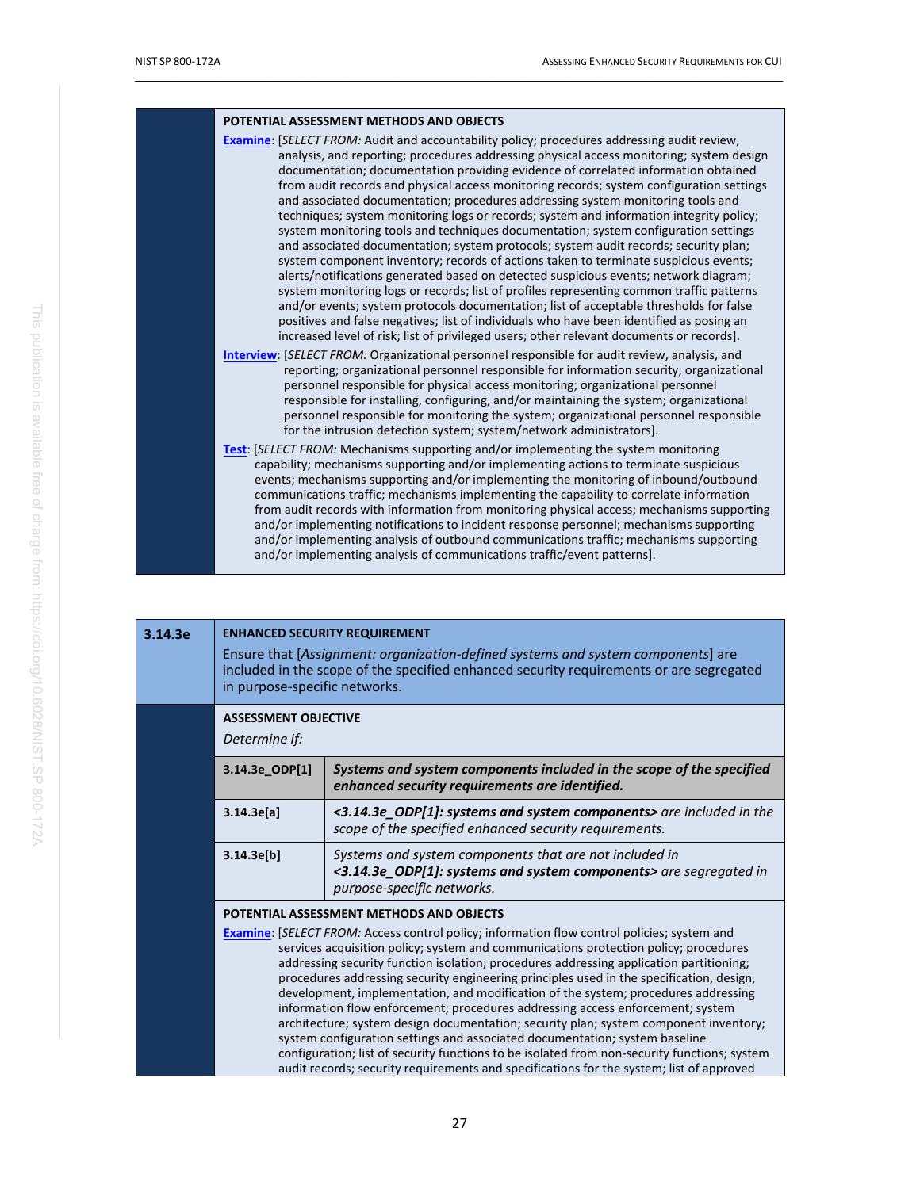**POTENTIAL ASSESSMENT METHODS AND OBJECTS**

**Examine**: [*SELECT FROM:* Audit and accountability policy; procedures addressing audit review, analysis, and reporting; procedures addressing physical access monitoring; system design documentation; documentation providing evidence of correlated information obtained from audit records and physical access monitoring records; system configuration settings and associated documentation; procedures addressing system monitoring tools and techniques; system monitoring logs or records; system and information integrity policy; system monitoring tools and techniques documentation; system configuration settings and associated documentation; system protocols; system audit records; security plan; system component inventory; records of actions taken to terminate suspicious events; alerts/notifications generated based on detected suspicious events; network diagram; system monitoring logs or records; list of profiles representing common traffic patterns and/or events; system protocols documentation; list of acceptable thresholds for false positives and false negatives; list of individuals who have been identified as posing an increased level of risk; list of privileged users; other relevant documents or records].

**Interview**: [*SELECT FROM:* Organizational personnel responsible for audit review, analysis, and reporting; organizational personnel responsible for information security; organizational personnel responsible for physical access monitoring; organizational personnel responsible for installing, configuring, and/or maintaining the system; organizational personnel responsible for monitoring the system; organizational personnel responsible for the intrusion detection system; system/network administrators].

**Test**: [*SELECT FROM:* Mechanisms supporting and/or implementing the system monitoring capability; mechanisms supporting and/or implementing actions to terminate suspicious events; mechanisms supporting and/or implementing the monitoring of inbound/outbound communications traffic; mechanisms implementing the capability to correlate information from audit records with information from monitoring physical access; mechanisms supporting and/or implementing notifications to incident response personnel; mechanisms supporting and/or implementing analysis of outbound communications traffic; mechanisms supporting and/or implementing analysis of communications traffic/event patterns].

## 3.14.3e

**ENHANCED SECURITY REQUIREMENT**

Ensure that [*Assignment: organization-defined systems and system components*] are included in the scope of the specified enhanced security requirements or are segregated in purpose-specific networks.

**ASSESSMENT OBJECTIVE**

*Determine if:*

| | |
|---|---|
| 3.14.3e_ODP[1] | ***Systems and system components included in the scope of the specified enhanced security requirements are identified.*** |
| 3.14.3e[a] | ***<3.14.3e_ODP[1]: systems and system components>*** *are included in the scope of the specified enhanced security requirements.* |
| 3.14.3e[b] | *Systems and system components that are not included in* ***<3.14.3e_ODP[1]: systems and system components>*** *are segregated in purpose-specific networks.* |

**POTENTIAL ASSESSMENT METHODS AND OBJECTS**

**Examine**: [*SELECT FROM:* Access control policy; information flow control policies; system and services acquisition policy; system and communications protection policy; procedures addressing security function isolation; procedures addressing application partitioning; procedures addressing security engineering principles used in the specification, design, development, implementation, and modification of the system; procedures addressing information flow enforcement; procedures addressing access enforcement; system architecture; system design documentation; security plan; system component inventory; system configuration settings and associated documentation; system baseline configuration; list of security functions to be isolated from non-security functions; system audit records; security requirements and specifications for the system; list of approved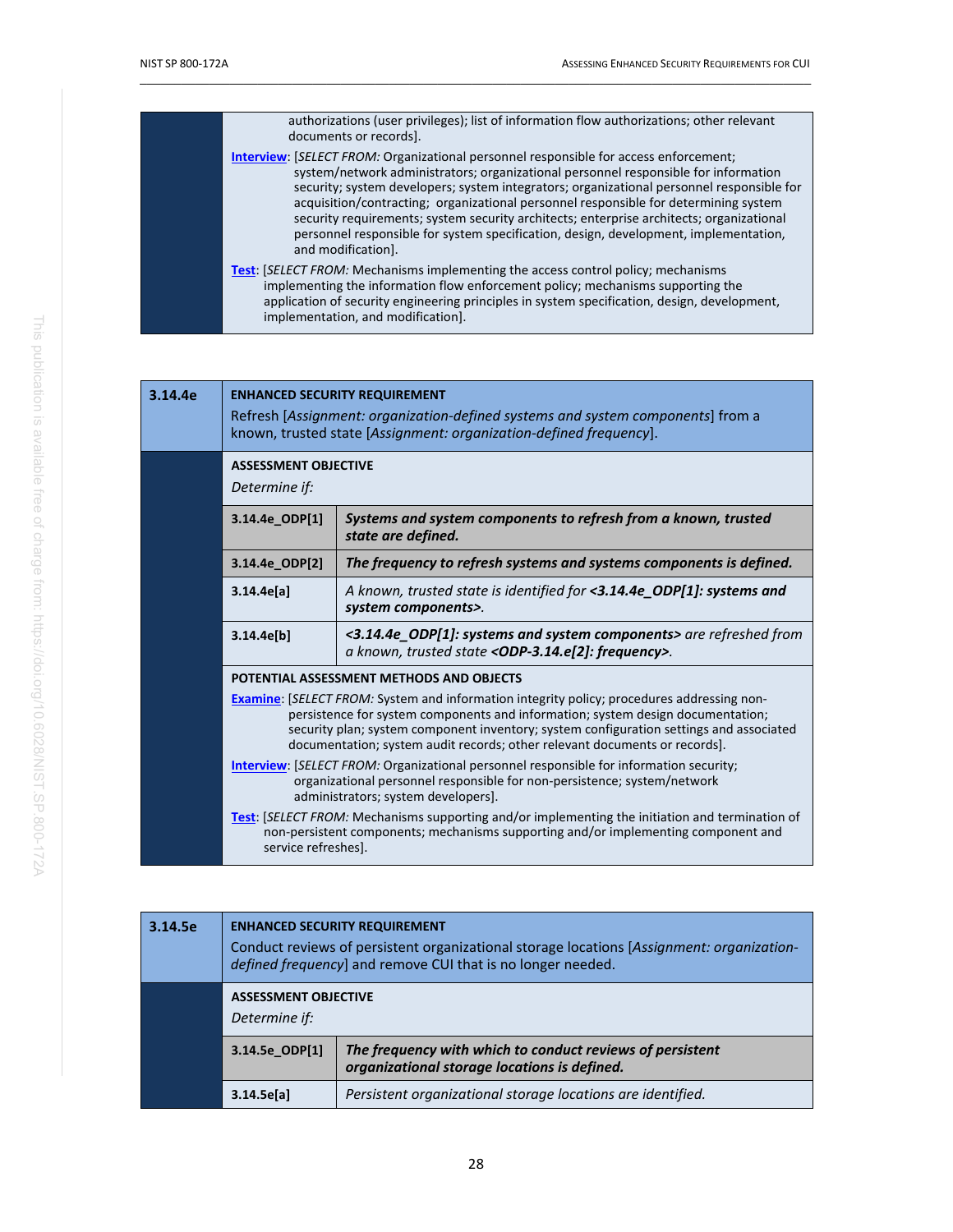authorizations (user privileges); list of information flow authorizations; other relevant documents or records].

**Interview**: [*SELECT FROM:* Organizational personnel responsible for access enforcement; system/network administrators; organizational personnel responsible for information security; system developers; system integrators; organizational personnel responsible for acquisition/contracting; organizational personnel responsible for determining system security requirements; system security architects; enterprise architects; organizational personnel responsible for system specification, design, development, implementation, and modification].

**Test**: [*SELECT FROM:* Mechanisms implementing the access control policy; mechanisms implementing the information flow enforcement policy; mechanisms supporting the application of security engineering principles in system specification, design, development, implementation, and modification].

| 3.14.4e | **ENHANCED SECURITY REQUIREMENT** |
|---|---|
| | Refresh [*Assignment: organization-defined systems and system components*] from a known, trusted state [*Assignment: organization-defined frequency*]. |

**ASSESSMENT OBJECTIVE**

*Determine if:*

| | |
|---|---|
| 3.14.4e_ODP[1] | ***Systems and system components to refresh from a known, trusted state are defined.*** |
| 3.14.4e_ODP[2] | ***The frequency to refresh systems and systems components is defined.*** |
| 3.14.4e[a] | *A known, trusted state is identified for **<3.14.4e_ODP[1]: systems and system components>**.* |
| 3.14.4e[b] | ***<3.14.4e_ODP[1]: systems and system components>** are refreshed from a known, trusted state **<ODP-3.14.e[2]: frequency>**.* |

**POTENTIAL ASSESSMENT METHODS AND OBJECTS**

**Examine**: [*SELECT FROM:* System and information integrity policy; procedures addressing non-persistence for system components and information; system design documentation; security plan; system component inventory; system configuration settings and associated documentation; system audit records; other relevant documents or records].

**Interview**: [*SELECT FROM:* Organizational personnel responsible for information security; organizational personnel responsible for non-persistence; system/network administrators; system developers].

**Test**: [*SELECT FROM:* Mechanisms supporting and/or implementing the initiation and termination of non-persistent components; mechanisms supporting and/or implementing component and service refreshes].

| 3.14.5e | **ENHANCED SECURITY REQUIREMENT** |
|---|---|
| | Conduct reviews of persistent organizational storage locations [*Assignment: organization-defined frequency*] and remove CUI that is no longer needed. |

**ASSESSMENT OBJECTIVE**

*Determine if:*

| | |
|---|---|
| 3.14.5e_ODP[1] | ***The frequency with which to conduct reviews of persistent organizational storage locations is defined.*** |
| 3.14.5e[a] | *Persistent organizational storage locations are identified.* |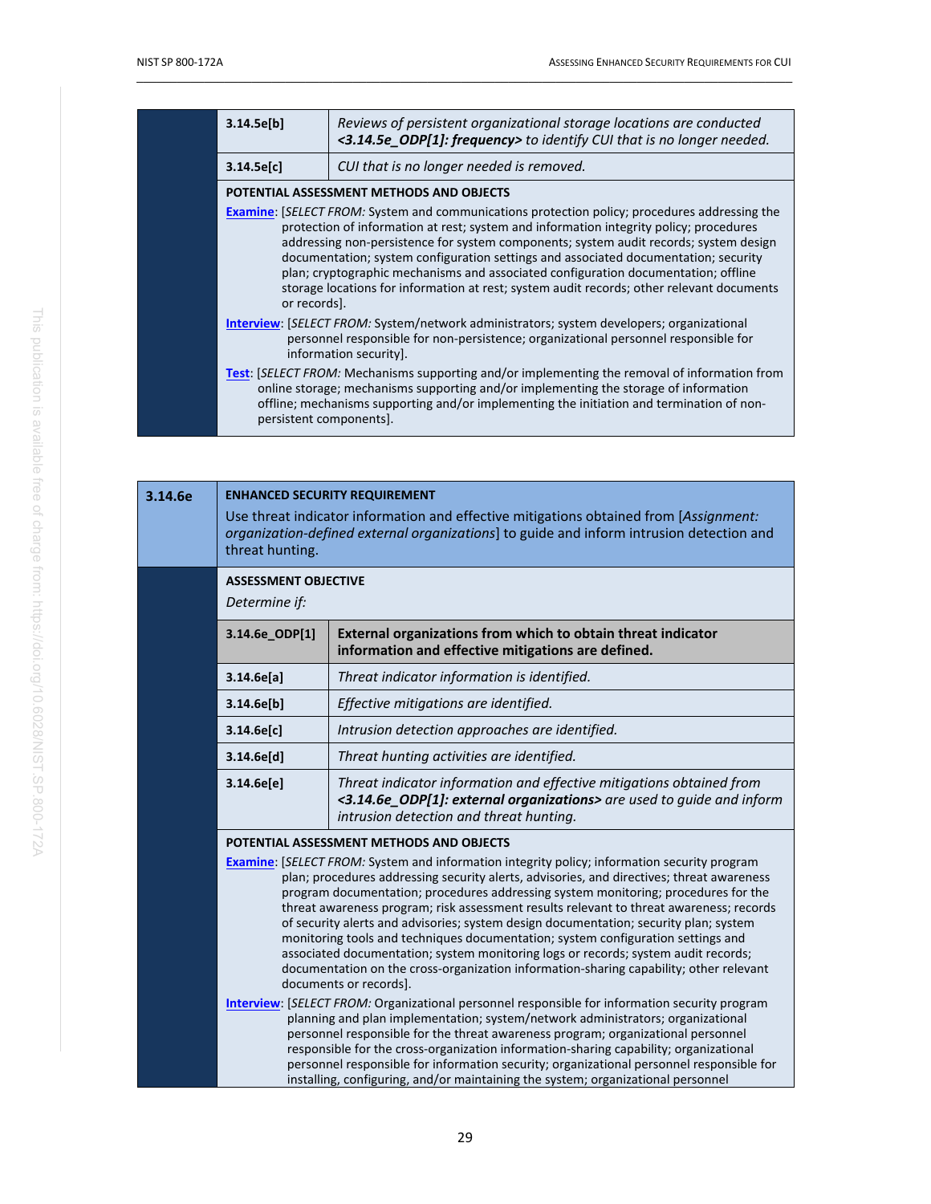| | |
|---|---|
| 3.14.5e[b] | *Reviews of persistent organizational storage locations are conducted **<3.14.5e_ODP[1]: frequency>** to identify CUI that is no longer needed.* |
| 3.14.5e[c] | *CUI that is no longer needed is removed.* |

**POTENTIAL ASSESSMENT METHODS AND OBJECTS**

**Examine**: [*SELECT FROM:* System and communications protection policy; procedures addressing the protection of information at rest; system and information integrity policy; procedures addressing non-persistence for system components; system audit records; system design documentation; system configuration settings and associated documentation; security plan; cryptographic mechanisms and associated configuration documentation; offline storage locations for information at rest; system audit records; other relevant documents or records].

**Interview**: [*SELECT FROM:* System/network administrators; system developers; organizational personnel responsible for non-persistence; organizational personnel responsible for information security].

**Test**: [*SELECT FROM:* Mechanisms supporting and/or implementing the removal of information from online storage; mechanisms supporting and/or implementing the storage of information offline; mechanisms supporting and/or implementing the initiation and termination of non-persistent components].

## 3.14.6e

**ENHANCED SECURITY REQUIREMENT**

Use threat indicator information and effective mitigations obtained from [*Assignment: organization-defined external organizations*] to guide and inform intrusion detection and threat hunting.

**ASSESSMENT OBJECTIVE**

*Determine if:*

| | |
|---|---|
| 3.14.6e_ODP[1] | **External organizations from which to obtain threat indicator information and effective mitigations are defined.** |
| 3.14.6e[a] | *Threat indicator information is identified.* |
| 3.14.6e[b] | *Effective mitigations are identified.* |
| 3.14.6e[c] | *Intrusion detection approaches are identified.* |
| 3.14.6e[d] | *Threat hunting activities are identified.* |
| 3.14.6e[e] | *Threat indicator information and effective mitigations obtained from **<3.14.6e_ODP[1]: external organizations>** are used to guide and inform intrusion detection and threat hunting.* |

**POTENTIAL ASSESSMENT METHODS AND OBJECTS**

**Examine**: [*SELECT FROM:* System and information integrity policy; information security program plan; procedures addressing security alerts, advisories, and directives; threat awareness program documentation; procedures addressing system monitoring; procedures for the threat awareness program; risk assessment results relevant to threat awareness; records of security alerts and advisories; system design documentation; security plan; system monitoring tools and techniques documentation; system configuration settings and associated documentation; system monitoring logs or records; system audit records; documentation on the cross-organization information-sharing capability; other relevant documents or records].

**Interview**: [*SELECT FROM:* Organizational personnel responsible for information security program planning and plan implementation; system/network administrators; organizational personnel responsible for the threat awareness program; organizational personnel responsible for the cross-organization information-sharing capability; organizational personnel responsible for information security; organizational personnel responsible for installing, configuring, and/or maintaining the system; organizational personnel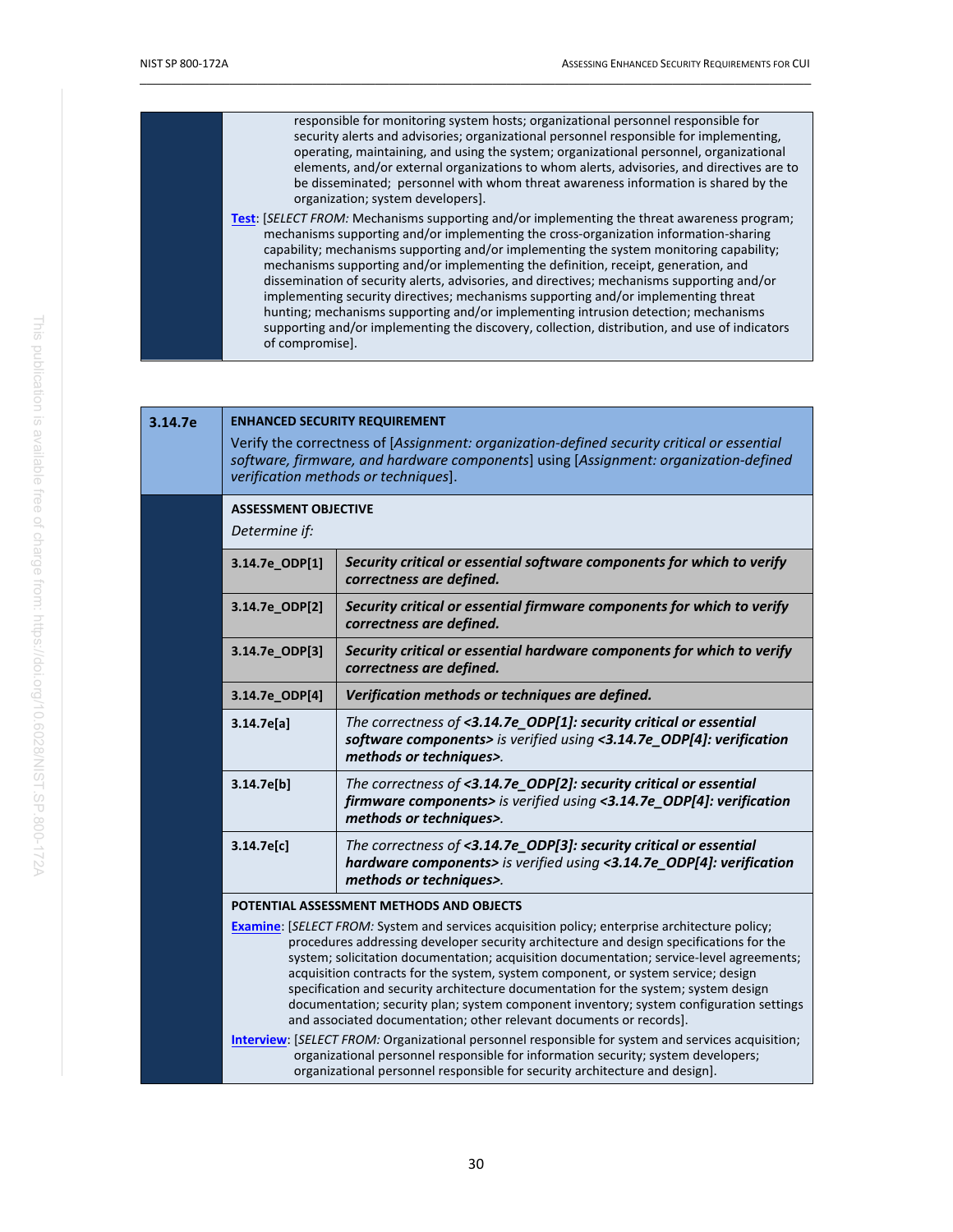responsible for monitoring system hosts; organizational personnel responsible for security alerts and advisories; organizational personnel responsible for implementing, operating, maintaining, and using the system; organizational personnel, organizational elements, and/or external organizations to whom alerts, advisories, and directives are to be disseminated; personnel with whom threat awareness information is shared by the organization; system developers].

**Test**: [*SELECT FROM:* Mechanisms supporting and/or implementing the threat awareness program; mechanisms supporting and/or implementing the cross-organization information-sharing capability; mechanisms supporting and/or implementing the system monitoring capability; mechanisms supporting and/or implementing the definition, receipt, generation, and dissemination of security alerts, advisories, and directives; mechanisms supporting and/or implementing security directives; mechanisms supporting and/or implementing threat hunting; mechanisms supporting and/or implementing intrusion detection; mechanisms supporting and/or implementing the discovery, collection, distribution, and use of indicators of compromise].

## 3.14.7e

**ENHANCED SECURITY REQUIREMENT**

Verify the correctness of [*Assignment: organization-defined security critical or essential software, firmware, and hardware components*] using [*Assignment: organization-defined verification methods or techniques*].

**ASSESSMENT OBJECTIVE**

*Determine if:*

| | |
|---|---|
| 3.14.7e_ODP[1] | ***Security critical or essential software components for which to verify correctness are defined.*** |
| 3.14.7e_ODP[2] | ***Security critical or essential firmware components for which to verify correctness are defined.*** |
| 3.14.7e_ODP[3] | ***Security critical or essential hardware components for which to verify correctness are defined.*** |
| 3.14.7e_ODP[4] | ***Verification methods or techniques are defined.*** |
| 3.14.7e[a] | *The correctness of **<3.14.7e_ODP[1]: security critical or essential software components>** is verified using **<3.14.7e_ODP[4]: verification methods or techniques>**.* |
| 3.14.7e[b] | *The correctness of **<3.14.7e_ODP[2]: security critical or essential firmware components>** is verified using **<3.14.7e_ODP[4]: verification methods or techniques>**.* |
| 3.14.7e[c] | *The correctness of **<3.14.7e_ODP[3]: security critical or essential hardware components>** is verified using **<3.14.7e_ODP[4]: verification methods or techniques>**.* |

**POTENTIAL ASSESSMENT METHODS AND OBJECTS**

**Examine**: [*SELECT FROM:* System and services acquisition policy; enterprise architecture policy; procedures addressing developer security architecture and design specifications for the system; solicitation documentation; acquisition documentation; service-level agreements; acquisition contracts for the system, system component, or system service; design specification and security architecture documentation for the system; system design documentation; security plan; system component inventory; system configuration settings and associated documentation; other relevant documents or records].

**Interview**: [*SELECT FROM:* Organizational personnel responsible for system and services acquisition; organizational personnel responsible for information security; system developers; organizational personnel responsible for security architecture and design].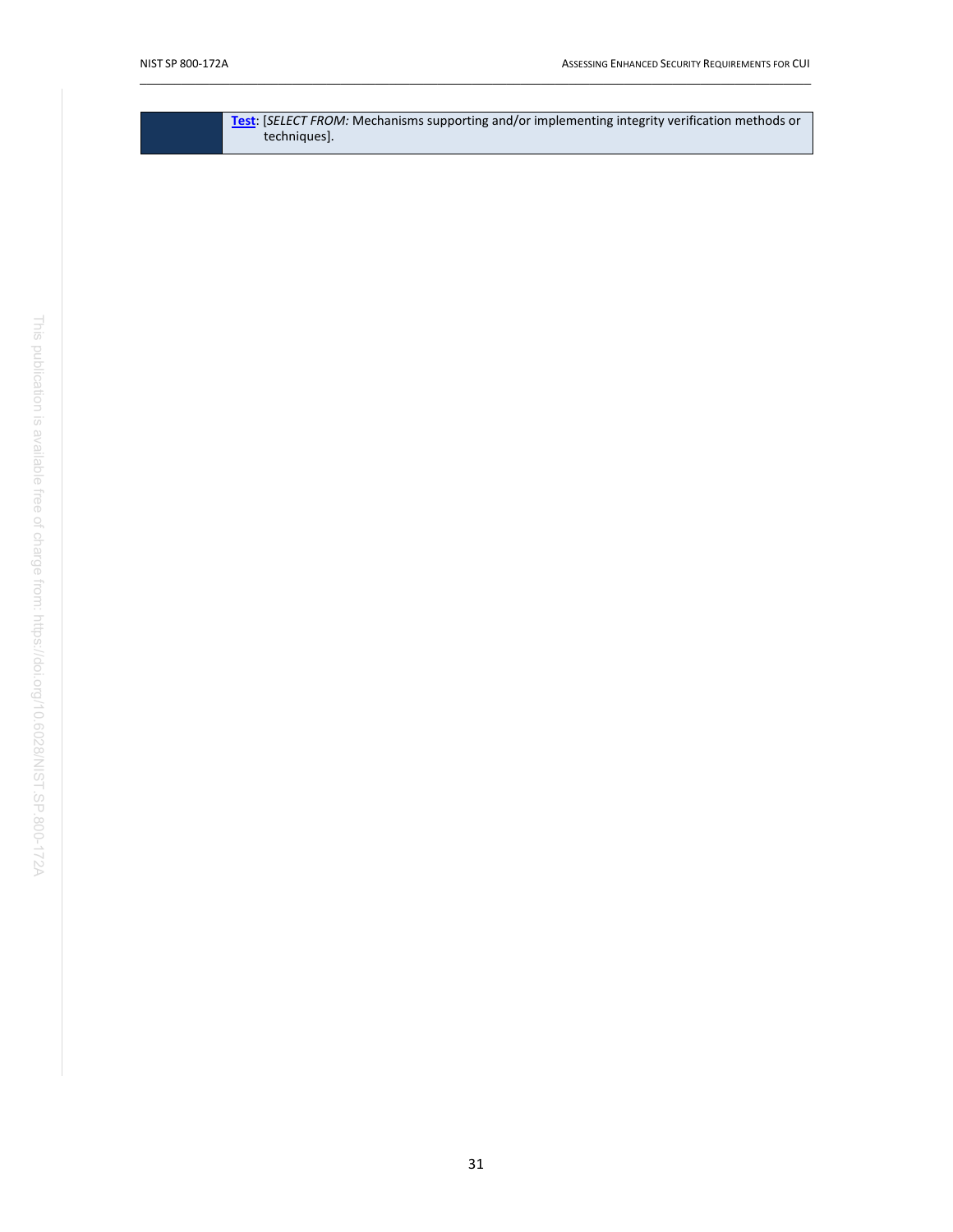| | |
|---|---|
| | **Test**: [*SELECT FROM:* Mechanisms supporting and/or implementing integrity verification methods or techniques]. |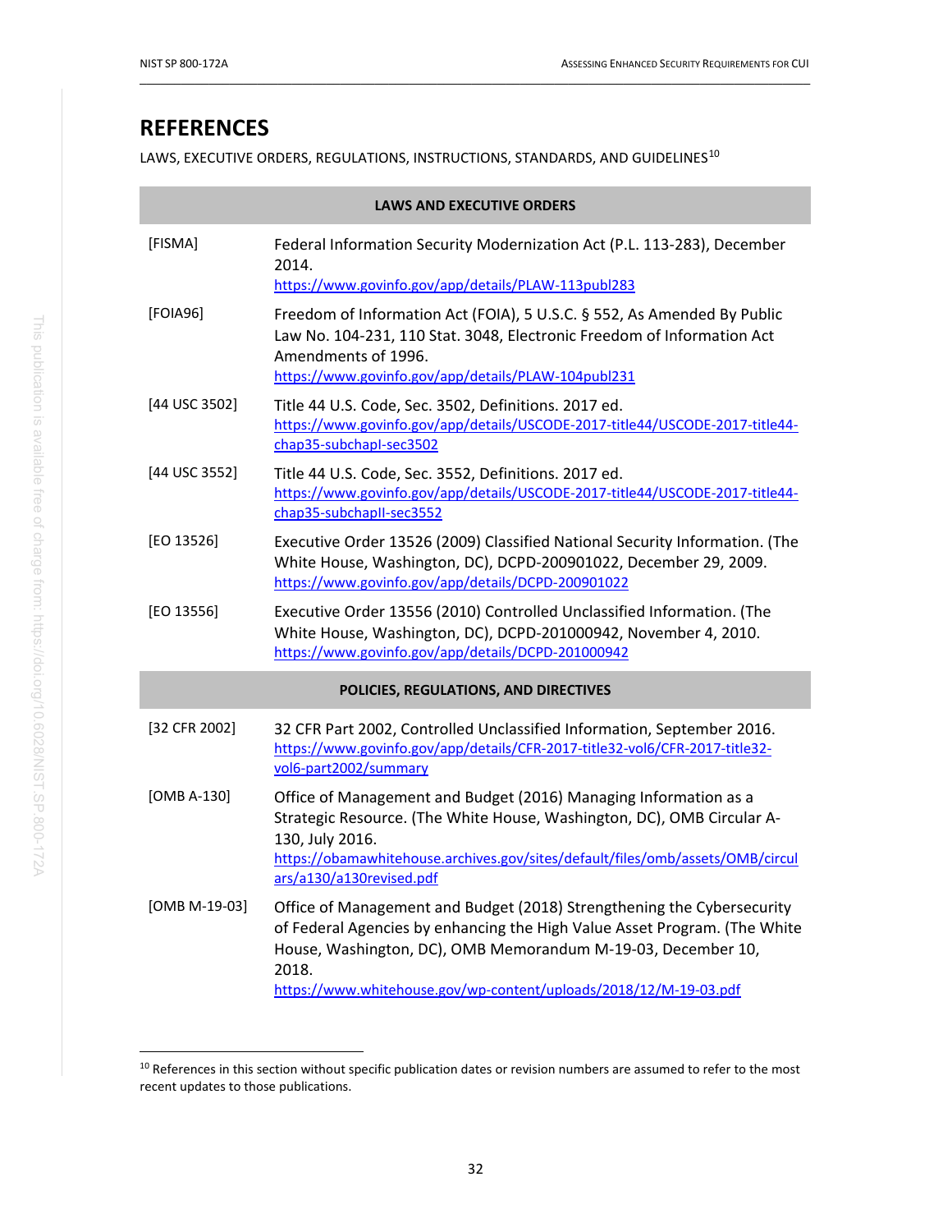# REFERENCES

LAWS, EXECUTIVE ORDERS, REGULATIONS, INSTRUCTIONS, STANDARDS, AND GUIDELINES[10]

| LAWS AND EXECUTIVE ORDERS | |
|---|---|
| [FISMA] | Federal Information Security Modernization Act (P.L. 113-283), December 2014. https://www.govinfo.gov/app/details/PLAW-113publ283 |
| [FOIA96] | Freedom of Information Act (FOIA), 5 U.S.C. § 552, As Amended By Public Law No. 104-231, 110 Stat. 3048, Electronic Freedom of Information Act Amendments of 1996. https://www.govinfo.gov/app/details/PLAW-104publ231 |
| [44 USC 3502] | Title 44 U.S. Code, Sec. 3502, Definitions. 2017 ed. https://www.govinfo.gov/app/details/USCODE-2017-title44/USCODE-2017-title44-chap35-subchapI-sec3502 |
| [44 USC 3552] | Title 44 U.S. Code, Sec. 3552, Definitions. 2017 ed. https://www.govinfo.gov/app/details/USCODE-2017-title44/USCODE-2017-title44-chap35-subchapII-sec3552 |
| [EO 13526] | Executive Order 13526 (2009) Classified National Security Information. (The White House, Washington, DC), DCPD-200901022, December 29, 2009. https://www.govinfo.gov/app/details/DCPD-200901022 |
| [EO 13556] | Executive Order 13556 (2010) Controlled Unclassified Information. (The White House, Washington, DC), DCPD-201000942, November 4, 2010. https://www.govinfo.gov/app/details/DCPD-201000942 |

| POLICIES, REGULATIONS, AND DIRECTIVES | |
|---|---|
| [32 CFR 2002] | 32 CFR Part 2002, Controlled Unclassified Information, September 2016. https://www.govinfo.gov/app/details/CFR-2017-title32-vol6/CFR-2017-title32-vol6-part2002/summary |
| [OMB A-130] | Office of Management and Budget (2016) Managing Information as a Strategic Resource. (The White House, Washington, DC), OMB Circular A-130, July 2016. https://obamawhitehouse.archives.gov/sites/default/files/omb/assets/OMB/circulars/a130/a130revised.pdf |
| [OMB M-19-03] | Office of Management and Budget (2018) Strengthening the Cybersecurity of Federal Agencies by enhancing the High Value Asset Program. (The White House, Washington, DC), OMB Memorandum M-19-03, December 10, 2018. https://www.whitehouse.gov/wp-content/uploads/2018/12/M-19-03.pdf |

[10] References in this section without specific publication dates or revision numbers are assumed to refer to the most recent updates to those publications.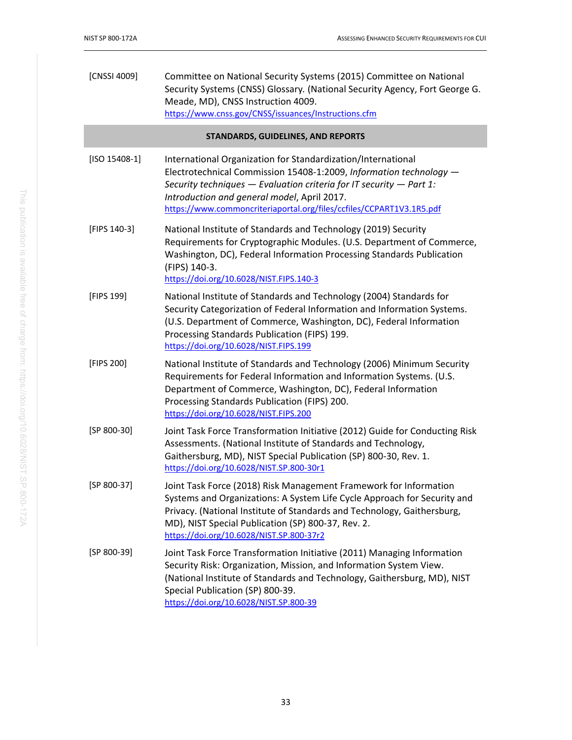[CNSSI 4009] Committee on National Security Systems (2015) Committee on National Security Systems (CNSS) Glossary. (National Security Agency, Fort George G. Meade, MD), CNSS Instruction 4009.
https://www.cnss.gov/CNSS/issuances/Instructions.cfm

**STANDARDS, GUIDELINES, AND REPORTS**

[ISO 15408-1] International Organization for Standardization/International Electrotechnical Commission 15408-1:2009, *Information technology — Security techniques — Evaluation criteria for IT security — Part 1: Introduction and general model*, April 2017.
https://www.commoncriteriaportal.org/files/ccfiles/CCPART1V3.1R5.pdf

[FIPS 140-3] National Institute of Standards and Technology (2019) Security Requirements for Cryptographic Modules. (U.S. Department of Commerce, Washington, DC), Federal Information Processing Standards Publication (FIPS) 140-3.
https://doi.org/10.6028/NIST.FIPS.140-3

[FIPS 199] National Institute of Standards and Technology (2004) Standards for Security Categorization of Federal Information and Information Systems. (U.S. Department of Commerce, Washington, DC), Federal Information Processing Standards Publication (FIPS) 199.
https://doi.org/10.6028/NIST.FIPS.199

[FIPS 200] National Institute of Standards and Technology (2006) Minimum Security Requirements for Federal Information and Information Systems. (U.S. Department of Commerce, Washington, DC), Federal Information Processing Standards Publication (FIPS) 200.
https://doi.org/10.6028/NIST.FIPS.200

[SP 800-30] Joint Task Force Transformation Initiative (2012) Guide for Conducting Risk Assessments. (National Institute of Standards and Technology, Gaithersburg, MD), NIST Special Publication (SP) 800-30, Rev. 1.
https://doi.org/10.6028/NIST.SP.800-30r1

[SP 800-37] Joint Task Force (2018) Risk Management Framework for Information Systems and Organizations: A System Life Cycle Approach for Security and Privacy. (National Institute of Standards and Technology, Gaithersburg, MD), NIST Special Publication (SP) 800-37, Rev. 2.
https://doi.org/10.6028/NIST.SP.800-37r2

[SP 800-39] Joint Task Force Transformation Initiative (2011) Managing Information Security Risk: Organization, Mission, and Information System View. (National Institute of Standards and Technology, Gaithersburg, MD), NIST Special Publication (SP) 800-39.
https://doi.org/10.6028/NIST.SP.800-39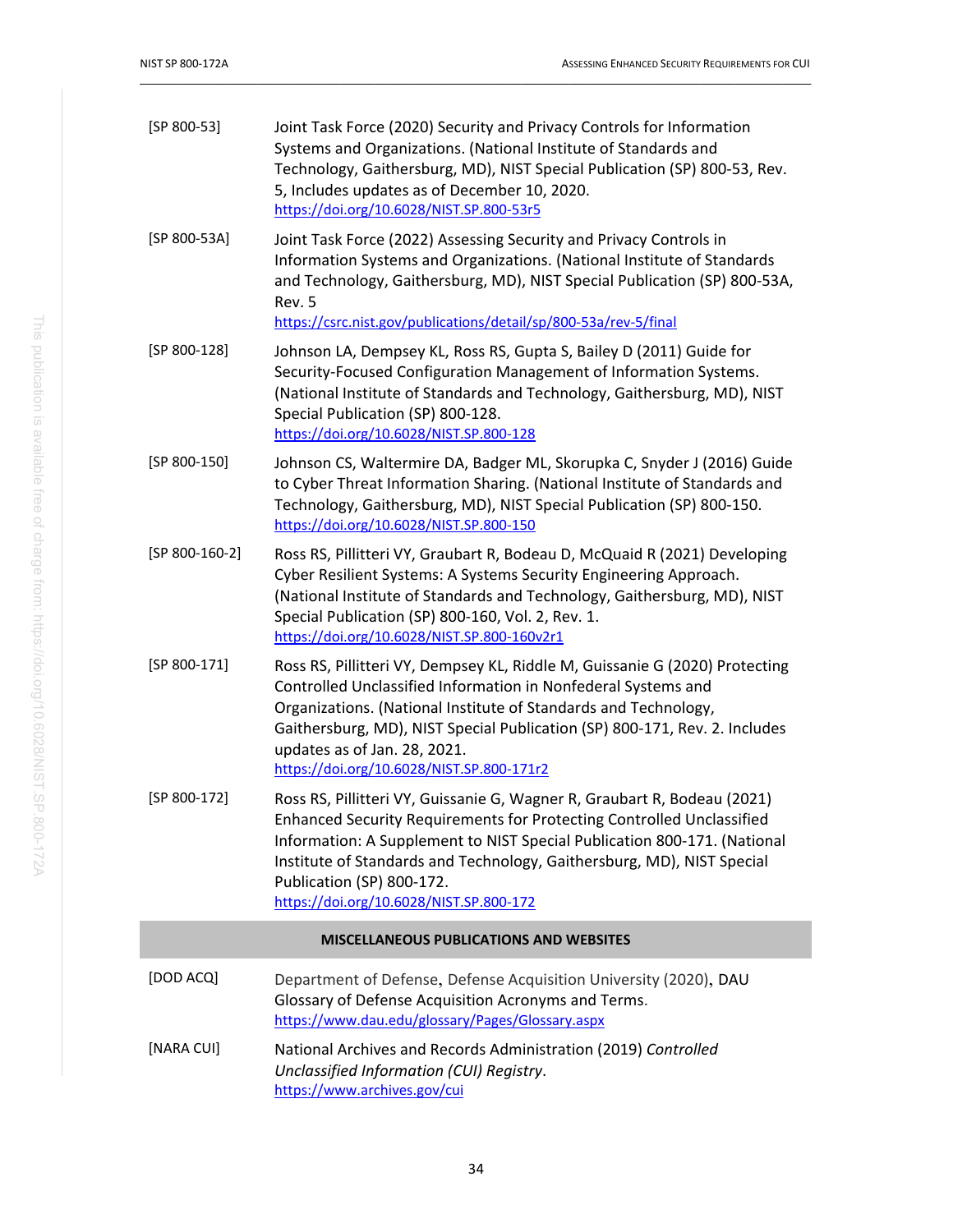[SP 800-53] Joint Task Force (2020) Security and Privacy Controls for Information Systems and Organizations. (National Institute of Standards and Technology, Gaithersburg, MD), NIST Special Publication (SP) 800-53, Rev. 5, Includes updates as of December 10, 2020.
https://doi.org/10.6028/NIST.SP.800-53r5

[SP 800-53A] Joint Task Force (2022) Assessing Security and Privacy Controls in Information Systems and Organizations. (National Institute of Standards and Technology, Gaithersburg, MD), NIST Special Publication (SP) 800-53A, Rev. 5
https://csrc.nist.gov/publications/detail/sp/800-53a/rev-5/final

[SP 800-128] Johnson LA, Dempsey KL, Ross RS, Gupta S, Bailey D (2011) Guide for Security-Focused Configuration Management of Information Systems. (National Institute of Standards and Technology, Gaithersburg, MD), NIST Special Publication (SP) 800-128.
https://doi.org/10.6028/NIST.SP.800-128

[SP 800-150] Johnson CS, Waltermire DA, Badger ML, Skorupka C, Snyder J (2016) Guide to Cyber Threat Information Sharing. (National Institute of Standards and Technology, Gaithersburg, MD), NIST Special Publication (SP) 800-150.
https://doi.org/10.6028/NIST.SP.800-150

[SP 800-160-2] Ross RS, Pillitteri VY, Graubart R, Bodeau D, McQuaid R (2021) Developing Cyber Resilient Systems: A Systems Security Engineering Approach. (National Institute of Standards and Technology, Gaithersburg, MD), NIST Special Publication (SP) 800-160, Vol. 2, Rev. 1.
https://doi.org/10.6028/NIST.SP.800-160v2r1

[SP 800-171] Ross RS, Pillitteri VY, Dempsey KL, Riddle M, Guissanie G (2020) Protecting Controlled Unclassified Information in Nonfederal Systems and Organizations. (National Institute of Standards and Technology, Gaithersburg, MD), NIST Special Publication (SP) 800-171, Rev. 2. Includes updates as of Jan. 28, 2021.
https://doi.org/10.6028/NIST.SP.800-171r2

[SP 800-172] Ross RS, Pillitteri VY, Guissanie G, Wagner R, Graubart R, Bodeau D (2021) Enhanced Security Requirements for Protecting Controlled Unclassified Information: A Supplement to NIST Special Publication 800-171. (National Institute of Standards and Technology, Gaithersburg, MD), NIST Special Publication (SP) 800-172.
https://doi.org/10.6028/NIST.SP.800-172

**MISCELLANEOUS PUBLICATIONS AND WEBSITES**

[DOD ACQ] Department of Defense, Defense Acquisition University (2020), DAU Glossary of Defense Acquisition Acronyms and Terms.
https://www.dau.edu/glossary/Pages/Glossary.aspx

[NARA CUI] National Archives and Records Administration (2019) *Controlled Unclassified Information (CUI) Registry*.
https://www.archives.gov/cui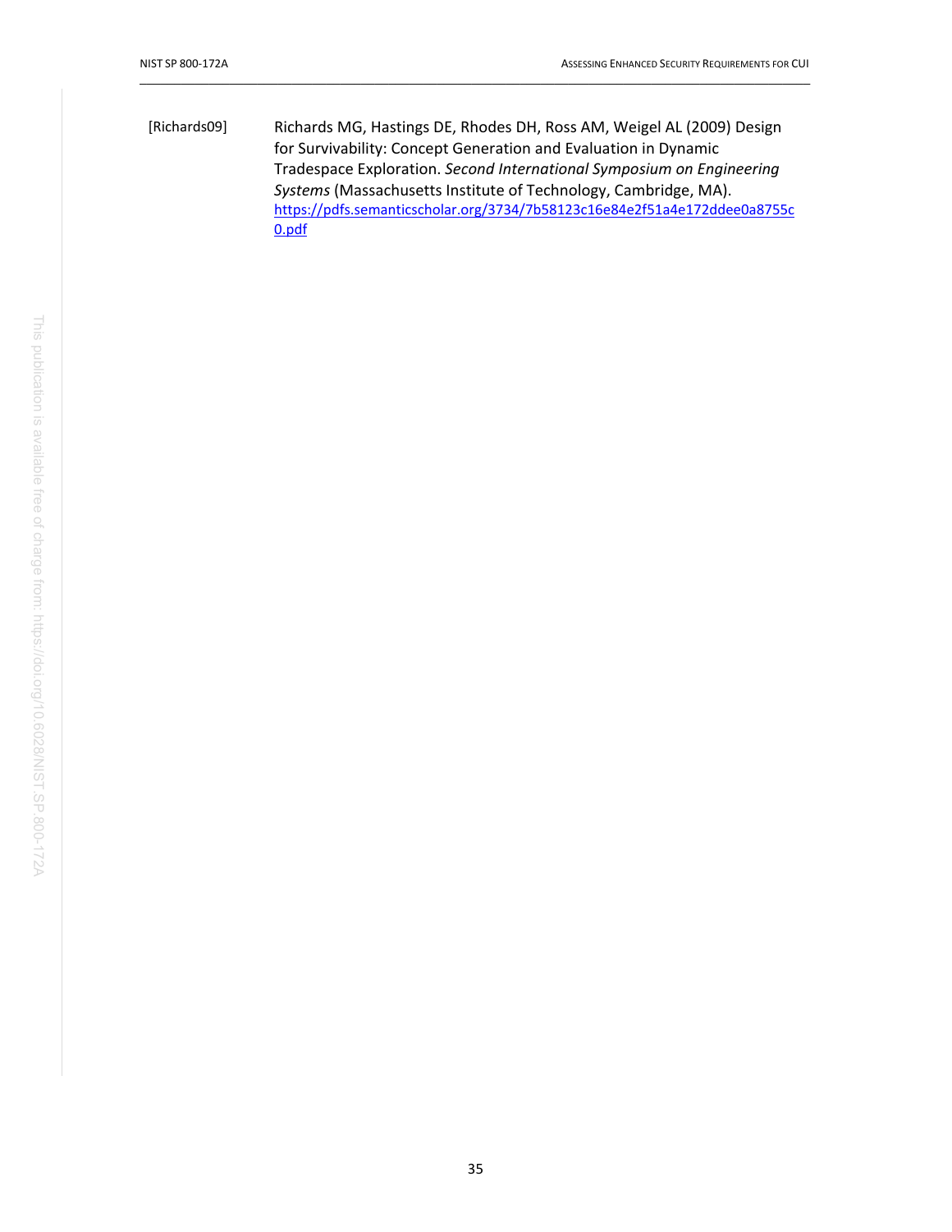[Richards09] Richards MG, Hastings DE, Rhodes DH, Ross AM, Weigel AL (2009) Design for Survivability: Concept Generation and Evaluation in Dynamic Tradespace Exploration. *Second International Symposium on Engineering Systems* (Massachusetts Institute of Technology, Cambridge, MA). https://pdfs.semanticscholar.org/3734/7b58123c16e84e2f51a4e172ddee0a8755c0.pdf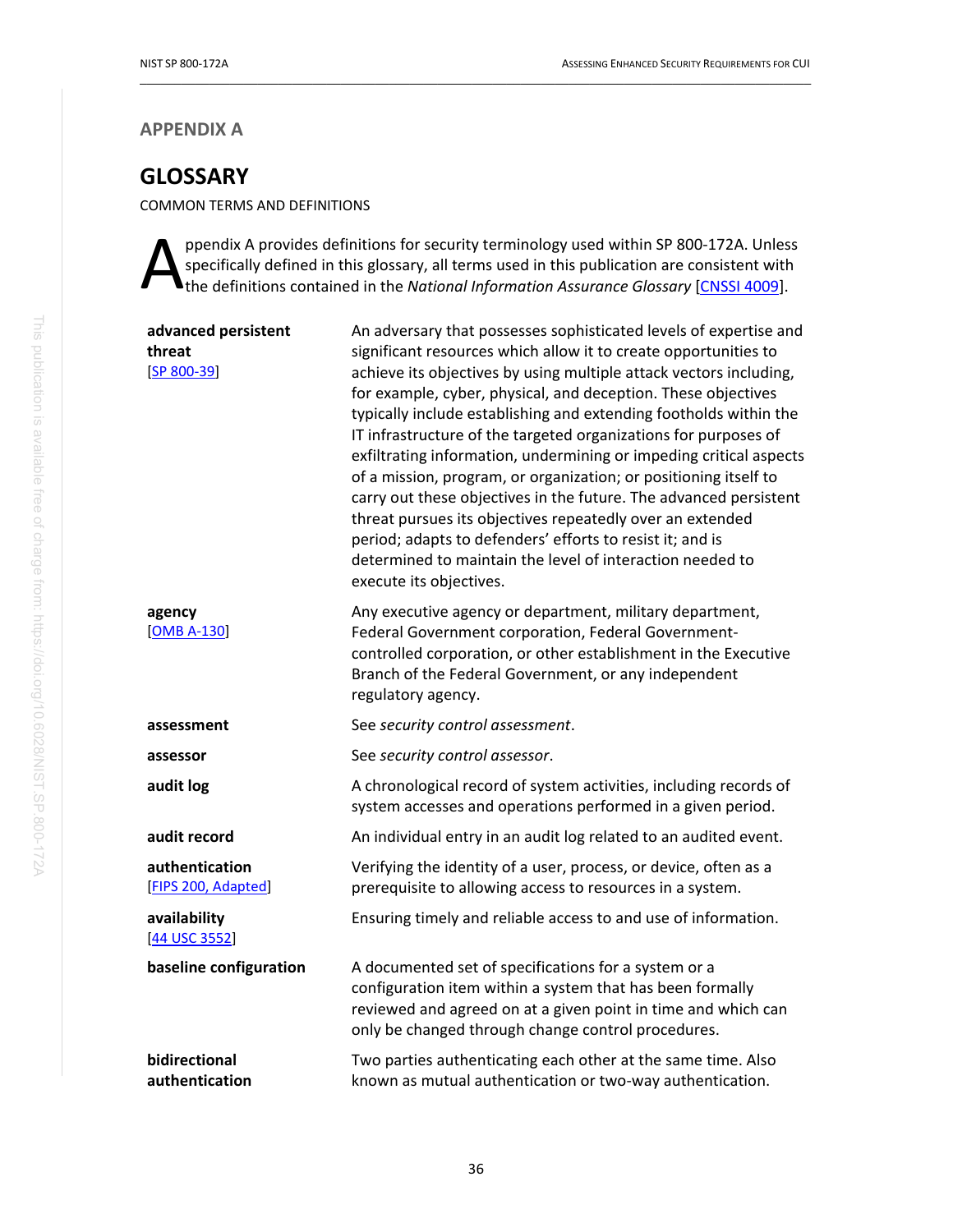## APPENDIX A

# GLOSSARY

COMMON TERMS AND DEFINITIONS

Appendix A provides definitions for security terminology used within SP 800-172A. Unless specifically defined in this glossary, all terms used in this publication are consistent with the definitions contained in the *National Information Assurance Glossary* [CNSSI 4009].

| | |
|---|---|
| **advanced persistent threat** [SP 800-39] | An adversary that possesses sophisticated levels of expertise and significant resources which allow it to create opportunities to achieve its objectives by using multiple attack vectors including, for example, cyber, physical, and deception. These objectives typically include establishing and extending footholds within the IT infrastructure of the targeted organizations for purposes of exfiltrating information, undermining or impeding critical aspects of a mission, program, or organization; or positioning itself to carry out these objectives in the future. The advanced persistent threat pursues its objectives repeatedly over an extended period; adapts to defenders' efforts to resist it; and is determined to maintain the level of interaction needed to execute its objectives. |
| **agency** [OMB A-130] | Any executive agency or department, military department, Federal Government corporation, Federal Government-controlled corporation, or other establishment in the Executive Branch of the Federal Government, or any independent regulatory agency. |
| **assessment** | See *security control assessment*. |
| **assessor** | See *security control assessor*. |
| **audit log** | A chronological record of system activities, including records of system accesses and operations performed in a given period. |
| **audit record** | An individual entry in an audit log related to an audited event. |
| **authentication** [FIPS 200, Adapted] | Verifying the identity of a user, process, or device, often as a prerequisite to allowing access to resources in a system. |
| **availability** [44 USC 3552] | Ensuring timely and reliable access to and use of information. |
| **baseline configuration** | A documented set of specifications for a system or a configuration item within a system that has been formally reviewed and agreed on at a given point in time and which can only be changed through change control procedures. |
| **bidirectional authentication** | Two parties authenticating each other at the same time. Also known as mutual authentication or two-way authentication. |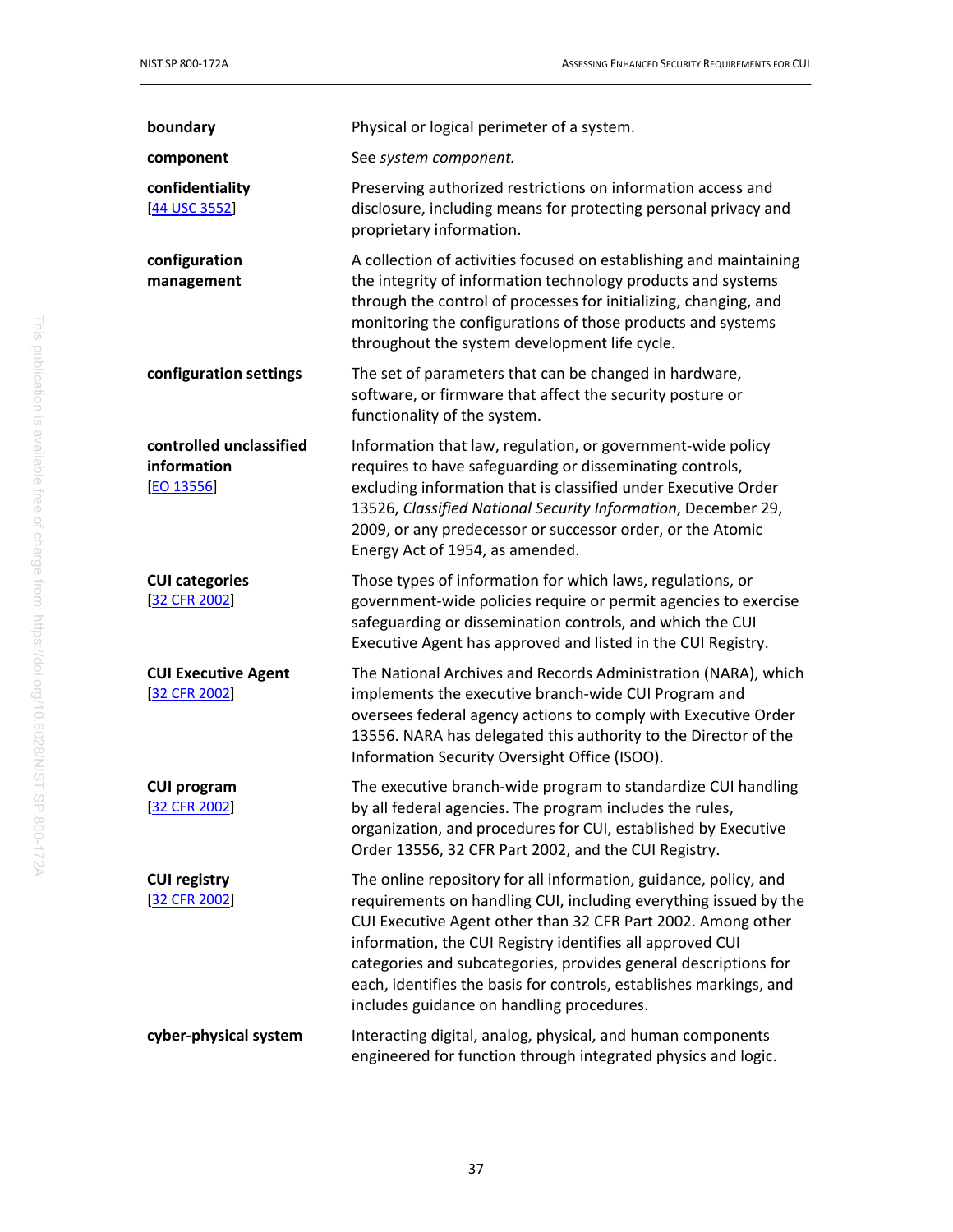**boundary** Physical or logical perimeter of a system.

**component** See *system component.*

**confidentiality**
[44 USC 3552]
Preserving authorized restrictions on information access and disclosure, including means for protecting personal privacy and proprietary information.

**configuration management** A collection of activities focused on establishing and maintaining the integrity of information technology products and systems through the control of processes for initializing, changing, and monitoring the configurations of those products and systems throughout the system development life cycle.

**configuration settings** The set of parameters that can be changed in hardware, software, or firmware that affect the security posture or functionality of the system.

**controlled unclassified information**
[EO 13556]
Information that law, regulation, or government-wide policy requires to have safeguarding or disseminating controls, excluding information that is classified under Executive Order 13526, *Classified National Security Information*, December 29, 2009, or any predecessor or successor order, or the Atomic Energy Act of 1954, as amended.

**CUI categories**
[32 CFR 2002]
Those types of information for which laws, regulations, or government-wide policies require or permit agencies to exercise safeguarding or dissemination controls, and which the CUI Executive Agent has approved and listed in the CUI Registry.

**CUI Executive Agent**
[32 CFR 2002]
The National Archives and Records Administration (NARA), which implements the executive branch-wide CUI Program and oversees federal agency actions to comply with Executive Order 13556. NARA has delegated this authority to the Director of the Information Security Oversight Office (ISOO).

**CUI program**
[32 CFR 2002]
The executive branch-wide program to standardize CUI handling by all federal agencies. The program includes the rules, organization, and procedures for CUI, established by Executive Order 13556, 32 CFR Part 2002, and the CUI Registry.

**CUI registry**
[32 CFR 2002]
The online repository for all information, guidance, policy, and requirements on handling CUI, including everything issued by the CUI Executive Agent other than 32 CFR Part 2002. Among other information, the CUI Registry identifies all approved CUI categories and subcategories, provides general descriptions for each, identifies the basis for controls, establishes markings, and includes guidance on handling procedures.

**cyber-physical system** Interacting digital, analog, physical, and human components engineered for function through integrated physics and logic.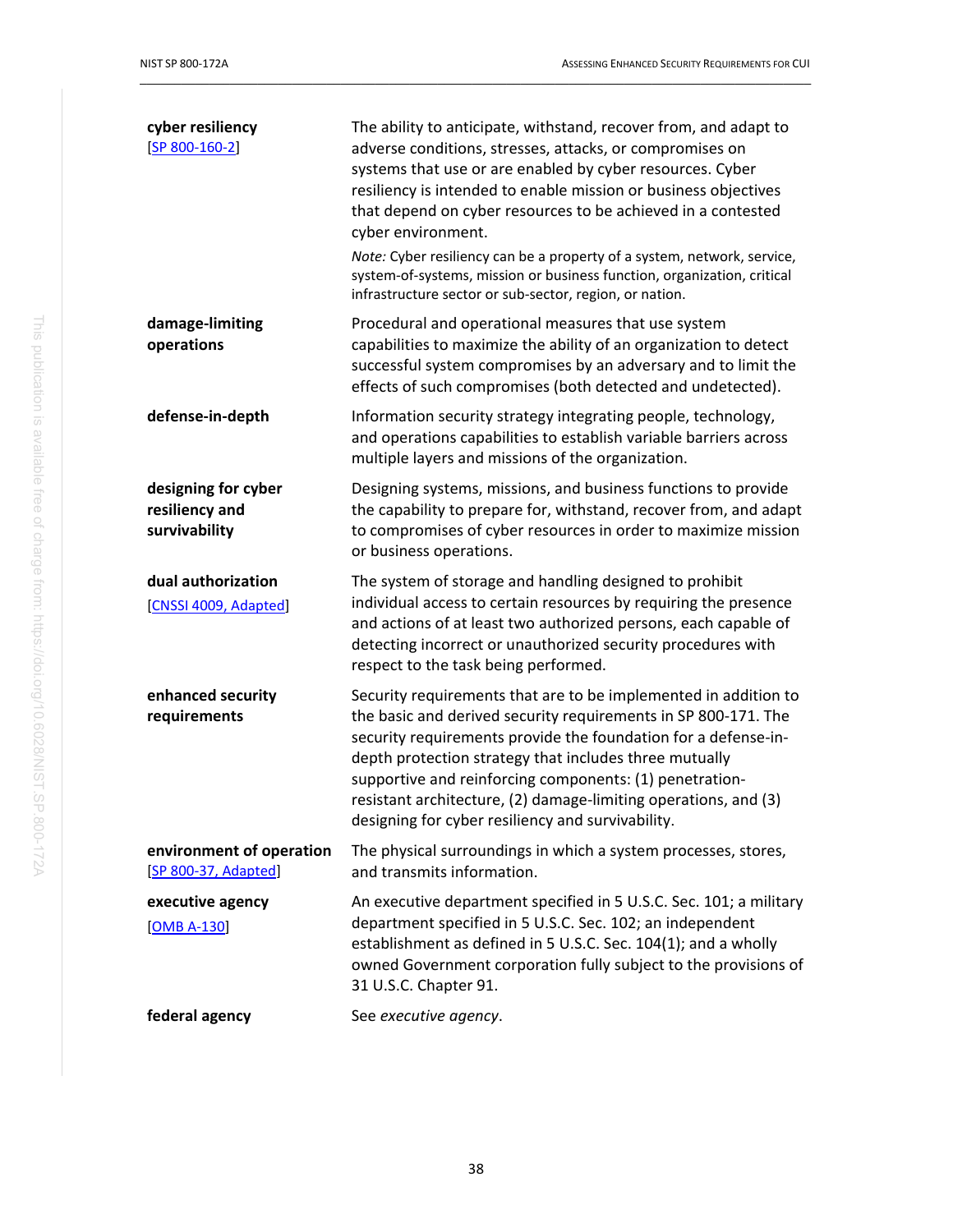**cyber resiliency**
[SP 800-160-2]

The ability to anticipate, withstand, recover from, and adapt to adverse conditions, stresses, attacks, or compromises on systems that use or are enabled by cyber resources. Cyber resiliency is intended to enable mission or business objectives that depend on cyber resources to be achieved in a contested cyber environment.

*Note:* Cyber resiliency can be a property of a system, network, service, system-of-systems, mission or business function, organization, critical infrastructure sector or sub-sector, region, or nation.

**damage-limiting operations**

Procedural and operational measures that use system capabilities to maximize the ability of an organization to detect successful system compromises by an adversary and to limit the effects of such compromises (both detected and undetected).

**defense-in-depth**

Information security strategy integrating people, technology, and operations capabilities to establish variable barriers across multiple layers and missions of the organization.

**designing for cyber resiliency and survivability**

Designing systems, missions, and business functions to provide the capability to prepare for, withstand, recover from, and adapt to compromises of cyber resources in order to maximize mission or business operations.

**dual authorization**
[CNSSI 4009, Adapted]

The system of storage and handling designed to prohibit individual access to certain resources by requiring the presence and actions of at least two authorized persons, each capable of detecting incorrect or unauthorized security procedures with respect to the task being performed.

**enhanced security requirements**

Security requirements that are to be implemented in addition to the basic and derived security requirements in SP 800-171. The security requirements provide the foundation for a defense-in-depth protection strategy that includes three mutually supportive and reinforcing components: (1) penetration-resistant architecture, (2) damage-limiting operations, and (3) designing for cyber resiliency and survivability.

**environment of operation**
[SP 800-37, Adapted]

The physical surroundings in which a system processes, stores, and transmits information.

**executive agency**
[OMB A-130]

An executive department specified in 5 U.S.C. Sec. 101; a military department specified in 5 U.S.C. Sec. 102; an independent establishment as defined in 5 U.S.C. Sec. 104(1); and a wholly owned Government corporation fully subject to the provisions of 31 U.S.C. Chapter 91.

**federal agency**

See *executive agency*.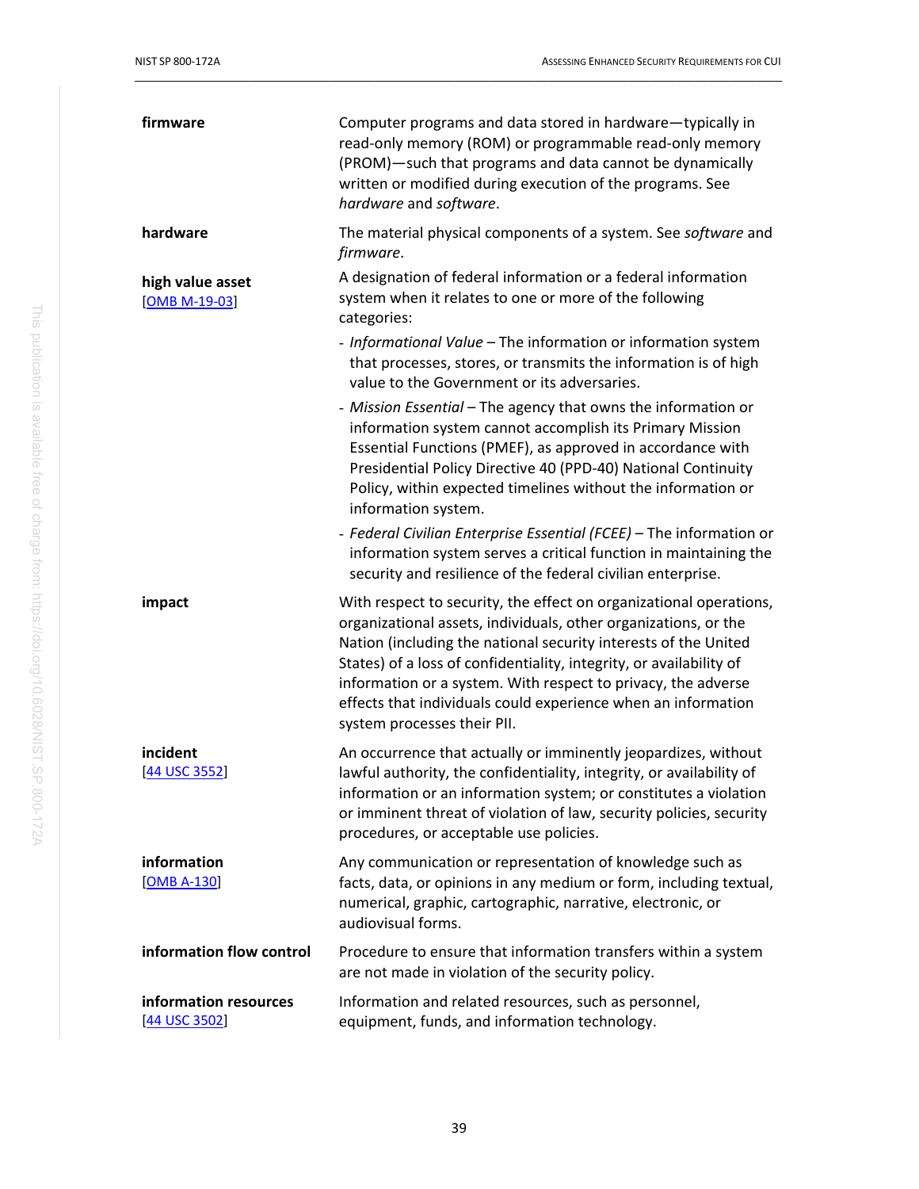**firmware**

Computer programs and data stored in hardware—typically in read-only memory (ROM) or programmable read-only memory (PROM)—such that programs and data cannot be dynamically written or modified during execution of the programs. See *hardware* and *software*.

**hardware**

The material physical components of a system. See *software* and *firmware*.

**high value asset**
[OMB M-19-03]

A designation of federal information or a federal information system when it relates to one or more of the following categories:

- *Informational Value* – The information or information system that processes, stores, or transmits the information is of high value to the Government or its adversaries.
- *Mission Essential* – The agency that owns the information or information system cannot accomplish its Primary Mission Essential Functions (PMEF), as approved in accordance with Presidential Policy Directive 40 (PPD-40) National Continuity Policy, within expected timelines without the information or information system.
- *Federal Civilian Enterprise Essential (FCEE)* – The information or information system serves a critical function in maintaining the security and resilience of the federal civilian enterprise.

**impact**

With respect to security, the effect on organizational operations, organizational assets, individuals, other organizations, or the Nation (including the national security interests of the United States) of a loss of confidentiality, integrity, or availability of information or a system. With respect to privacy, the adverse effects that individuals could experience when an information system processes their PII.

**incident**
[44 USC 3552]

An occurrence that actually or imminently jeopardizes, without lawful authority, the confidentiality, integrity, or availability of information or an information system; or constitutes a violation or imminent threat of violation of law, security policies, security procedures, or acceptable use policies.

**information**
[OMB A-130]

Any communication or representation of knowledge such as facts, data, or opinions in any medium or form, including textual, numerical, graphic, cartographic, narrative, electronic, or audiovisual forms.

**information flow control**

Procedure to ensure that information transfers within a system are not made in violation of the security policy.

**information resources**
[44 USC 3502]

Information and related resources, such as personnel, equipment, funds, and information technology.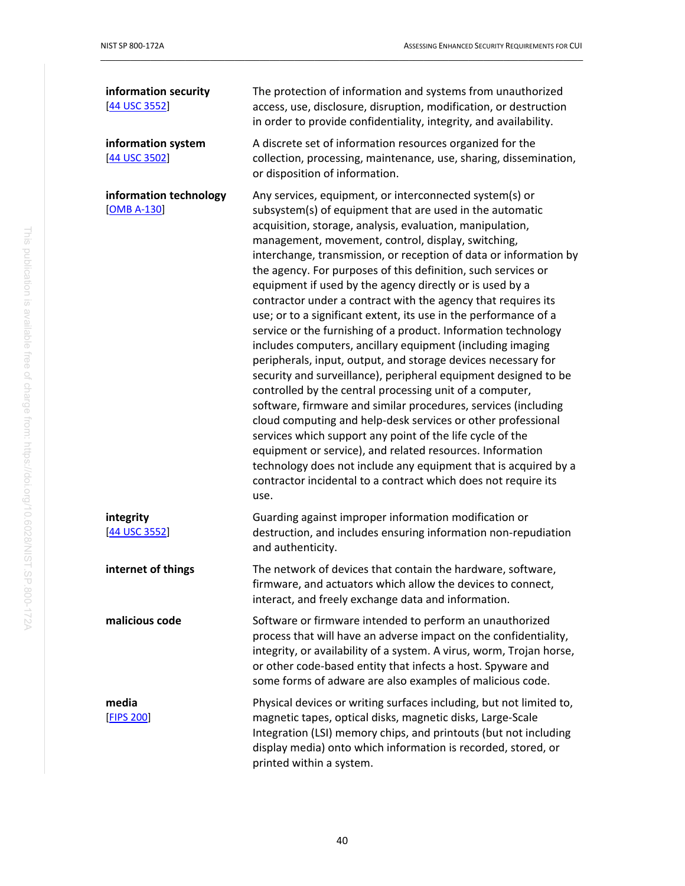| | |
|---|---|
| **information security** [[44 USC 3552](#)] | The protection of information and systems from unauthorized access, use, disclosure, disruption, modification, or destruction in order to provide confidentiality, integrity, and availability. |
| **information system** [[44 USC 3502](#)] | A discrete set of information resources organized for the collection, processing, maintenance, use, sharing, dissemination, or disposition of information. |
| **information technology** [[OMB A-130](#)] | Any services, equipment, or interconnected system(s) or subsystem(s) of equipment that are used in the automatic acquisition, storage, analysis, evaluation, manipulation, management, movement, control, display, switching, interchange, transmission, or reception of data or information by the agency. For purposes of this definition, such services or equipment if used by the agency directly or is used by a contractor under a contract with the agency that requires its use; or to a significant extent, its use in the performance of a service or the furnishing of a product. Information technology includes computers, ancillary equipment (including imaging peripherals, input, output, and storage devices necessary for security and surveillance), peripheral equipment designed to be controlled by the central processing unit of a computer, software, firmware and similar procedures, services (including cloud computing and help-desk services or other professional services which support any point of the life cycle of the equipment or service), and related resources. Information technology does not include any equipment that is acquired by a contractor incidental to a contract which does not require its use. |
| **integrity** [[44 USC 3552](#)] | Guarding against improper information modification or destruction, and includes ensuring information non-repudiation and authenticity. |
| **internet of things** | The network of devices that contain the hardware, software, firmware, and actuators which allow the devices to connect, interact, and freely exchange data and information. |
| **malicious code** | Software or firmware intended to perform an unauthorized process that will have an adverse impact on the confidentiality, integrity, or availability of a system. A virus, worm, Trojan horse, or other code-based entity that infects a host. Spyware and some forms of adware are also examples of malicious code. |
| **media** [[FIPS 200](#)] | Physical devices or writing surfaces including, but not limited to, magnetic tapes, optical disks, magnetic disks, Large-Scale Integration (LSI) memory chips, and printouts (but not including display media) onto which information is recorded, stored, or printed within a system. |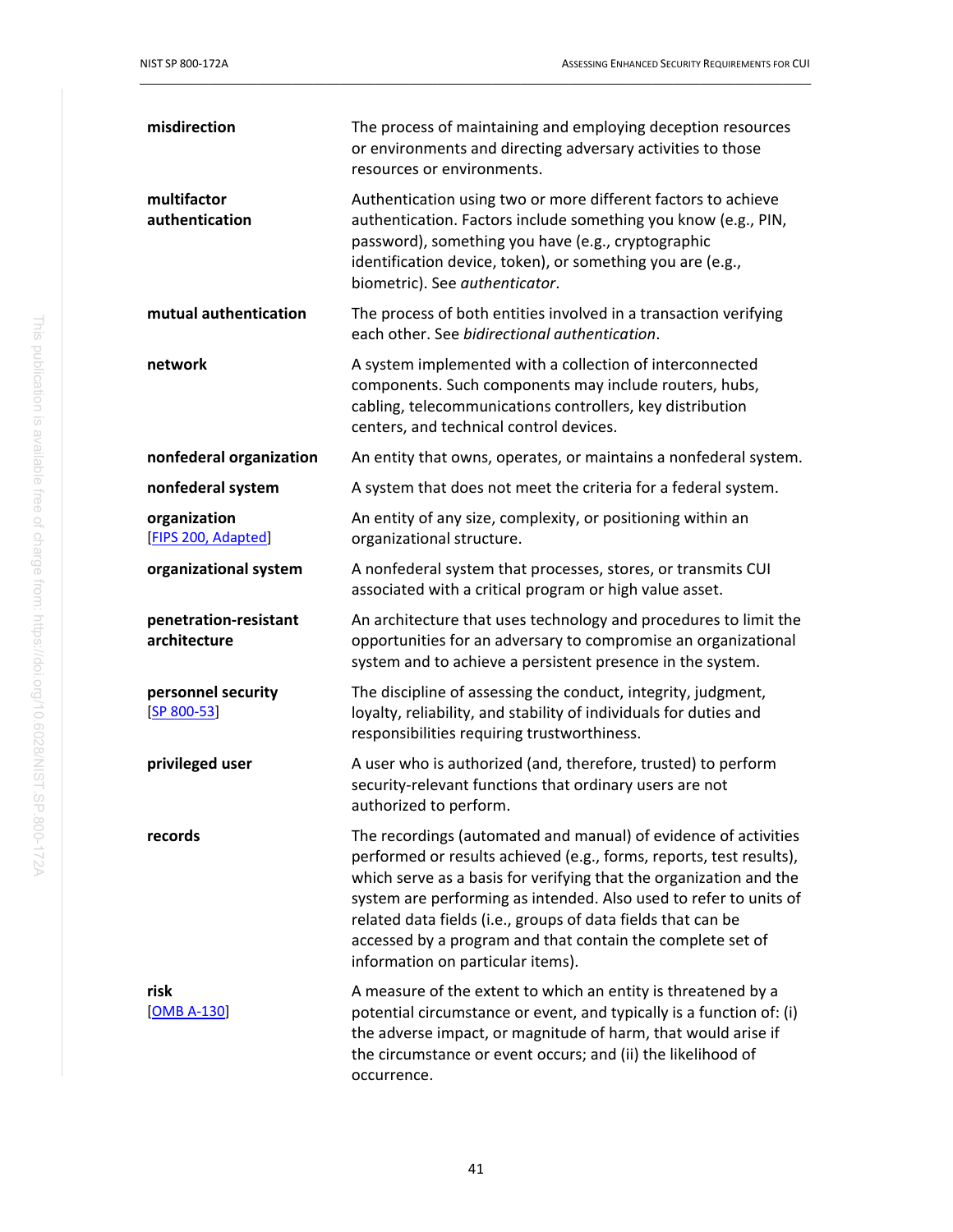**misdirection**
The process of maintaining and employing deception resources or environments and directing adversary activities to those resources or environments.

**multifactor authentication**
Authentication using two or more different factors to achieve authentication. Factors include something you know (e.g., PIN, password), something you have (e.g., cryptographic identification device, token), or something you are (e.g., biometric). See *authenticator*.

**mutual authentication**
The process of both entities involved in a transaction verifying each other. See *bidirectional authentication*.

**network**
A system implemented with a collection of interconnected components. Such components may include routers, hubs, cabling, telecommunications controllers, key distribution centers, and technical control devices.

**nonfederal organization**
An entity that owns, operates, or maintains a nonfederal system.

**nonfederal system**
A system that does not meet the criteria for a federal system.

**organization**
[FIPS 200, Adapted]
An entity of any size, complexity, or positioning within an organizational structure.

**organizational system**
A nonfederal system that processes, stores, or transmits CUI associated with a critical program or high value asset.

**penetration-resistant architecture**
An architecture that uses technology and procedures to limit the opportunities for an adversary to compromise an organizational system and to achieve a persistent presence in the system.

**personnel security**
[SP 800-53]
The discipline of assessing the conduct, integrity, judgment, loyalty, reliability, and stability of individuals for duties and responsibilities requiring trustworthiness.

**privileged user**
A user who is authorized (and, therefore, trusted) to perform security-relevant functions that ordinary users are not authorized to perform.

**records**
The recordings (automated and manual) of evidence of activities performed or results achieved (e.g., forms, reports, test results), which serve as a basis for verifying that the organization and the system are performing as intended. Also used to refer to units of related data fields (i.e., groups of data fields that can be accessed by a program and that contain the complete set of information on particular items).

**risk**
[OMB A-130]
A measure of the extent to which an entity is threatened by a potential circumstance or event, and typically is a function of: (i) the adverse impact, or magnitude of harm, that would arise if the circumstance or event occurs; and (ii) the likelihood of occurrence.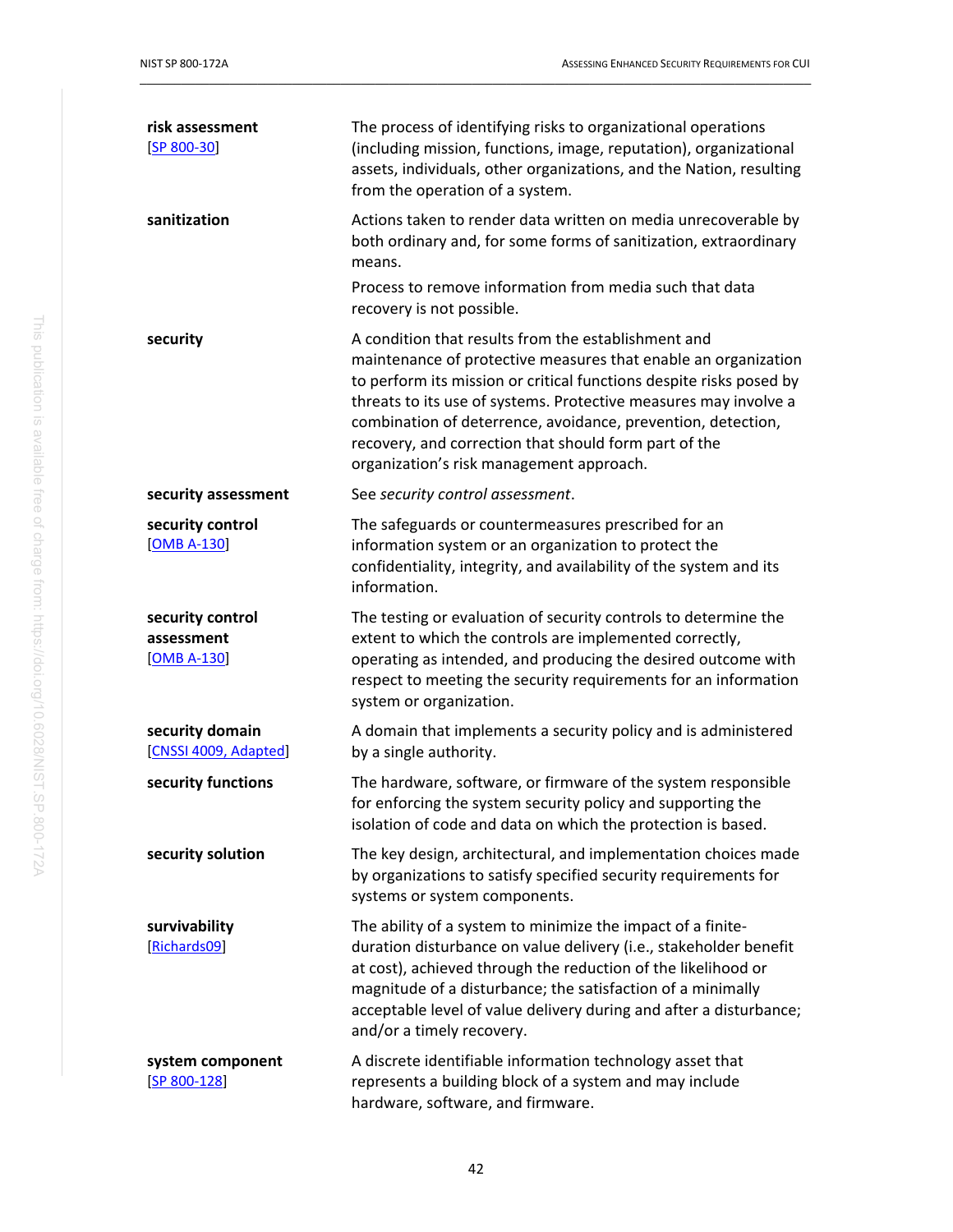**risk assessment**
[SP 800-30]

The process of identifying risks to organizational operations (including mission, functions, image, reputation), organizational assets, individuals, other organizations, and the Nation, resulting from the operation of a system.

**sanitization**

Actions taken to render data written on media unrecoverable by both ordinary and, for some forms of sanitization, extraordinary means.

Process to remove information from media such that data recovery is not possible.

**security**

A condition that results from the establishment and maintenance of protective measures that enable an organization to perform its mission or critical functions despite risks posed by threats to its use of systems. Protective measures may involve a combination of deterrence, avoidance, prevention, detection, recovery, and correction that should form part of the organization's risk management approach.

**security assessment**

See *security control assessment*.

**security control**
[OMB A-130]

The safeguards or countermeasures prescribed for an information system or an organization to protect the confidentiality, integrity, and availability of the system and its information.

**security control assessment**
[OMB A-130]

The testing or evaluation of security controls to determine the extent to which the controls are implemented correctly, operating as intended, and producing the desired outcome with respect to meeting the security requirements for an information system or organization.

**security domain**
[CNSSI 4009, Adapted]

A domain that implements a security policy and is administered by a single authority.

**security functions**

The hardware, software, or firmware of the system responsible for enforcing the system security policy and supporting the isolation of code and data on which the protection is based.

**security solution**

The key design, architectural, and implementation choices made by organizations to satisfy specified security requirements for systems or system components.

**survivability**
[Richards09]

The ability of a system to minimize the impact of a finite-duration disturbance on value delivery (i.e., stakeholder benefit at cost), achieved through the reduction of the likelihood or magnitude of a disturbance; the satisfaction of a minimally acceptable level of value delivery during and after a disturbance; and/or a timely recovery.

**system component**
[SP 800-128]

A discrete identifiable information technology asset that represents a building block of a system and may include hardware, software, and firmware.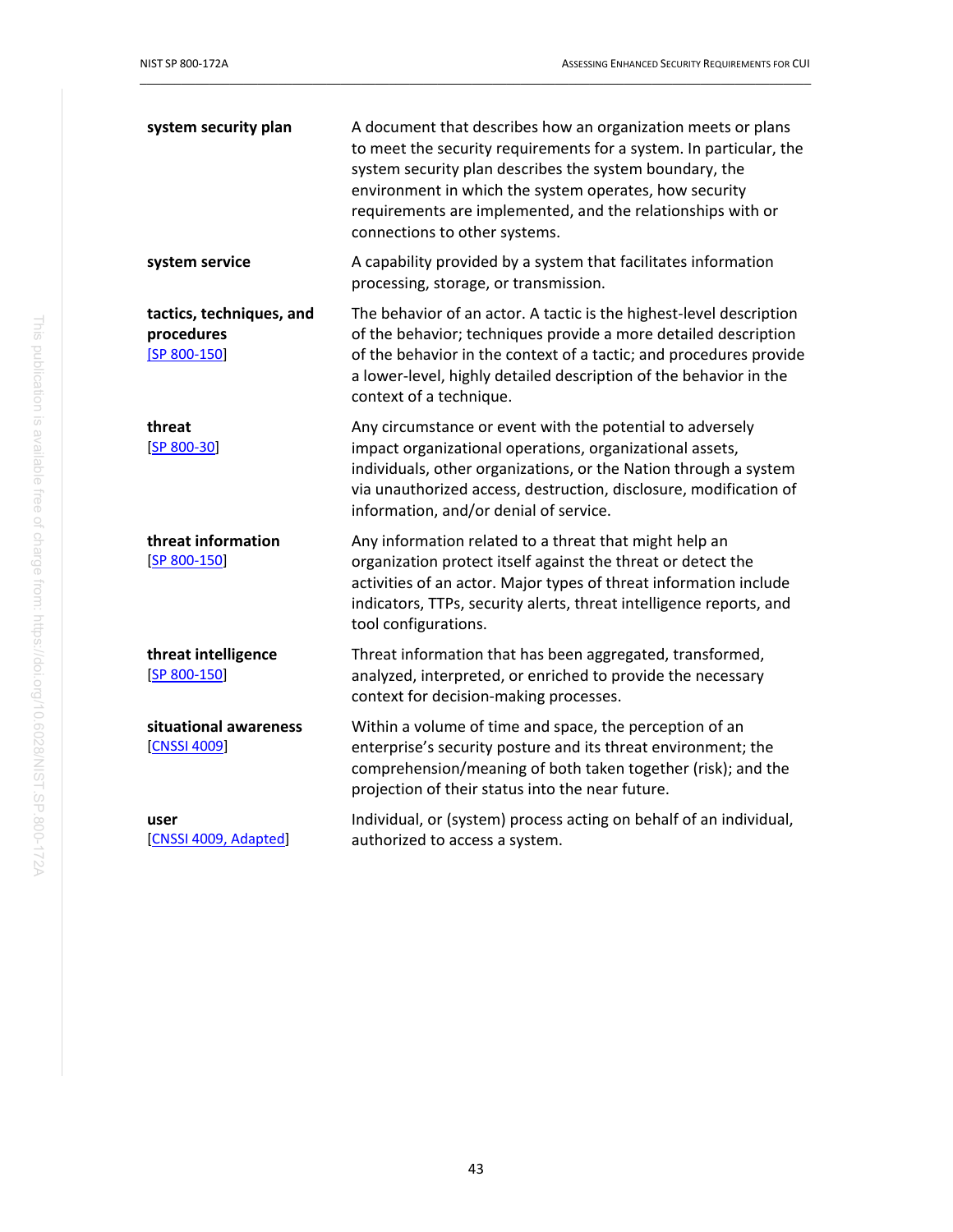| | |
|---|---|
| **system security plan** | A document that describes how an organization meets or plans to meet the security requirements for a system. In particular, the system security plan describes the system boundary, the environment in which the system operates, how security requirements are implemented, and the relationships with or connections to other systems. |
| **system service** | A capability provided by a system that facilitates information processing, storage, or transmission. |
| **tactics, techniques, and procedures** [SP 800-150] | The behavior of an actor. A tactic is the highest-level description of the behavior; techniques provide a more detailed description of the behavior in the context of a tactic; and procedures provide a lower-level, highly detailed description of the behavior in the context of a technique. |
| **threat** [SP 800-30] | Any circumstance or event with the potential to adversely impact organizational operations, organizational assets, individuals, other organizations, or the Nation through a system via unauthorized access, destruction, disclosure, modification of information, and/or denial of service. |
| **threat information** [SP 800-150] | Any information related to a threat that might help an organization protect itself against the threat or detect the activities of an actor. Major types of threat information include indicators, TTPs, security alerts, threat intelligence reports, and tool configurations. |
| **threat intelligence** [SP 800-150] | Threat information that has been aggregated, transformed, analyzed, interpreted, or enriched to provide the necessary context for decision-making processes. |
| **situational awareness** [CNSSI 4009] | Within a volume of time and space, the perception of an enterprise's security posture and its threat environment; the comprehension/meaning of both taken together (risk); and the projection of their status into the near future. |
| **user** [CNSSI 4009, Adapted] | Individual, or (system) process acting on behalf of an individual, authorized to access a system. |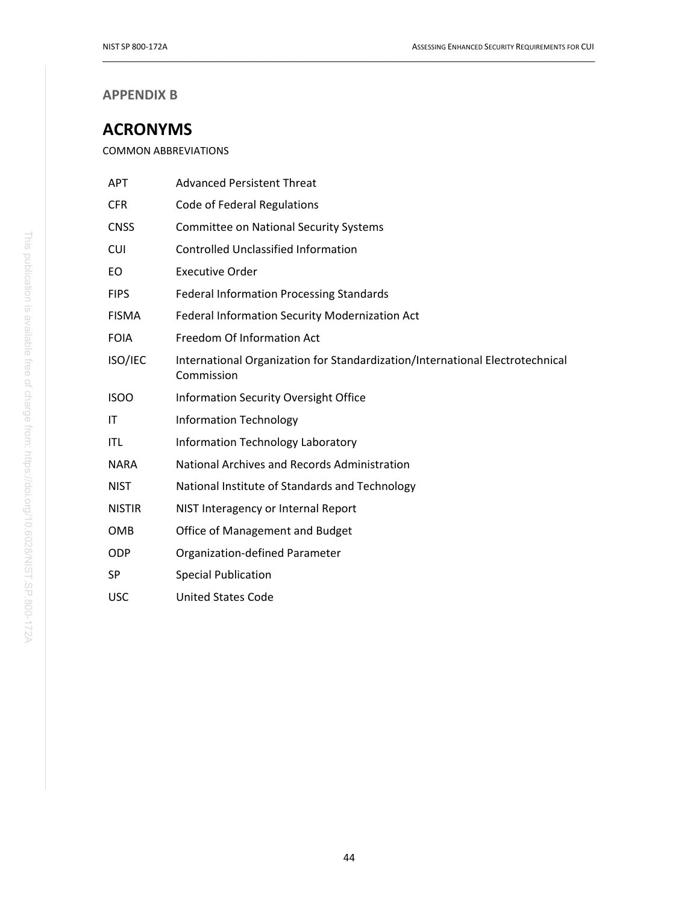## APPENDIX B

# ACRONYMS

COMMON ABBREVIATIONS

| | |
|---|---|
| APT | Advanced Persistent Threat |
| CFR | Code of Federal Regulations |
| CNSS | Committee on National Security Systems |
| CUI | Controlled Unclassified Information |
| EO | Executive Order |
| FIPS | Federal Information Processing Standards |
| FISMA | Federal Information Security Modernization Act |
| FOIA | Freedom Of Information Act |
| ISO/IEC | International Organization for Standardization/International Electrotechnical Commission |
| ISOO | Information Security Oversight Office |
| IT | Information Technology |
| ITL | Information Technology Laboratory |
| NARA | National Archives and Records Administration |
| NIST | National Institute of Standards and Technology |
| NISTIR | NIST Interagency or Internal Report |
| OMB | Office of Management and Budget |
| ODP | Organization-defined Parameter |
| SP | Special Publication |
| USC | United States Code |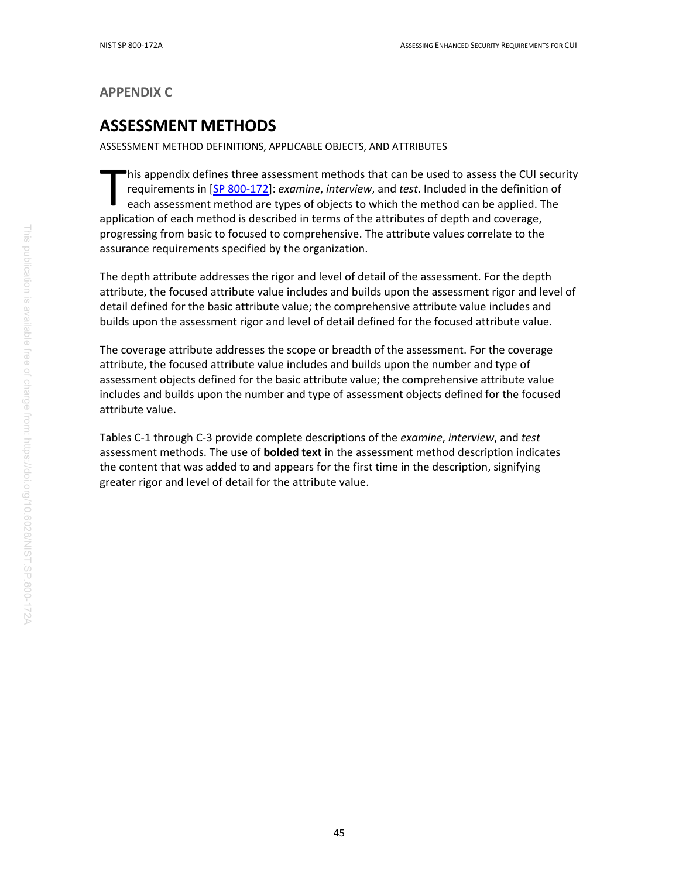## APPENDIX C

# ASSESSMENT METHODS

ASSESSMENT METHOD DEFINITIONS, APPLICABLE OBJECTS, AND ATTRIBUTES

This appendix defines three assessment methods that can be used to assess the CUI security requirements in [SP 800-172]: *examine*, *interview*, and *test*. Included in the definition of each assessment method are types of objects to which the method can be applied. The application of each method is described in terms of the attributes of depth and coverage, progressing from basic to focused to comprehensive. The attribute values correlate to the assurance requirements specified by the organization.

The depth attribute addresses the rigor and level of detail of the assessment. For the depth attribute, the focused attribute value includes and builds upon the assessment rigor and level of detail defined for the basic attribute value; the comprehensive attribute value includes and builds upon the assessment rigor and level of detail defined for the focused attribute value.

The coverage attribute addresses the scope or breadth of the assessment. For the coverage attribute, the focused attribute value includes and builds upon the number and type of assessment objects defined for the basic attribute value; the comprehensive attribute value includes and builds upon the number and type of assessment objects defined for the focused attribute value.

Tables C-1 through C-3 provide complete descriptions of the *examine*, *interview*, and *test* assessment methods. The use of **bolded text** in the assessment method description indicates the content that was added to and appears for the first time in the description, signifying greater rigor and level of detail for the attribute value.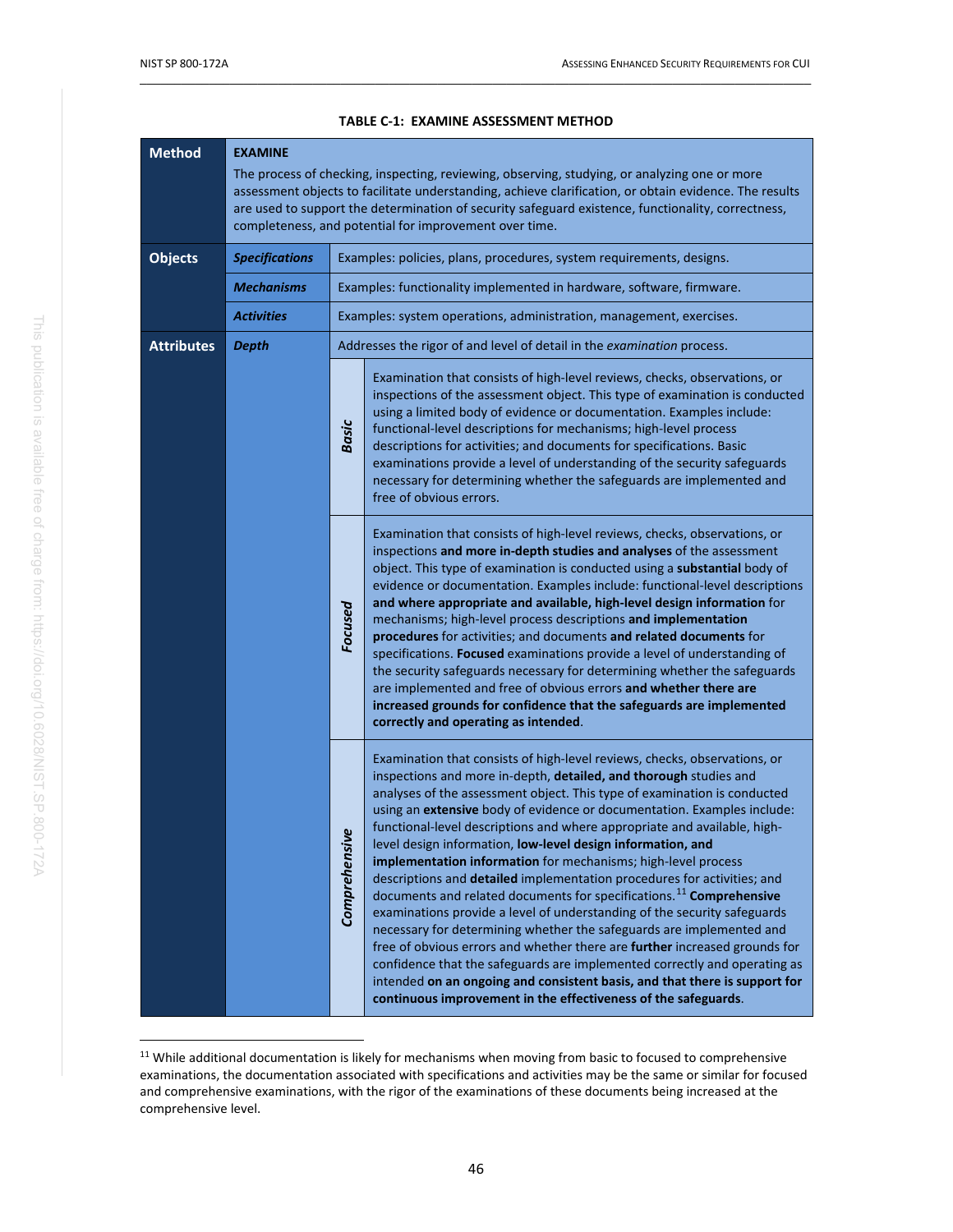**TABLE C-1: EXAMINE ASSESSMENT METHOD**

| | | | |
|---|---|---|---|
| **Method** | **EXAMINE**<br>The process of checking, inspecting, reviewing, observing, studying, or analyzing one or more assessment objects to facilitate understanding, achieve clarification, or obtain evidence. The results are used to support the determination of security safeguard existence, functionality, correctness, completeness, and potential for improvement over time. | | |
| **Objects** | ***Specifications*** | Examples: policies, plans, procedures, system requirements, designs. | |
| | ***Mechanisms*** | Examples: functionality implemented in hardware, software, firmware. | |
| | ***Activities*** | Examples: system operations, administration, management, exercises. | |
| **Attributes** | ***Depth*** | Addresses the rigor of and level of detail in the *examination* process. | |
| | | ***Basic*** | Examination that consists of high-level reviews, checks, observations, or inspections of the assessment object. This type of examination is conducted using a limited body of evidence or documentation. Examples include: functional-level descriptions for mechanisms; high-level process descriptions for activities; and documents for specifications. Basic examinations provide a level of understanding of the security safeguards necessary for determining whether the safeguards are implemented and free of obvious errors. |
| | | ***Focused*** | Examination that consists of high-level reviews, checks, observations, or inspections **and more in-depth studies and analyses** of the assessment object. This type of examination is conducted using a **substantial** body of evidence or documentation. Examples include: functional-level descriptions **and where appropriate and available, high-level design information** for mechanisms; high-level process descriptions **and implementation procedures** for activities; and documents **and related documents** for specifications. **Focused** examinations provide a level of understanding of the security safeguards necessary for determining whether the safeguards are implemented and free of obvious errors **and whether there are increased grounds for confidence that the safeguards are implemented correctly and operating as intended**. |
| | | ***Comprehensive*** | Examination that consists of high-level reviews, checks, observations, or inspections and more in-depth, **detailed, and thorough** studies and analyses of the assessment object. This type of examination is conducted using an **extensive** body of evidence or documentation. Examples include: functional-level descriptions and where appropriate and available, high-level design information, **low-level design information, and implementation information** for mechanisms; high-level process descriptions and **detailed** implementation procedures for activities; and documents and related documents for specifications.[11] **Comprehensive** examinations provide a level of understanding of the security safeguards necessary for determining whether the safeguards are implemented and free of obvious errors and whether there are **further** increased grounds for confidence that the safeguards are implemented correctly and operating as intended **on an ongoing and consistent basis, and that there is support for continuous improvement in the effectiveness of the safeguards**. |

[11] While additional documentation is likely for mechanisms when moving from basic to focused to comprehensive examinations, the documentation associated with specifications and activities may be the same or similar for focused and comprehensive examinations, with the rigor of the examinations of these documents being increased at the comprehensive level.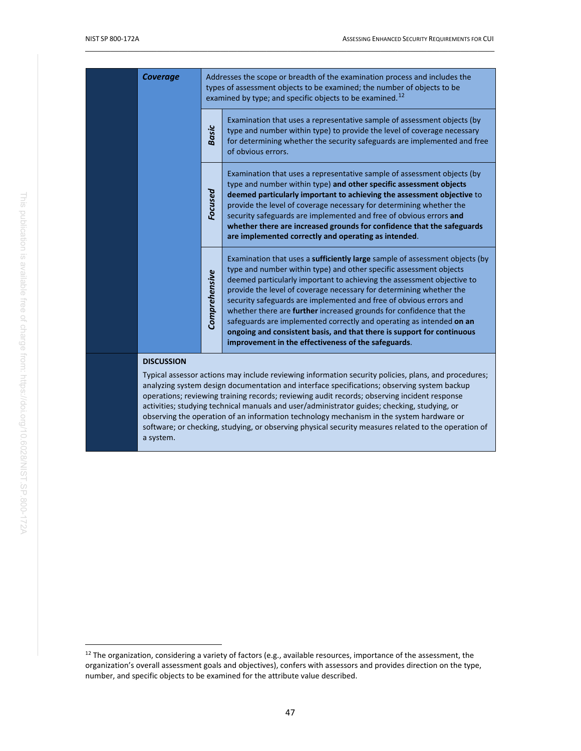| | | | |
|---|---|---|---|
| | ***Coverage*** | Addresses the scope or breadth of the examination process and includes the types of assessment objects to be examined; the number of objects to be examined by type; and specific objects to be examined.[12] | |
| | | ***Basic*** | Examination that uses a representative sample of assessment objects (by type and number within type) to provide the level of coverage necessary for determining whether the security safeguards are implemented and free of obvious errors. |
| | | ***Focused*** | Examination that uses a representative sample of assessment objects (by type and number within type) **and other specific assessment objects deemed particularly important to achieving the assessment objective** to provide the level of coverage necessary for determining whether the security safeguards are implemented and free of obvious errors **and whether there are increased grounds for confidence that the safeguards are implemented correctly and operating as intended**. |
| | | ***Comprehensive*** | Examination that uses a **sufficiently large** sample of assessment objects (by type and number within type) and other specific assessment objects deemed particularly important to achieving the assessment objective to provide the level of coverage necessary for determining whether the security safeguards are implemented and free of obvious errors and whether there are **further** increased grounds for confidence that the safeguards are implemented correctly and operating as intended **on an ongoing and consistent basis, and that there is support for continuous improvement in the effectiveness of the safeguards**. |
| | **DISCUSSION**<br><br>Typical assessor actions may include reviewing information security policies, plans, and procedures; analyzing system design documentation and interface specifications; observing system backup operations; reviewing training records; reviewing audit records; observing incident response activities; studying technical manuals and user/administrator guides; checking, studying, or observing the operation of an information technology mechanism in the system hardware or software; or checking, studying, or observing physical security measures related to the operation of a system. | | |

[12] The organization, considering a variety of factors (e.g., available resources, importance of the assessment, the organization's overall assessment goals and objectives), confers with assessors and provides direction on the type, number, and specific objects to be examined for the attribute value described.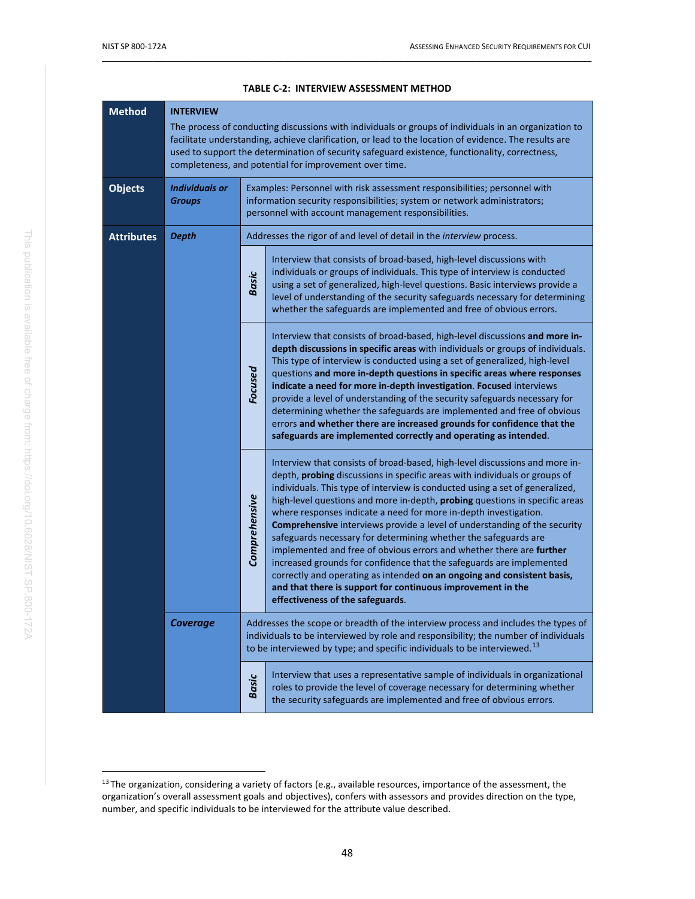**TABLE C-2: INTERVIEW ASSESSMENT METHOD**

| | | | |
|---|---|---|---|
| **Method** | **INTERVIEW**<br>The process of conducting discussions with individuals or groups of individuals in an organization to facilitate understanding, achieve clarification, or lead to the location of evidence. The results are used to support the determination of security safeguard existence, functionality, correctness, completeness, and potential for improvement over time. | | |
| **Objects** | ***Individuals or Groups*** | Examples: Personnel with risk assessment responsibilities; personnel with information security responsibilities; system or network administrators; personnel with account management responsibilities. | |
| **Attributes** | ***Depth*** | Addresses the rigor of and level of detail in the *interview* process. | |
| | | ***Basic*** | Interview that consists of broad-based, high-level discussions with individuals or groups of individuals. This type of interview is conducted using a set of generalized, high-level questions. Basic interviews provide a level of understanding of the security safeguards necessary for determining whether the safeguards are implemented and free of obvious errors. |
| | | ***Focused*** | Interview that consists of broad-based, high-level discussions **and more in-depth discussions in specific areas** with individuals or groups of individuals. This type of interview is conducted using a set of generalized, high-level questions **and more in-depth questions in specific areas where responses indicate a need for more in-depth investigation**. **Focused** interviews provide a level of understanding of the security safeguards necessary for determining whether the safeguards are implemented and free of obvious errors **and whether there are increased grounds for confidence that the safeguards are implemented correctly and operating as intended**. |
| | | ***Comprehensive*** | Interview that consists of broad-based, high-level discussions and more in-depth, **probing** discussions in specific areas with individuals or groups of individuals. This type of interview is conducted using a set of generalized, high-level questions and more in-depth, **probing** questions in specific areas where responses indicate a need for more in-depth investigation. **Comprehensive** interviews provide a level of understanding of the security safeguards necessary for determining whether the safeguards are implemented and free of obvious errors and whether there are **further** increased grounds for confidence that the safeguards are implemented correctly and operating as intended **on an ongoing and consistent basis, and that there is support for continuous improvement in the effectiveness of the safeguards**. |
| | ***Coverage*** | Addresses the scope or breadth of the interview process and includes the types of individuals to be interviewed by role and responsibility; the number of individuals to be interviewed by type; and specific individuals to be interviewed.[13] | |
| | | ***Basic*** | Interview that uses a representative sample of individuals in organizational roles to provide the level of coverage necessary for determining whether the security safeguards are implemented and free of obvious errors. |

[13] The organization, considering a variety of factors (e.g., available resources, importance of the assessment, the organization's overall assessment goals and objectives), confers with assessors and provides direction on the type, number, and specific individuals to be interviewed for the attribute value described.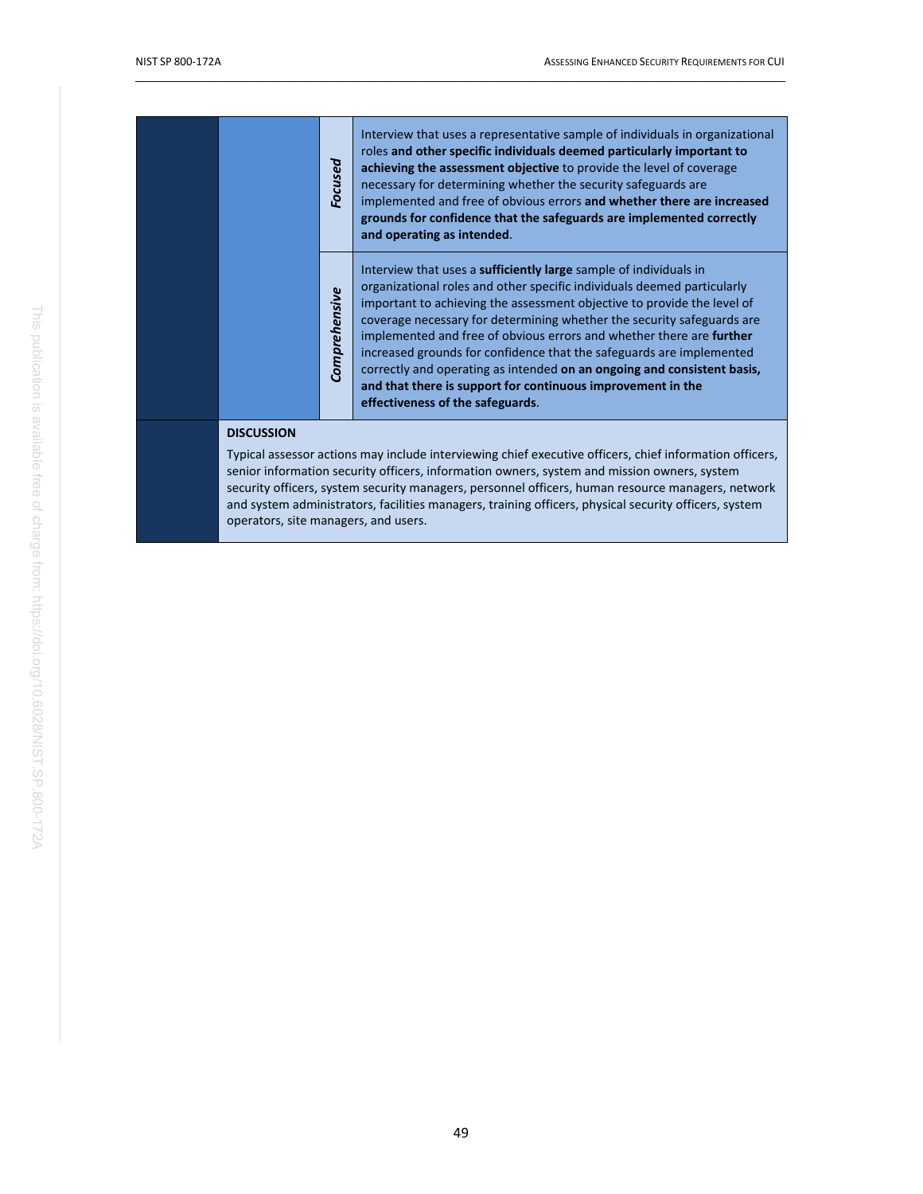| | | | |
|---|---|---|---|
| | | *Focused* | Interview that uses a representative sample of individuals in organizational roles **and other specific individuals deemed particularly important to achieving the assessment objective** to provide the level of coverage necessary for determining whether the security safeguards are implemented and free of obvious errors **and whether there are increased grounds for confidence that the safeguards are implemented correctly and operating as intended**. |
| | | *Comprehensive* | Interview that uses a **sufficiently large** sample of individuals in organizational roles and other specific individuals deemed particularly important to achieving the assessment objective to provide the level of coverage necessary for determining whether the security safeguards are implemented and free of obvious errors and whether there are **further** increased grounds for confidence that the safeguards are implemented correctly and operating as intended **on an ongoing and consistent basis, and that there is support for continuous improvement in the effectiveness of the safeguards**. |

**DISCUSSION**

Typical assessor actions may include interviewing chief executive officers, chief information officers, senior information security officers, information owners, system and mission owners, system security officers, system security managers, personnel officers, human resource managers, network and system administrators, facilities managers, training officers, physical security officers, system operators, site managers, and users.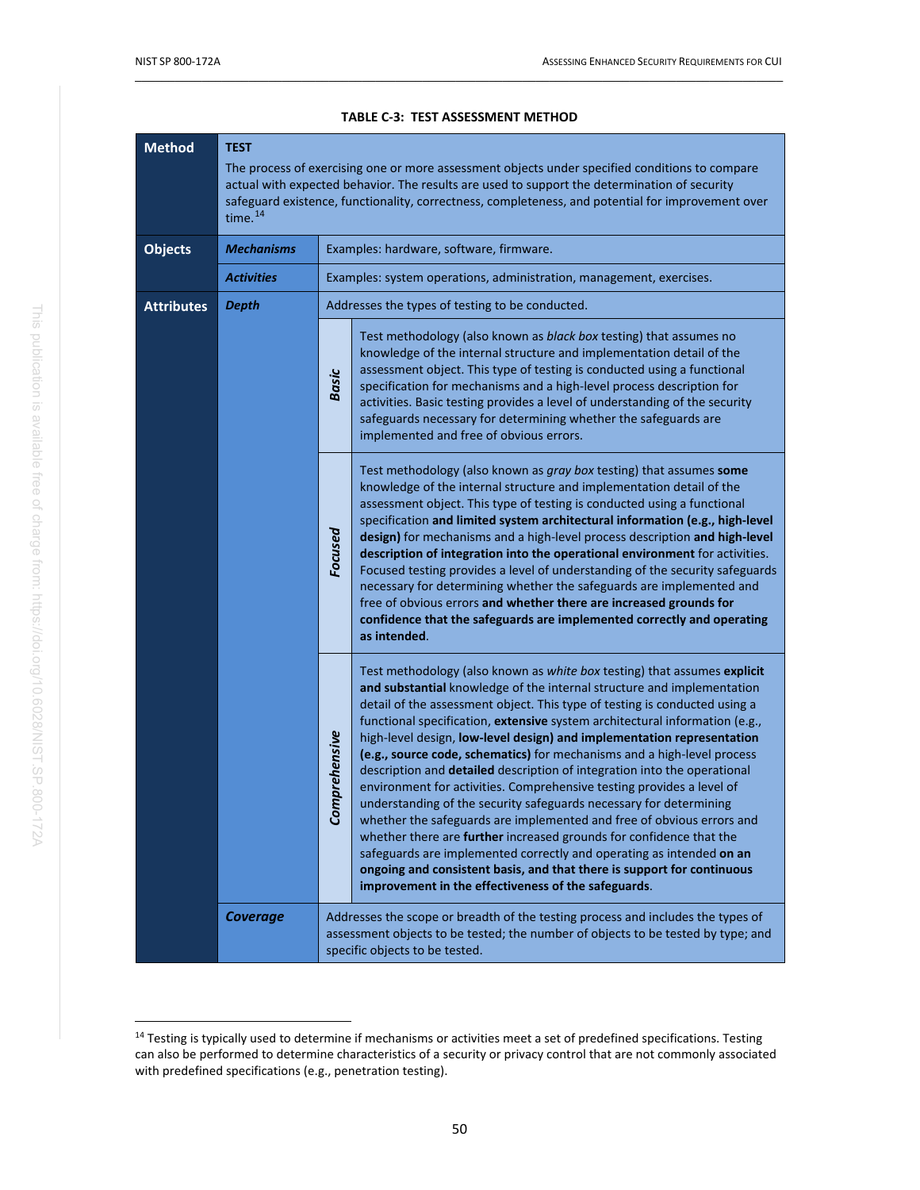**TABLE C-3: TEST ASSESSMENT METHOD**

| | | | |
|---|---|---|---|
| **Method** | **TEST**<br>The process of exercising one or more assessment objects under specified conditions to compare actual with expected behavior. The results are used to support the determination of security safeguard existence, functionality, correctness, completeness, and potential for improvement over time.[14] | | |
| **Objects** | ***Mechanisms*** | Examples: hardware, software, firmware. | |
| | ***Activities*** | Examples: system operations, administration, management, exercises. | |
| **Attributes** | ***Depth*** | Addresses the types of testing to be conducted. | |
| | | ***Basic*** | Test methodology (also known as *black box* testing) that assumes no knowledge of the internal structure and implementation detail of the assessment object. This type of testing is conducted using a functional specification for mechanisms and a high-level process description for activities. Basic testing provides a level of understanding of the security safeguards necessary for determining whether the safeguards are implemented and free of obvious errors. |
| | | ***Focused*** | Test methodology (also known as *gray box* testing) that assumes **some** knowledge of the internal structure and implementation detail of the assessment object. This type of testing is conducted using a functional specification **and limited system architectural information (e.g., high-level design)** for mechanisms and a high-level process description **and high-level description of integration into the operational environment** for activities. Focused testing provides a level of understanding of the security safeguards necessary for determining whether the safeguards are implemented and free of obvious errors **and whether there are increased grounds for confidence that the safeguards are implemented correctly and operating as intended**. |
| | | ***Comprehensive*** | Test methodology (also known as *white box* testing) that assumes **explicit and substantial** knowledge of the internal structure and implementation detail of the assessment object. This type of testing is conducted using a functional specification, **extensive** system architectural information (e.g., high-level design, **low-level design) and implementation representation (e.g., source code, schematics)** for mechanisms and a high-level process description and **detailed** description of integration into the operational environment for activities. Comprehensive testing provides a level of understanding of the security safeguards necessary for determining whether the safeguards are implemented and free of obvious errors and whether there are **further** increased grounds for confidence that the safeguards are implemented correctly and operating as intended **on an ongoing and consistent basis, and that there is support for continuous improvement in the effectiveness of the safeguards**. |
| | ***Coverage*** | Addresses the scope or breadth of the testing process and includes the types of assessment objects to be tested; the number of objects to be tested by type; and specific objects to be tested. | |

[14] Testing is typically used to determine if mechanisms or activities meet a set of predefined specifications. Testing can also be performed to determine characteristics of a security or privacy control that are not commonly associated with predefined specifications (e.g., penetration testing).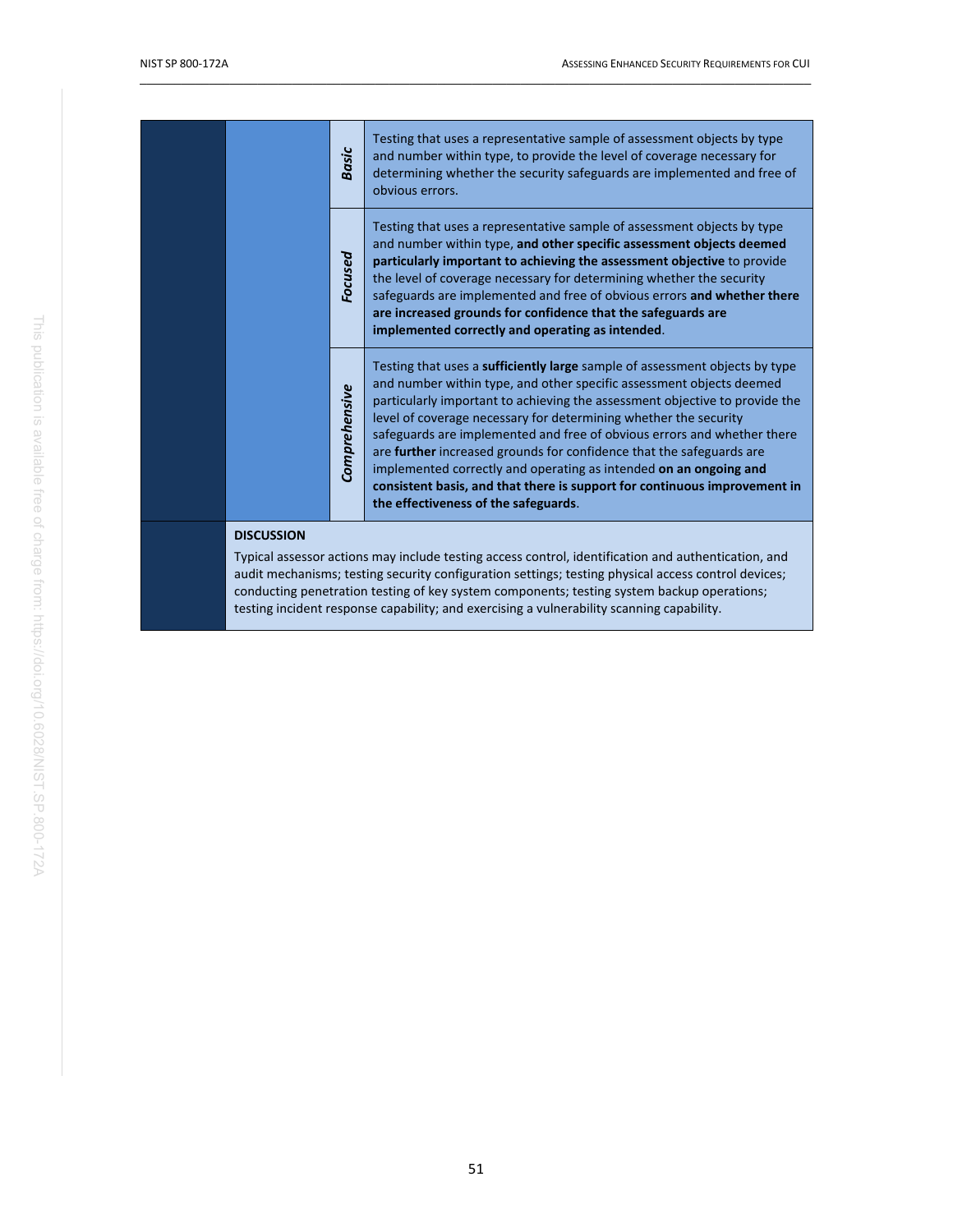| | | | |
|---|---|---|---|
| | | ***Basic*** | Testing that uses a representative sample of assessment objects by type and number within type, to provide the level of coverage necessary for determining whether the security safeguards are implemented and free of obvious errors. |
| | | ***Focused*** | Testing that uses a representative sample of assessment objects by type and number within type, **and other specific assessment objects deemed particularly important to achieving the assessment objective** to provide the level of coverage necessary for determining whether the security safeguards are implemented and free of obvious errors **and whether there are increased grounds for confidence that the safeguards are implemented correctly and operating as intended**. |
| | | ***Comprehensive*** | Testing that uses a **sufficiently large** sample of assessment objects by type and number within type, and other specific assessment objects deemed particularly important to achieving the assessment objective to provide the level of coverage necessary for determining whether the security safeguards are implemented and free of obvious errors and whether there are **further** increased grounds for confidence that the safeguards are implemented correctly and operating as intended **on an ongoing and consistent basis, and that there is support for continuous improvement in the effectiveness of the safeguards**. |

**DISCUSSION**

Typical assessor actions may include testing access control, identification and authentication, and audit mechanisms; testing security configuration settings; testing physical access control devices; conducting penetration testing of key system components; testing system backup operations; testing incident response capability; and exercising a vulnerability scanning capability.